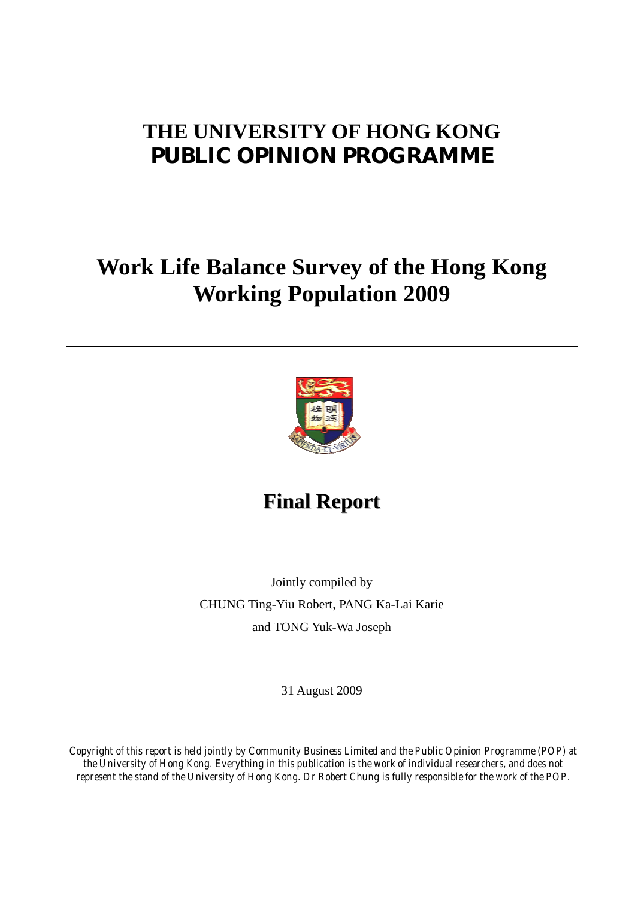# THE UNIVERSITY OF HONG KONG
# PUBLIC OPINION PROGRAMME

---

# Work Life Balance Survey of the Hong Kong Working Population 2009

---

## Final Report

Jointly compiled by
CHUNG Ting-Yiu Robert, PANG Ka-Lai Karie
and TONG Yuk-Wa Joseph

31 August 2009

*Copyright of this report is held jointly by Community Business Limited and the Public Opinion Programme (POP) at the University of Hong Kong. Everything in this publication is the work of individual researchers, and does not represent the stand of the University of Hong Kong. Dr Robert Chung is fully responsible for the work of the POP.*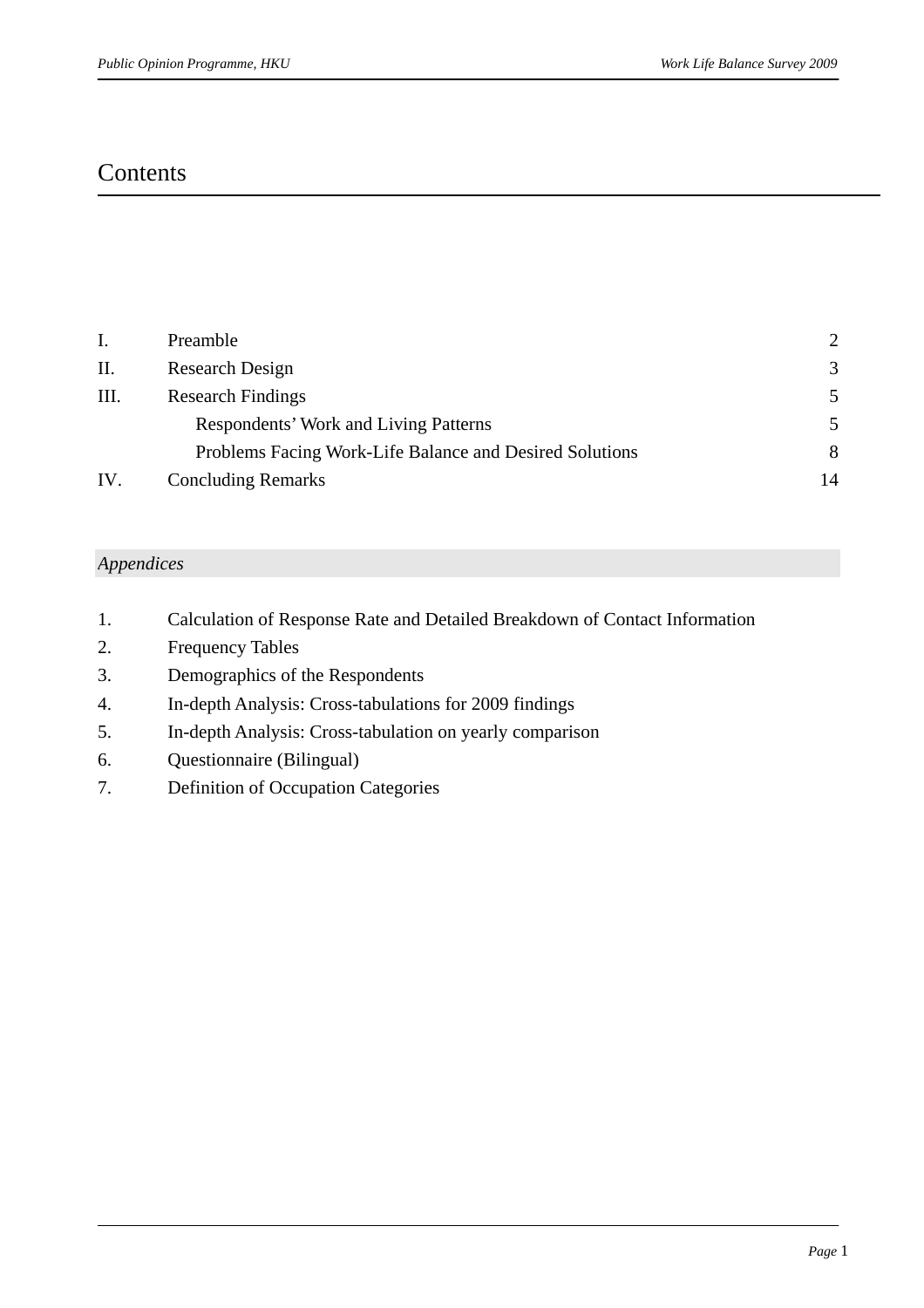# Contents

| | | |
|---|---|---|
| I. | Preamble | 2 |
| II. | Research Design | 3 |
| III. | Research Findings | 5 |
| | Respondents' Work and Living Patterns | 5 |
| | Problems Facing Work-Life Balance and Desired Solutions | 8 |
| IV. | Concluding Remarks | 14 |

*Appendices*

1. Calculation of Response Rate and Detailed Breakdown of Contact Information
2. Frequency Tables
3. Demographics of the Respondents
4. In-depth Analysis: Cross-tabulations for 2009 findings
5. In-depth Analysis: Cross-tabulation on yearly comparison
6. Questionnaire (Bilingual)
7. Definition of Occupation Categories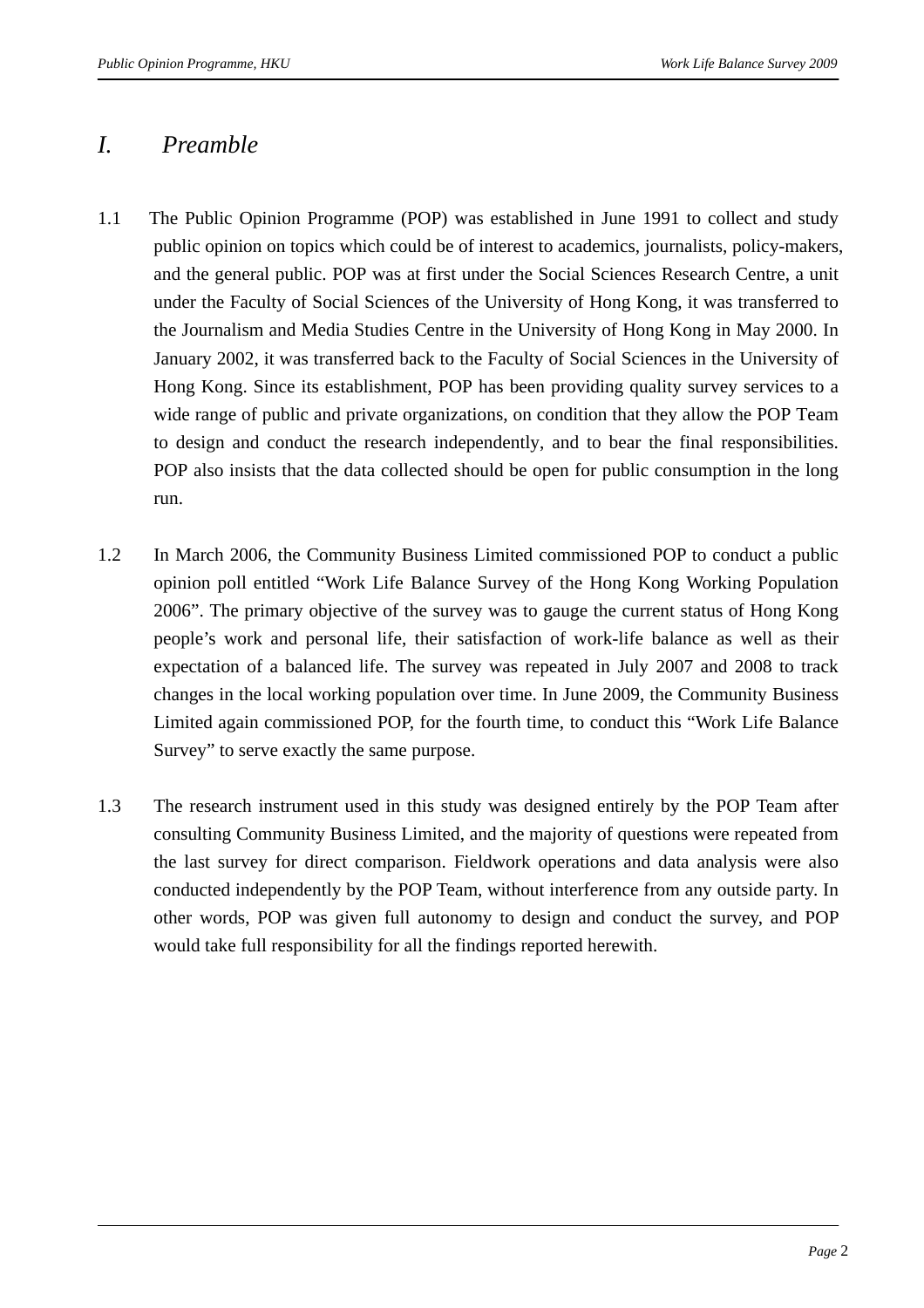# *I. Preamble*

1.1 The Public Opinion Programme (POP) was established in June 1991 to collect and study public opinion on topics which could be of interest to academics, journalists, policy-makers, and the general public. POP was at first under the Social Sciences Research Centre, a unit under the Faculty of Social Sciences of the University of Hong Kong, it was transferred to the Journalism and Media Studies Centre in the University of Hong Kong in May 2000. In January 2002, it was transferred back to the Faculty of Social Sciences in the University of Hong Kong. Since its establishment, POP has been providing quality survey services to a wide range of public and private organizations, on condition that they allow the POP Team to design and conduct the research independently, and to bear the final responsibilities. POP also insists that the data collected should be open for public consumption in the long run.

1.2 In March 2006, the Community Business Limited commissioned POP to conduct a public opinion poll entitled "Work Life Balance Survey of the Hong Kong Working Population 2006". The primary objective of the survey was to gauge the current status of Hong Kong people's work and personal life, their satisfaction of work-life balance as well as their expectation of a balanced life. The survey was repeated in July 2007 and 2008 to track changes in the local working population over time. In June 2009, the Community Business Limited again commissioned POP, for the fourth time, to conduct this "Work Life Balance Survey" to serve exactly the same purpose.

1.3 The research instrument used in this study was designed entirely by the POP Team after consulting Community Business Limited, and the majority of questions were repeated from the last survey for direct comparison. Fieldwork operations and data analysis were also conducted independently by the POP Team, without interference from any outside party. In other words, POP was given full autonomy to design and conduct the survey, and POP would take full responsibility for all the findings reported herewith.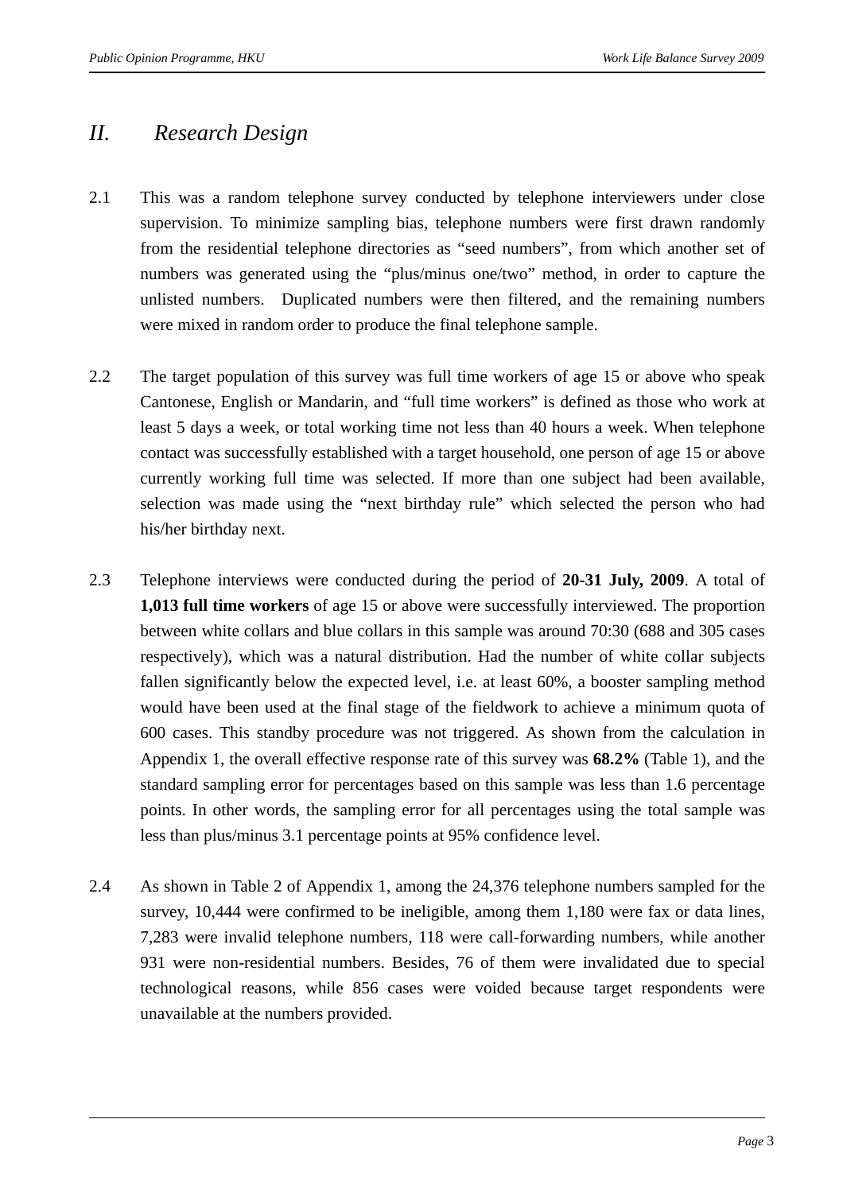## *II. Research Design*

2.1 This was a random telephone survey conducted by telephone interviewers under close supervision. To minimize sampling bias, telephone numbers were first drawn randomly from the residential telephone directories as “seed numbers”, from which another set of numbers was generated using the “plus/minus one/two” method, in order to capture the unlisted numbers. Duplicated numbers were then filtered, and the remaining numbers were mixed in random order to produce the final telephone sample.

2.2 The target population of this survey was full time workers of age 15 or above who speak Cantonese, English or Mandarin, and “full time workers” is defined as those who work at least 5 days a week, or total working time not less than 40 hours a week. When telephone contact was successfully established with a target household, one person of age 15 or above currently working full time was selected. If more than one subject had been available, selection was made using the “next birthday rule” which selected the person who had his/her birthday next.

2.3 Telephone interviews were conducted during the period of **20-31 July, 2009**. A total of **1,013 full time workers** of age 15 or above were successfully interviewed. The proportion between white collars and blue collars in this sample was around 70:30 (688 and 305 cases respectively), which was a natural distribution. Had the number of white collar subjects fallen significantly below the expected level, i.e. at least 60%, a booster sampling method would have been used at the final stage of the fieldwork to achieve a minimum quota of 600 cases. This standby procedure was not triggered. As shown from the calculation in Appendix 1, the overall effective response rate of this survey was **68.2%** (Table 1), and the standard sampling error for percentages based on this sample was less than 1.6 percentage points. In other words, the sampling error for all percentages using the total sample was less than plus/minus 3.1 percentage points at 95% confidence level.

2.4 As shown in Table 2 of Appendix 1, among the 24,376 telephone numbers sampled for the survey, 10,444 were confirmed to be ineligible, among them 1,180 were fax or data lines, 7,283 were invalid telephone numbers, 118 were call-forwarding numbers, while another 931 were non-residential numbers. Besides, 76 of them were invalidated due to special technological reasons, while 856 cases were voided because target respondents were unavailable at the numbers provided.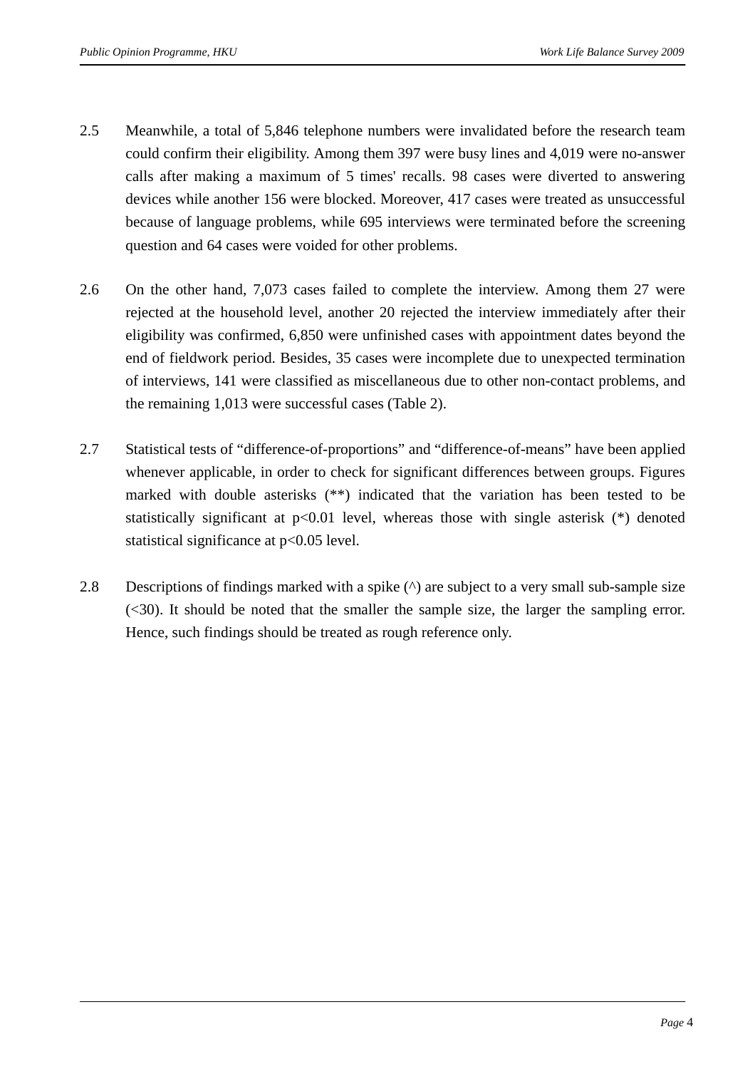2.5 Meanwhile, a total of 5,846 telephone numbers were invalidated before the research team could confirm their eligibility. Among them 397 were busy lines and 4,019 were no-answer calls after making a maximum of 5 times' recalls. 98 cases were diverted to answering devices while another 156 were blocked. Moreover, 417 cases were treated as unsuccessful because of language problems, while 695 interviews were terminated before the screening question and 64 cases were voided for other problems.

2.6 On the other hand, 7,073 cases failed to complete the interview. Among them 27 were rejected at the household level, another 20 rejected the interview immediately after their eligibility was confirmed, 6,850 were unfinished cases with appointment dates beyond the end of fieldwork period. Besides, 35 cases were incomplete due to unexpected termination of interviews, 141 were classified as miscellaneous due to other non-contact problems, and the remaining 1,013 were successful cases (Table 2).

2.7 Statistical tests of "difference-of-proportions" and "difference-of-means" have been applied whenever applicable, in order to check for significant differences between groups. Figures marked with double asterisks (**) indicated that the variation has been tested to be statistically significant at $p<0.01$ level, whereas those with single asterisk (*) denoted statistical significance at $p<0.05$ level.

2.8 Descriptions of findings marked with a spike (^) are subject to a very small sub-sample size (<30). It should be noted that the smaller the sample size, the larger the sampling error. Hence, such findings should be treated as rough reference only.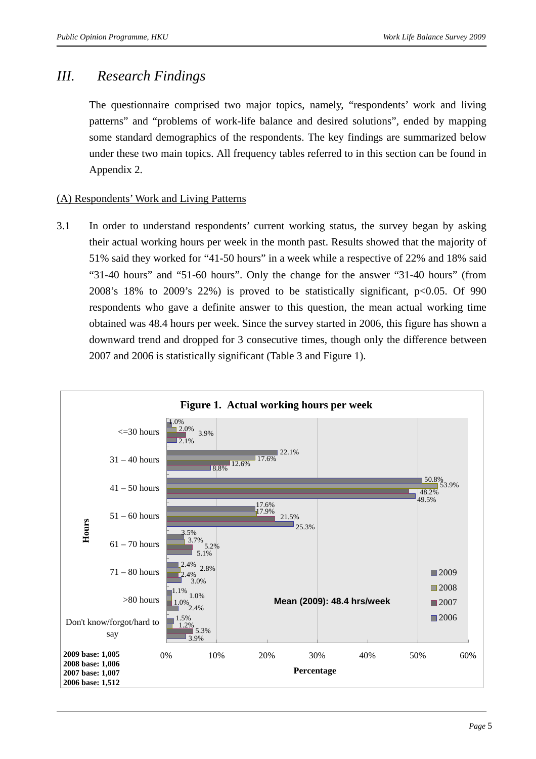# III. Research Findings

The questionnaire comprised two major topics, namely, "respondents' work and living patterns" and "problems of work-life balance and desired solutions", ended by mapping some standard demographics of the respondents. The key findings are summarized below under these two main topics. All frequency tables referred to in this section can be found in Appendix 2.

## (A) Respondents' Work and Living Patterns

3.1 In order to understand respondents' current working status, the survey began by asking their actual working hours per week in the month past. Results showed that the majority of 51% said they worked for "41-50 hours" in a week while a respective of 22% and 18% said "31-40 hours" and "51-60 hours". Only the change for the answer "31-40 hours" (from 2008's 18% to 2009's 22%) is proved to be statistically significant, $p<0.05$. Of 990 respondents who gave a definite answer to this question, the mean actual working time obtained was 48.4 hours per week. Since the survey started in 2006, this figure has shown a downward trend and dropped for 3 consecutive times, though only the difference between 2007 and 2006 is statistically significant (Table 3 and Figure 1).

**Figure 1. Actual working hours per week**

| Hours | 2009 | 2008 | 2007 | 2006 |
|---|---|---|---|---|
| <=30 hours | 1.0% | 2.0% | 3.9% | 2.1% |
| 31 – 40 hours | 22.1% | 17.6% | 12.6% | 8.8% |
| 41 – 50 hours | 50.8% | 53.9% | 48.2% | 49.5% |
| 51 – 60 hours | 17.6% | 17.9% | 21.5% | 25.3% |
| 61 – 70 hours | 3.5% | 3.7% | 5.2% | 5.1% |
| 71 – 80 hours | 2.4% | 2.8% | 2.4% | 3.0% |
| >80 hours | 1.1% | 1.0% | 1.0% | 2.4% |
| Don't know/forgot/hard to say | 1.5% | 1.2% | 5.3% | 3.9% |

Mean (2009): 48.4 hrs/week

**2009 base: 1,005**
**2008 base: 1,006**
**2007 base: 1,007**
**2006 base: 1,512**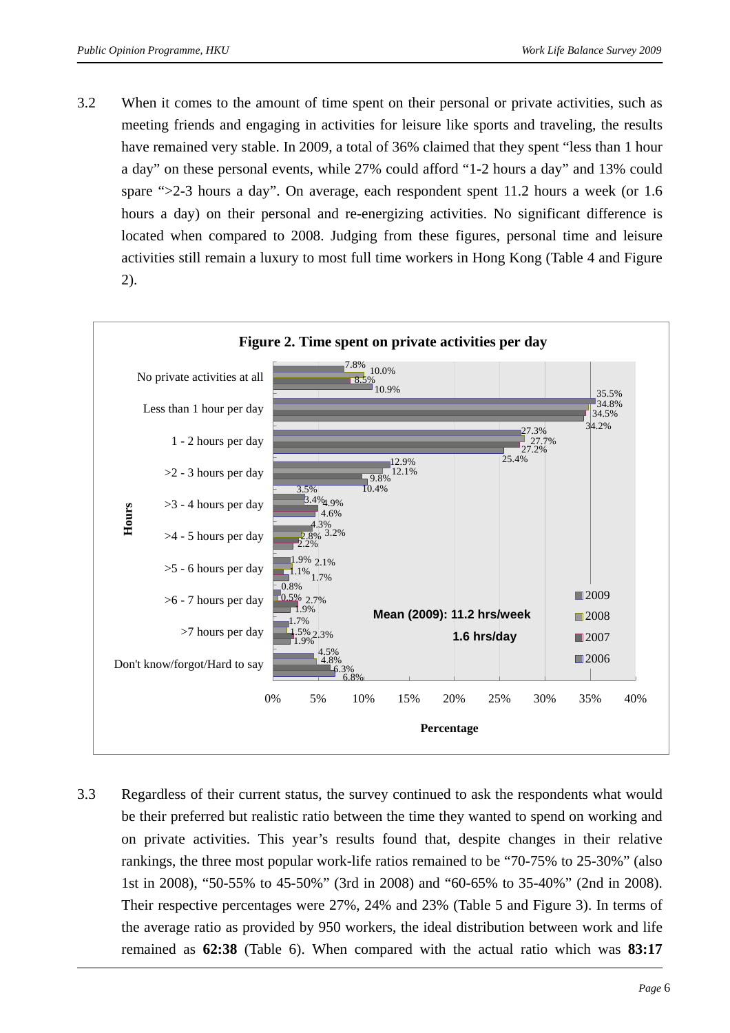3.2 When it comes to the amount of time spent on their personal or private activities, such as meeting friends and engaging in activities for leisure like sports and traveling, the results have remained very stable. In 2009, a total of 36% claimed that they spent "less than 1 hour a day" on these personal events, while 27% could afford "1-2 hours a day" and 13% could spare ">2-3 hours a day". On average, each respondent spent 11.2 hours a week (or 1.6 hours a day) on their personal and re-energizing activities. No significant difference is located when compared to 2008. Judging from these figures, personal time and leisure activities still remain a luxury to most full time workers in Hong Kong (Table 4 and Figure 2).

**Figure 2. Time spent on private activities per day**

| Hours | 2009 | 2008 | 2007 | 2006 |
|---|---|---|---|---|
| No private activities at all | 7.8% | 10.0% | 8.5% | 10.9% |
| Less than 1 hour per day | 35.5% | 34.8% | 34.5% | 34.2% |
| 1 - 2 hours per day | 27.3% | 27.7% | 27.2% | 25.4% |
| >2 - 3 hours per day | 12.9% | 12.1% | 9.8% | 10.4% |
| >3 - 4 hours per day | 3.5% | 3.4% | 4.9% | 4.6% |
| >4 - 5 hours per day | 4.3% | 2.8% | 3.2% | 2.2% |
| >5 - 6 hours per day | 1.9% | 2.1% | 1.1% | 1.7% |
| >6 - 7 hours per day | 0.8% | 0.5% | 2.7% | 1.9% |
| >7 hours per day | 1.7% | 1.5% | 2.3% | 1.9% |
| Don't know/forgot/Hard to say | 4.5% | 4.8% | 6.3% | 6.8% |

Mean (2009): 11.2 hrs/week
1.6 hrs/day

3.3 Regardless of their current status, the survey continued to ask the respondents what would be their preferred but realistic ratio between the time they wanted to spend on working and on private activities. This year's results found that, despite changes in their relative rankings, the three most popular work-life ratios remained to be "70-75% to 25-30%" (also 1st in 2008), "50-55% to 45-50%" (3rd in 2008) and "60-65% to 35-40%" (2nd in 2008). Their respective percentages were 27%, 24% and 23% (Table 5 and Figure 3). In terms of the average ratio as provided by 950 workers, the ideal distribution between work and life remained as **62:38** (Table 6). When compared with the actual ratio which was **83:17**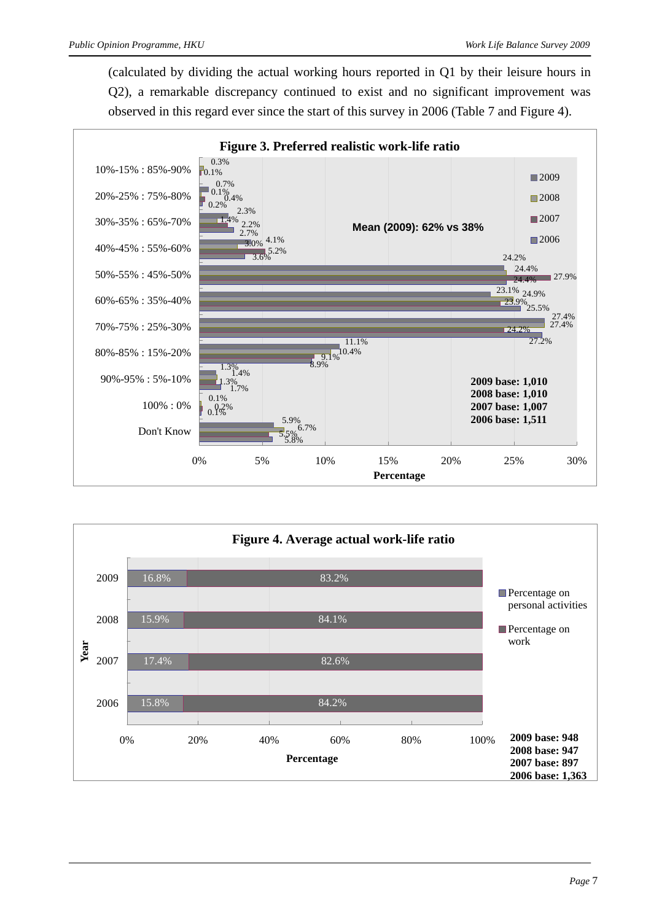(calculated by dividing the actual working hours reported in Q1 by their leisure hours in Q2), a remarkable discrepancy continued to exist and no significant improvement was observed in this regard ever since the start of this survey in 2006 (Table 7 and Figure 4).

**Figure 3. Preferred realistic work-life ratio**

| | 2009 | 2008 | 2007 | 2006 |
|---|---|---|---|---|
| 10%-15% : 85%-90% | 0.3% | 0.1% | | |
| 20%-25% : 75%-80% | 0.7% | 0.1% | 0.4% | 0.2% |
| 30%-35% : 65%-70% | 2.3% | 1.4% | 2.2% | 2.7% |
| 40%-45% : 55%-60% | 4.1% | 3.0% | 5.2% | 3.6% |
| 50%-55% : 45%-50% | 24.2% | 24.4% | 27.9% | 24.4% |
| 60%-65% : 35%-40% | 23.1% | 24.9% | 23.9% | 25.5% |
| 70%-75% : 25%-30% | 27.4% | 27.4% | 24.2% | 27.2% |
| 80%-85% : 15%-20% | 11.1% | 10.4% | 9.1% | 8.9% |
| 90%-95% : 5%-10% | 1.3% | 1.4% | 1.3% | 1.7% |
| 100% : 0% | 0.1% | | 0.2% | 0.1% |
| Don't Know | 5.9% | 6.7% | 5.5% | 5.8% |

Mean (2009): 62% vs 38%

2009 base: 1,010
2008 base: 1,010
2007 base: 1,007
2006 base: 1,511

**Figure 4. Average actual work-life ratio**

| Year | Percentage on personal activities | Percentage on work |
|---|---|---|
| 2009 | 16.8% | 83.2% |
| 2008 | 15.9% | 84.1% |
| 2007 | 17.4% | 82.6% |
| 2006 | 15.8% | 84.2% |

2009 base: 948
2008 base: 947
2007 base: 897
2006 base: 1,363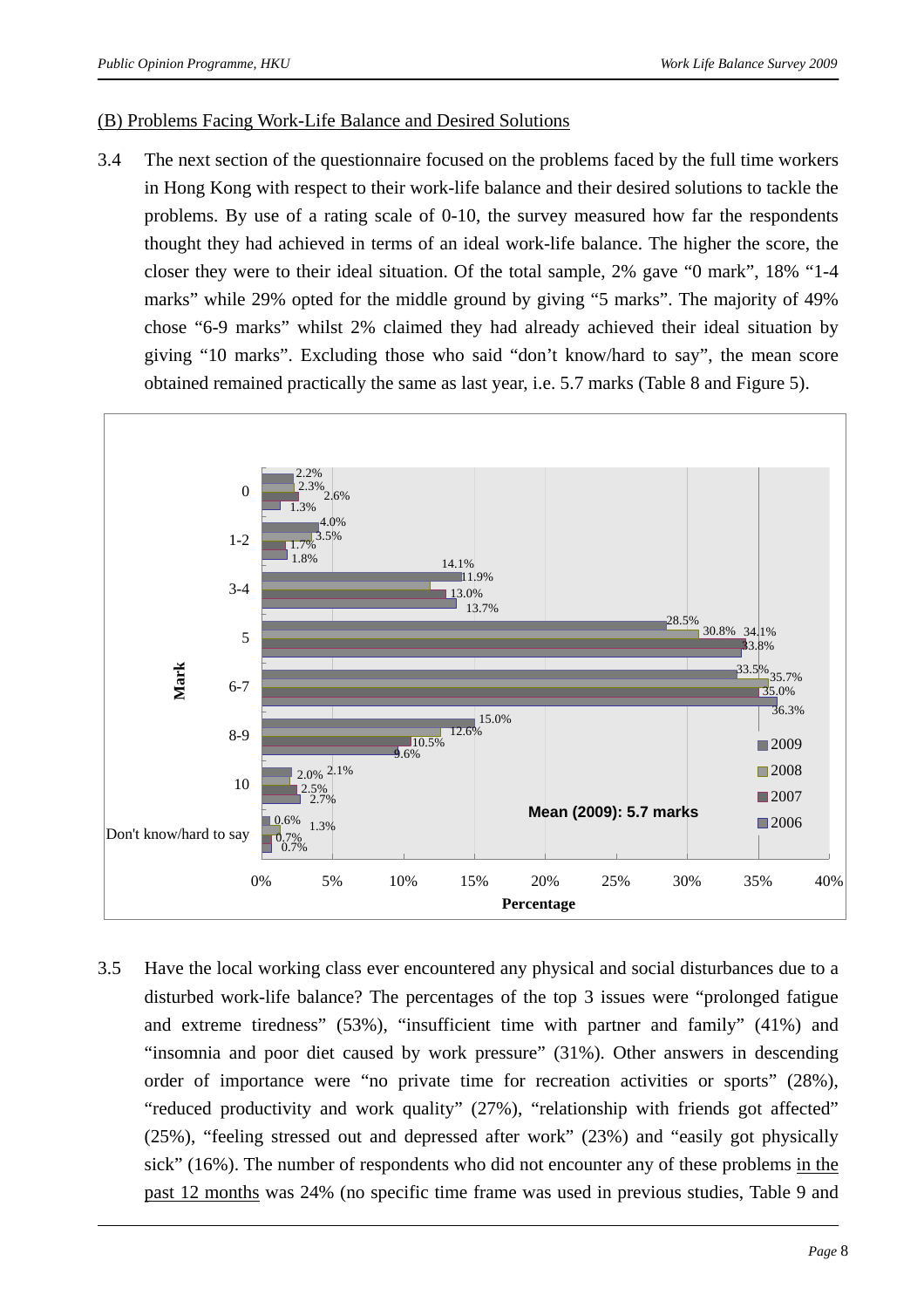(B) Problems Facing Work-Life Balance and Desired Solutions

3.4 The next section of the questionnaire focused on the problems faced by the full time workers in Hong Kong with respect to their work-life balance and their desired solutions to tackle the problems. By use of a rating scale of 0-10, the survey measured how far the respondents thought they had achieved in terms of an ideal work-life balance. The higher the score, the closer they were to their ideal situation. Of the total sample, 2% gave "0 mark", 18% "1-4 marks" while 29% opted for the middle ground by giving "5 marks". The majority of 49% chose "6-9 marks" whilst 2% claimed they had already achieved their ideal situation by giving "10 marks". Excluding those who said "don't know/hard to say", the mean score obtained remained practically the same as last year, i.e. 5.7 marks (Table 8 and Figure 5).

| Mark | 2009 | 2008 | 2007 | 2006 |
|---|---|---|---|---|
| 0 | 2.2% | 2.3% | 2.6% | 1.3% |
| 1-2 | 4.0% | 3.5% | 1.7% | 1.8% |
| 3-4 | 14.1% | 11.9% | 13.0% | 13.7% |
| 5 | 28.5% | 30.8% | 34.1% | 33.8% |
| 6-7 | 33.5% | 35.7% | 35.0% | 36.3% |
| 8-9 | 15.0% | 12.6% | 10.5% | 9.6% |
| 10 | 2.0% | 2.1% | 2.5% | 2.7% |
| Don't know/hard to say | 0.6% | 1.3% | 0.7% | 0.7% |

Mean (2009): 5.7 marks

3.5 Have the local working class ever encountered any physical and social disturbances due to a disturbed work-life balance? The percentages of the top 3 issues were "prolonged fatigue and extreme tiredness" (53%), "insufficient time with partner and family" (41%) and "insomnia and poor diet caused by work pressure" (31%). Other answers in descending order of importance were "no private time for recreation activities or sports" (28%), "reduced productivity and work quality" (27%), "relationship with friends got affected" (25%), "feeling stressed out and depressed after work" (23%) and "easily got physically sick" (16%). The number of respondents who did not encounter any of these problems in the past 12 months was 24% (no specific time frame was used in previous studies, Table 9 and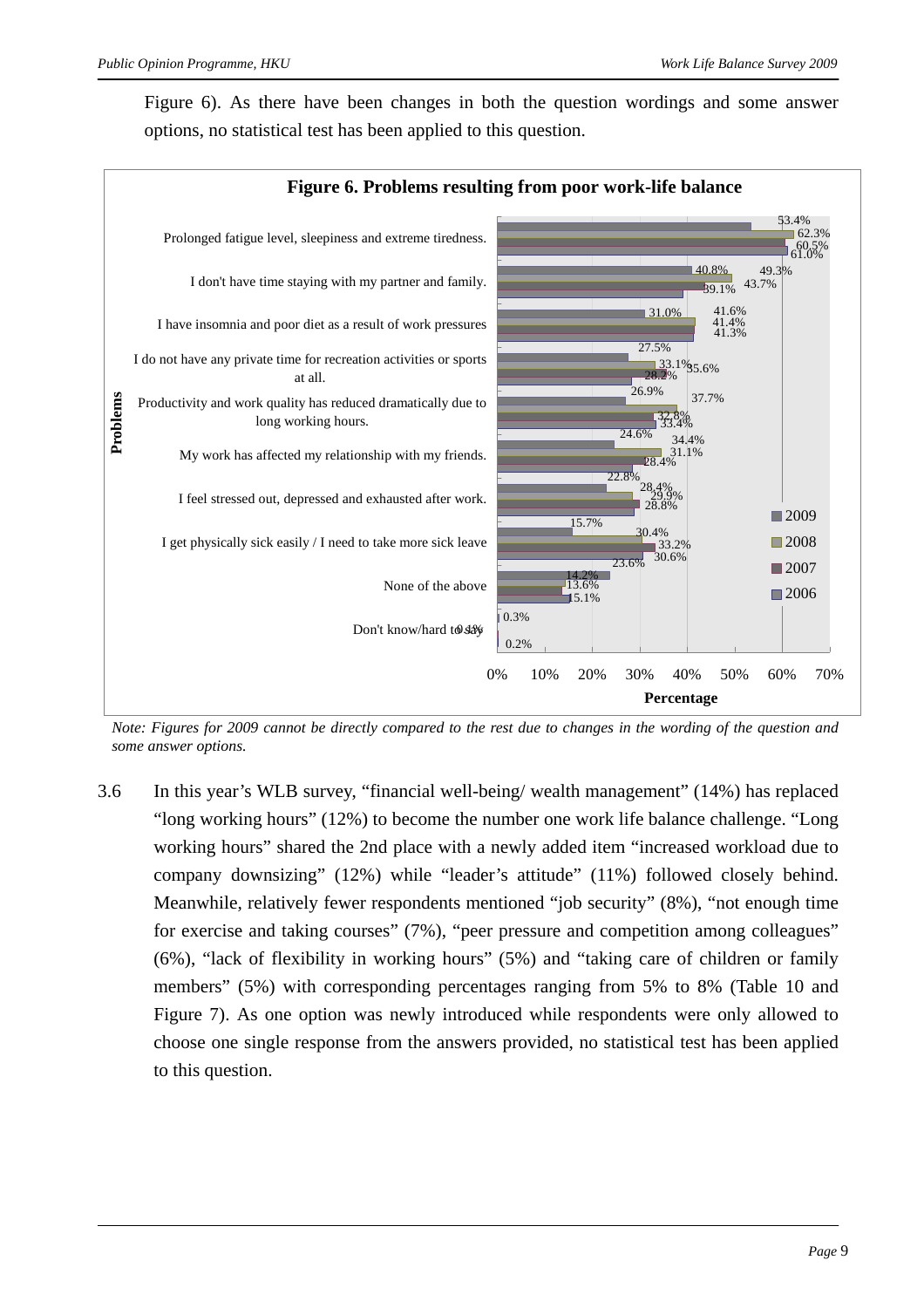Figure 6). As there have been changes in both the question wordings and some answer options, no statistical test has been applied to this question.

**Figure 6. Problems resulting from poor work-life balance**

| Problems | 2009 | 2008 | 2007 | 2006 |
|---|---|---|---|---|
| Prolonged fatigue level, sleepiness and extreme tiredness. | 53.4% | 62.3% | 60.5% | 61.0% |
| I don't have time staying with my partner and family. | 40.8% | 49.3% | 43.7% | 39.1% |
| I have insomnia and poor diet as a result of work pressures | 31.0% | 41.6% | 41.4% | 41.3% |
| I do not have any private time for recreation activities or sports at all. | 27.5% | 33.1% | 35.6% | 28.2% |
| Productivity and work quality has reduced dramatically due to long working hours. | 26.9% | 37.7% | 32.8% | 33.4% |
| My work has affected my relationship with my friends. | 24.6% | 34.4% | 31.1% | 28.4% |
| I feel stressed out, depressed and exhausted after work. | 22.8% | 28.4% | 29.9% | 28.8% |
| I get physically sick easily / I need to take more sick leave | 15.7% | 30.4% | 33.2% | 30.6% |
| None of the above | 23.6% | 14.2% | 13.6% | 15.1% |
| Don't know/hard to say | 0.3% | 0.1% | 0.4% | 0.2% |

*Note: Figures for 2009 cannot be directly compared to the rest due to changes in the wording of the question and some answer options.*

3.6 In this year's WLB survey, "financial well-being/ wealth management" (14%) has replaced "long working hours" (12%) to become the number one work life balance challenge. "Long working hours" shared the 2nd place with a newly added item "increased workload due to company downsizing" (12%) while "leader's attitude" (11%) followed closely behind. Meanwhile, relatively fewer respondents mentioned "job security" (8%), "not enough time for exercise and taking courses" (7%), "peer pressure and competition among colleagues" (6%), "lack of flexibility in working hours" (5%) and "taking care of children or family members" (5%) with corresponding percentages ranging from 5% to 8% (Table 10 and Figure 7). As one option was newly introduced while respondents were only allowed to choose one single response from the answers provided, no statistical test has been applied to this question.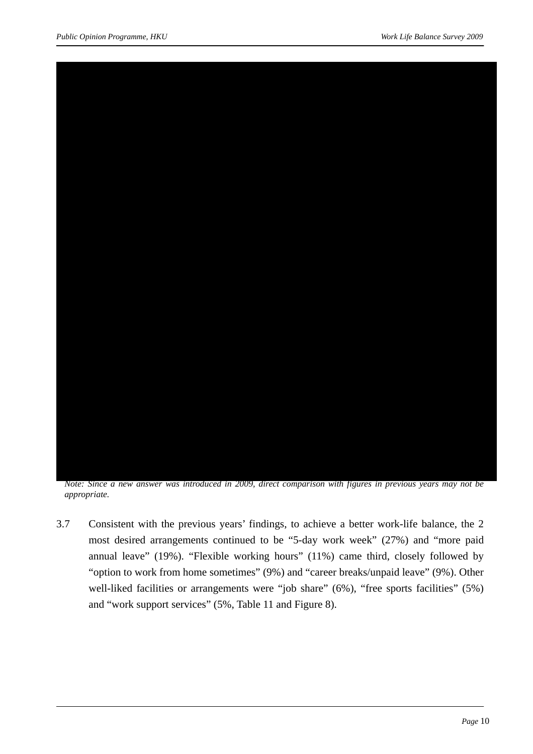*Note: Since a new answer was introduced in 2009, direct comparison with figures in previous years may not be appropriate.*

3.7 Consistent with the previous years' findings, to achieve a better work-life balance, the 2 most desired arrangements continued to be "5-day work week" (27%) and "more paid annual leave" (19%). "Flexible working hours" (11%) came third, closely followed by "option to work from home sometimes" (9%) and "career breaks/unpaid leave" (9%). Other well-liked facilities or arrangements were "job share" (6%), "free sports facilities" (5%) and "work support services" (5%, Table 11 and Figure 8).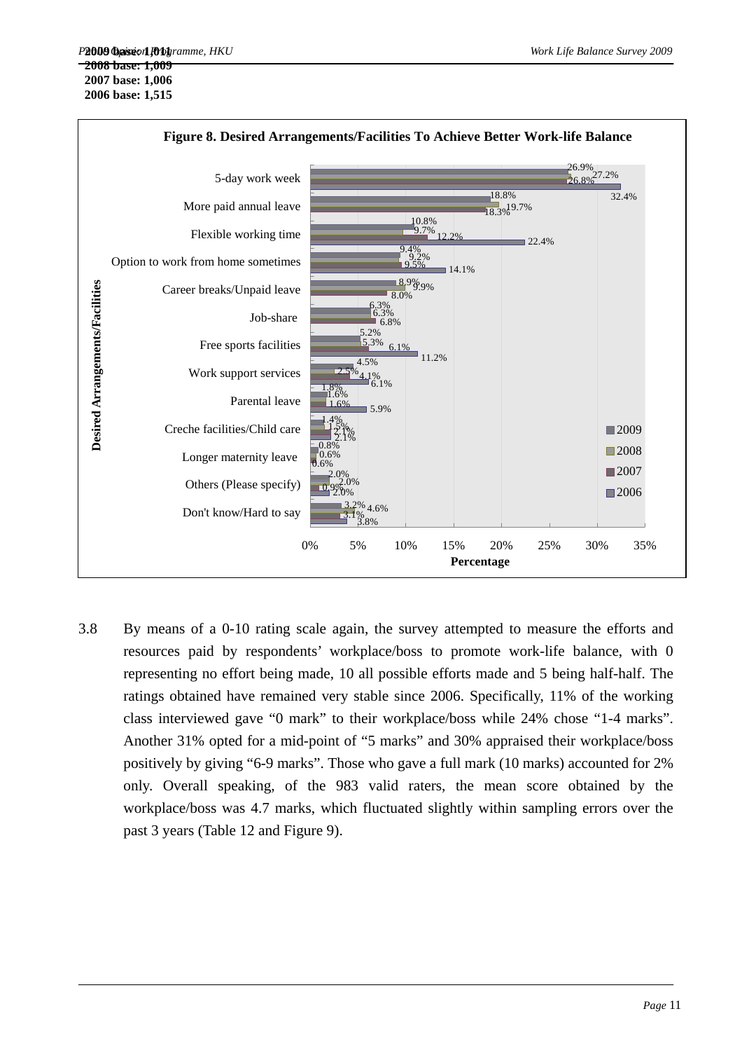2009 base: 1,011
2008 base: 1,009
2007 base: 1,006
2006 base: 1,515

**Figure 8. Desired Arrangements/Facilities To Achieve Better Work-life Balance**

| Desired Arrangements/Facilities | 2009 | 2008 | 2007 | 2006 |
|---|---|---|---|---|
| 5-day work week | 26.9% | 27.2% | 26.8% | 32.4% |
| More paid annual leave | 18.8% | 19.7% | 18.3% | |
| Flexible working time | 10.8% | 9.7% | 12.2% | 22.4% |
| Option to work from home sometimes | 9.4% | 9.2% | 9.5% | 14.1% |
| Career breaks/Unpaid leave | 8.9% | 9.9% | 8.0% | |
| Job-share | 6.3% | 6.3% | 6.8% | |
| Free sports facilities | 5.2% | 5.3% | 6.1% | 11.2% |
| Work support services | 4.5% | 2.5% | 4.1% | 6.1% |
| Parental leave | 1.8% | 1.6% | 1.6% | 5.9% |
| Creche facilities/Child care | 1.4% | 1.5% | 2.1% | 2.1% |
| Longer maternity leave | 0.8% | 0.6% | 0.6% | |
| Others (Please specify) | 2.0% | 2.0% | 0.9% | 2.0% |
| Don't know/Hard to say | 3.2% | 4.6% | 3.1% | 3.8% |

3.8 By means of a 0-10 rating scale again, the survey attempted to measure the efforts and resources paid by respondents' workplace/boss to promote work-life balance, with 0 representing no effort being made, 10 all possible efforts made and 5 being half-half. The ratings obtained have remained very stable since 2006. Specifically, 11% of the working class interviewed gave "0 mark" to their workplace/boss while 24% chose "1-4 marks". Another 31% opted for a mid-point of "5 marks" and 30% appraised their workplace/boss positively by giving "6-9 marks". Those who gave a full mark (10 marks) accounted for 2% only. Overall speaking, of the 983 valid raters, the mean score obtained by the workplace/boss was 4.7 marks, which fluctuated slightly within sampling errors over the past 3 years (Table 12 and Figure 9).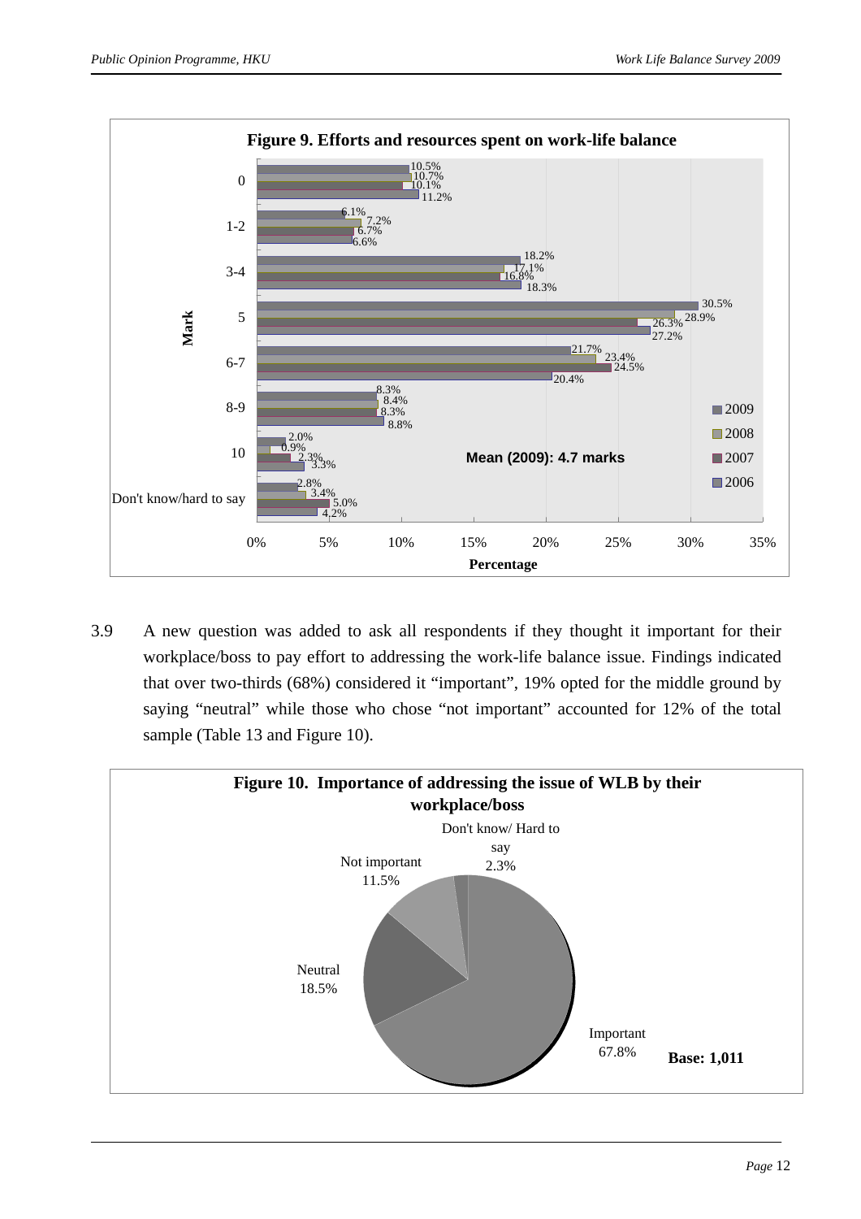**Figure 9. Efforts and resources spent on work-life balance**

| Mark | 2009 | 2008 | 2007 | 2006 |
|---|---|---|---|---|
| 0 | 10.5% | 10.7% | 10.1% | 11.2% |
| 1-2 | 6.1% | 7.2% | 6.7% | 6.6% |
| 3-4 | 18.2% | 17.1% | 16.8% | 18.3% |
| 5 | 30.5% | 28.9% | 26.3% | 27.2% |
| 6-7 | 21.7% | 23.4% | 24.5% | 20.4% |
| 8-9 | 8.3% | 8.4% | 8.3% | 8.8% |
| 10 | 2.0% | 0.9% | 2.3% | 3.3% |
| Don't know/hard to say | 2.8% | 3.4% | 5.0% | 4.2% |

Mean (2009): 4.7 marks

3.9 A new question was added to ask all respondents if they thought it important for their workplace/boss to pay effort to addressing the work-life balance issue. Findings indicated that over two-thirds (68%) considered it "important", 19% opted for the middle ground by saying "neutral" while those who chose "not important" accounted for 12% of the total sample (Table 13 and Figure 10).

**Figure 10. Importance of addressing the issue of WLB by their workplace/boss**

| Response | Percentage |
|---|---|
| Important | 67.8% |
| Neutral | 18.5% |
| Not important | 11.5% |
| Don't know/ Hard to say | 2.3% |

**Base: 1,011**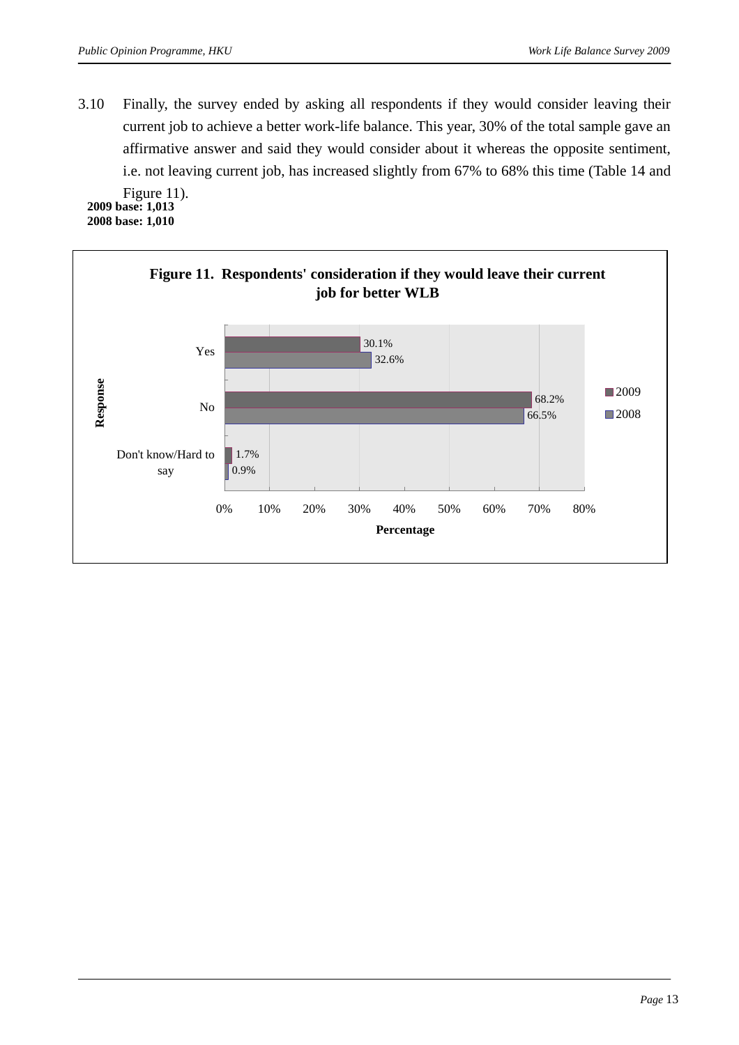3.10 Finally, the survey ended by asking all respondents if they would consider leaving their current job to achieve a better work-life balance. This year, 30% of the total sample gave an affirmative answer and said they would consider about it whereas the opposite sentiment, i.e. not leaving current job, has increased slightly from 67% to 68% this time (Table 14 and Figure 11).

**2009 base: 1,013**
**2008 base: 1,010**

**Figure 11. Respondents' consideration if they would leave their current job for better WLB**

| Response | 2009 | 2008 |
|---|---|---|
| Yes | 30.1% | 32.6% |
| No | 68.2% | 66.5% |
| Don't know/Hard to say | 1.7% | 0.9% |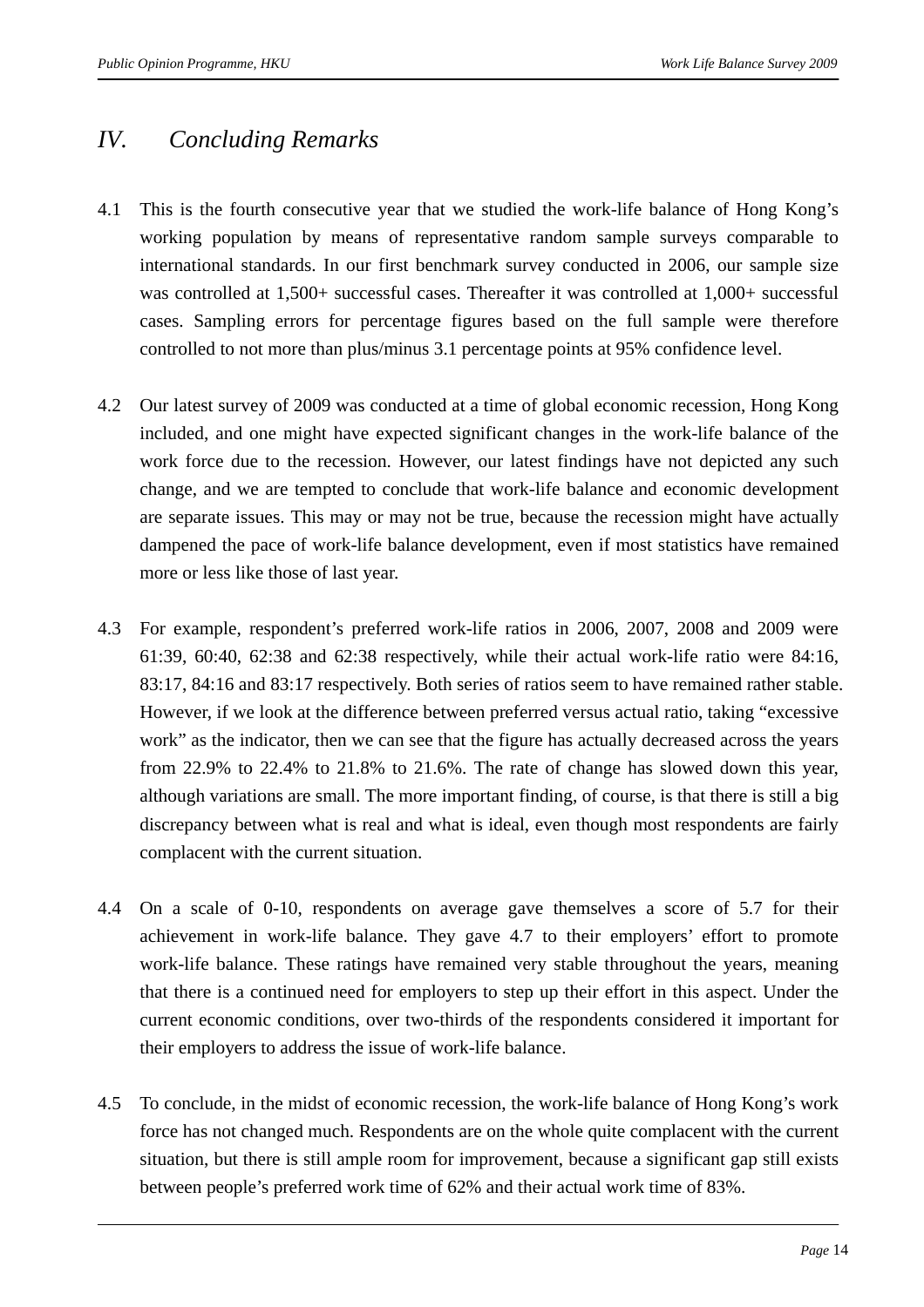## *IV. Concluding Remarks*

4.1 This is the fourth consecutive year that we studied the work-life balance of Hong Kong's working population by means of representative random sample surveys comparable to international standards. In our first benchmark survey conducted in 2006, our sample size was controlled at 1,500+ successful cases. Thereafter it was controlled at 1,000+ successful cases. Sampling errors for percentage figures based on the full sample were therefore controlled to not more than plus/minus 3.1 percentage points at 95% confidence level.

4.2 Our latest survey of 2009 was conducted at a time of global economic recession, Hong Kong included, and one might have expected significant changes in the work-life balance of the work force due to the recession. However, our latest findings have not depicted any such change, and we are tempted to conclude that work-life balance and economic development are separate issues. This may or may not be true, because the recession might have actually dampened the pace of work-life balance development, even if most statistics have remained more or less like those of last year.

4.3 For example, respondent's preferred work-life ratios in 2006, 2007, 2008 and 2009 were 61:39, 60:40, 62:38 and 62:38 respectively, while their actual work-life ratio were 84:16, 83:17, 84:16 and 83:17 respectively. Both series of ratios seem to have remained rather stable. However, if we look at the difference between preferred versus actual ratio, taking "excessive work" as the indicator, then we can see that the figure has actually decreased across the years from 22.9% to 22.4% to 21.8% to 21.6%. The rate of change has slowed down this year, although variations are small. The more important finding, of course, is that there is still a big discrepancy between what is real and what is ideal, even though most respondents are fairly complacent with the current situation.

4.4 On a scale of 0-10, respondents on average gave themselves a score of 5.7 for their achievement in work-life balance. They gave 4.7 to their employers' effort to promote work-life balance. These ratings have remained very stable throughout the years, meaning that there is a continued need for employers to step up their effort in this aspect. Under the current economic conditions, over two-thirds of the respondents considered it important for their employers to address the issue of work-life balance.

4.5 To conclude, in the midst of economic recession, the work-life balance of Hong Kong's work force has not changed much. Respondents are on the whole quite complacent with the current situation, but there is still ample room for improvement, because a significant gap still exists between people's preferred work time of 62% and their actual work time of 83%.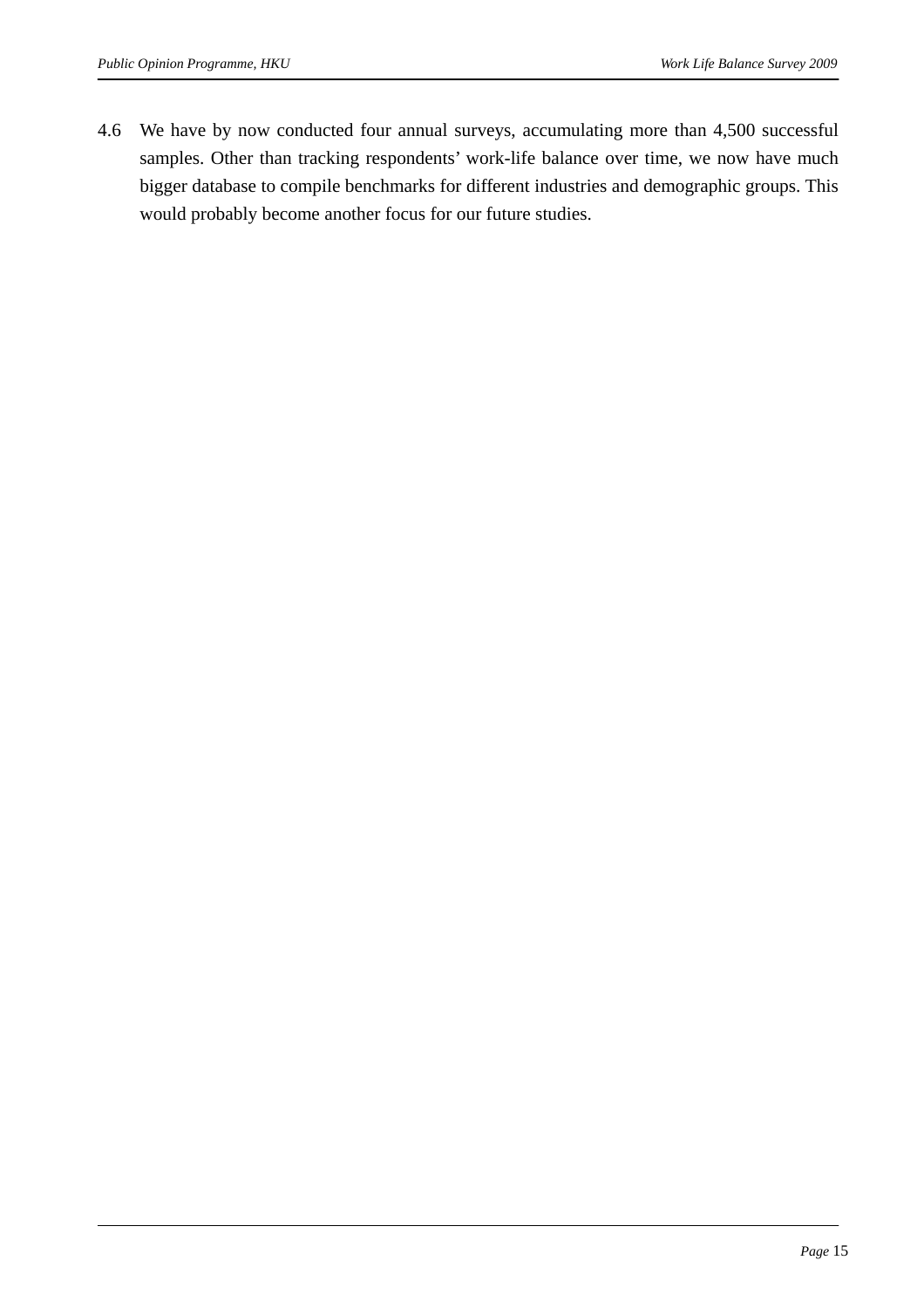4.6 We have by now conducted four annual surveys, accumulating more than 4,500 successful samples. Other than tracking respondents' work-life balance over time, we now have much bigger database to compile benchmarks for different industries and demographic groups. This would probably become another focus for our future studies.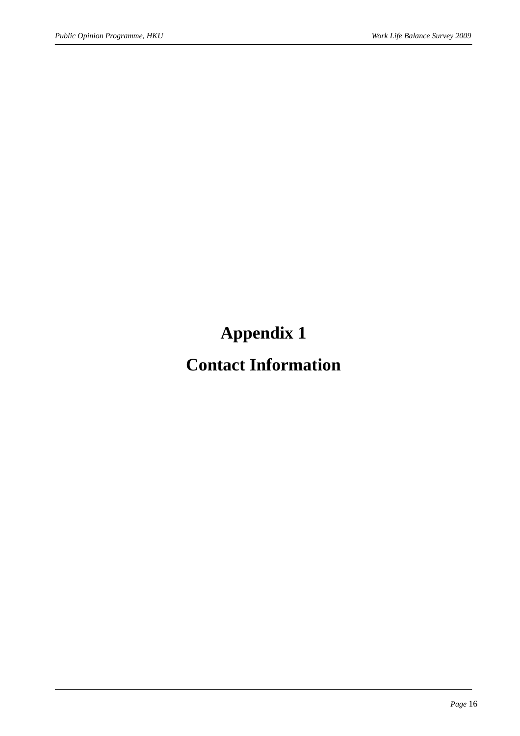# Appendix 1

# Contact Information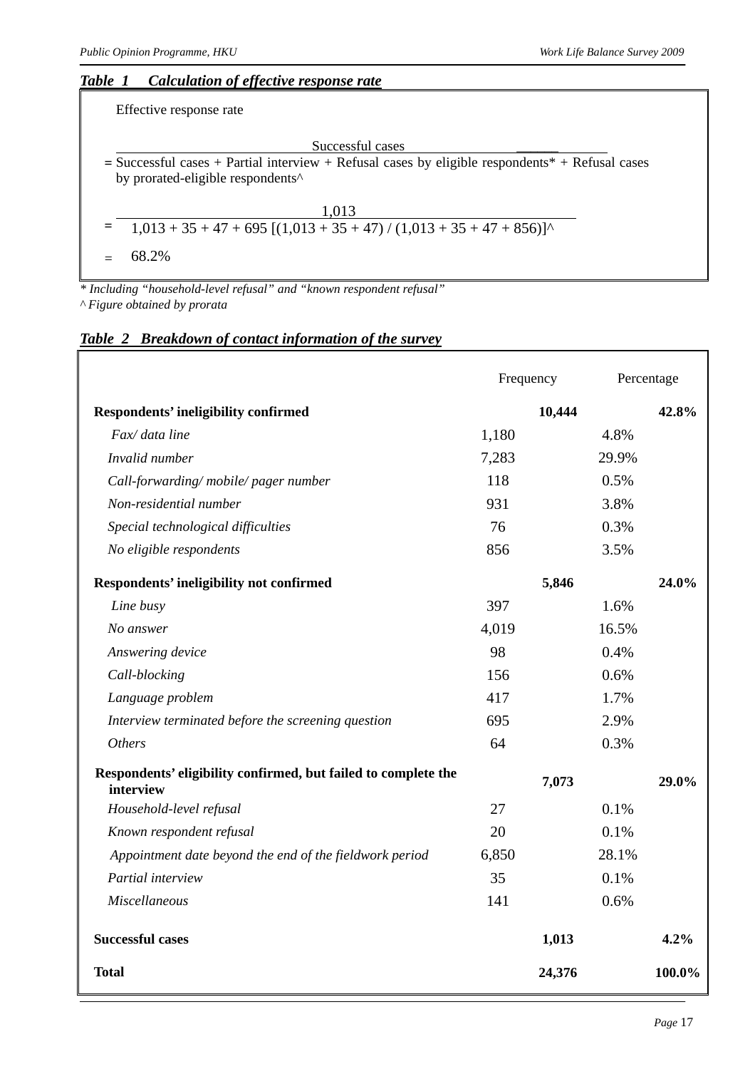***Table 1 Calculation of effective response rate***

Effective response rate

$$= \frac{\text{Successful cases}}{\text{Successful cases + Partial interview + Refusal cases by eligible respondents* + Refusal cases by prorated-eligible respondents\^{}}}$$

$$= \frac{1{,}013}{1{,}013 + 35 + 47 + 695\ [(1{,}013 + 35 + 47) / (1{,}013 + 35 + 47 + 856)]\^{}}$$

$$= 68.2\%$$

*\* Including "household-level refusal" and "known respondent refusal"*

*^ Figure obtained by prorata*

***Table 2 Breakdown of contact information of the survey***

| | Frequency | | Percentage | |
|---|---|---|---|---|
| **Respondents' ineligibility confirmed** | | **10,444** | | **42.8%** |
| *Fax/ data line* | 1,180 | | 4.8% | |
| *Invalid number* | 7,283 | | 29.9% | |
| *Call-forwarding/ mobile/ pager number* | 118 | | 0.5% | |
| *Non-residential number* | 931 | | 3.8% | |
| *Special technological difficulties* | 76 | | 0.3% | |
| *No eligible respondents* | 856 | | 3.5% | |
| **Respondents' ineligibility not confirmed** | | **5,846** | | **24.0%** |
| *Line busy* | 397 | | 1.6% | |
| *No answer* | 4,019 | | 16.5% | |
| *Answering device* | 98 | | 0.4% | |
| *Call-blocking* | 156 | | 0.6% | |
| *Language problem* | 417 | | 1.7% | |
| *Interview terminated before the screening question* | 695 | | 2.9% | |
| *Others* | 64 | | 0.3% | |
| **Respondents' eligibility confirmed, but failed to complete the interview** | | **7,073** | | **29.0%** |
| *Household-level refusal* | 27 | | 0.1% | |
| *Known respondent refusal* | 20 | | 0.1% | |
| *Appointment date beyond the end of the fieldwork period* | 6,850 | | 28.1% | |
| *Partial interview* | 35 | | 0.1% | |
| *Miscellaneous* | 141 | | 0.6% | |
| **Successful cases** | | **1,013** | | **4.2%** |
| **Total** | | **24,376** | | **100.0%** |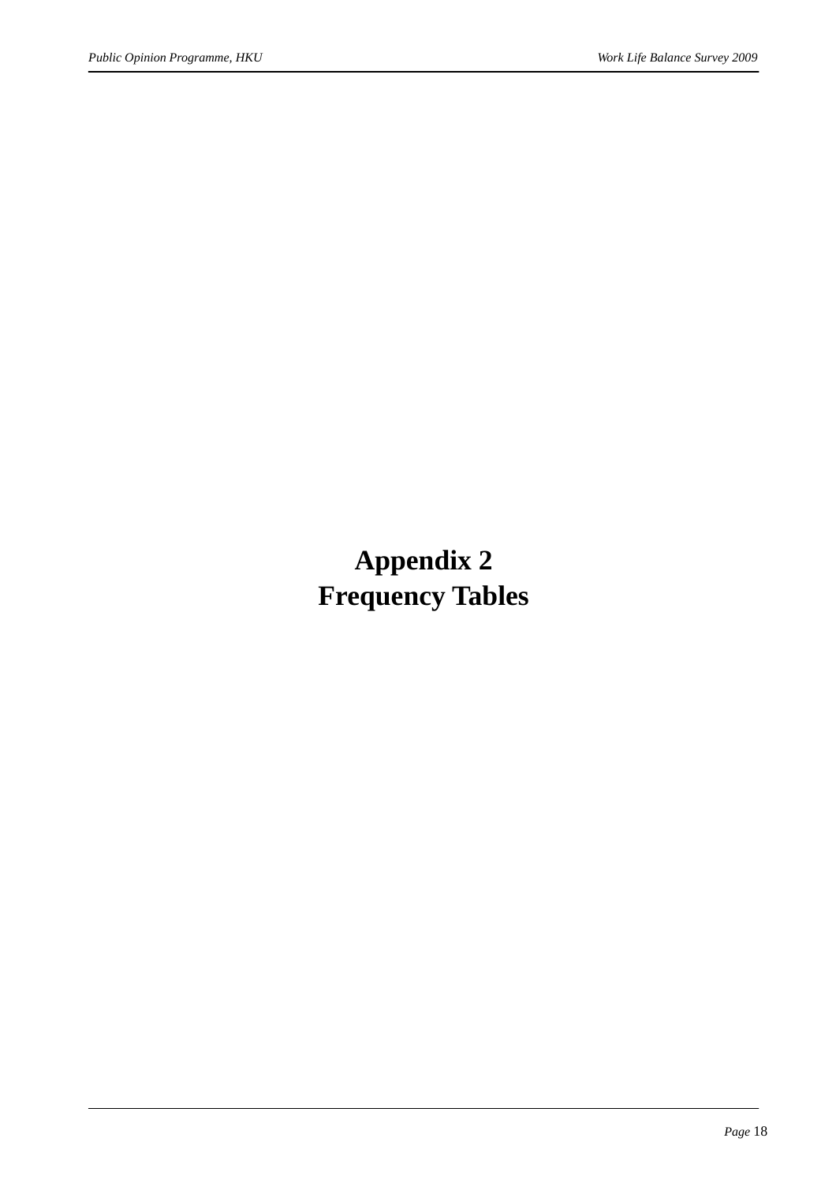# Appendix 2
# Frequency Tables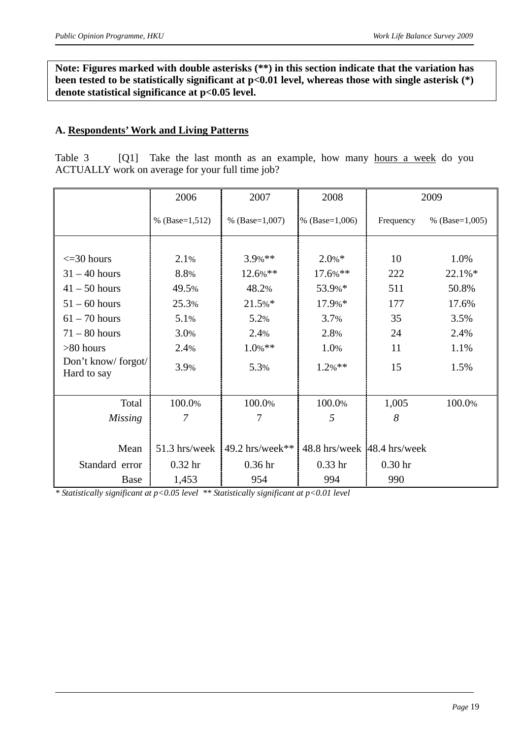**Note: Figures marked with double asterisks (**) in this section indicate that the variation has been tested to be statistically significant at p<0.01 level, whereas those with single asterisk (*) denote statistical significance at p<0.05 level.**

## A. Respondents' Work and Living Patterns

Table 3 [Q1] Take the last month as an example, how many hours a week do you ACTUALLY work on average for your full time job?

| | 2006 | 2007 | 2008 | 2009 | |
|---|---|---|---|---|---|
| | % (Base=1,512) | % (Base=1,007) | % (Base=1,006) | Frequency | % (Base=1,005) |
| <=30 hours | 2.1% | 3.9%** | 2.0%* | 10 | 1.0% |
| 31 – 40 hours | 8.8% | 12.6%** | 17.6%** | 222 | 22.1%* |
| 41 – 50 hours | 49.5% | 48.2% | 53.9%* | 511 | 50.8% |
| 51 – 60 hours | 25.3% | 21.5%* | 17.9%* | 177 | 17.6% |
| 61 – 70 hours | 5.1% | 5.2% | 3.7% | 35 | 3.5% |
| 71 – 80 hours | 3.0% | 2.4% | 2.8% | 24 | 2.4% |
| >80 hours | 2.4% | 1.0%** | 1.0% | 11 | 1.1% |
| Don't know/ forgot/ Hard to say | 3.9% | 5.3% | 1.2%** | 15 | 1.5% |
| Total | 100.0% | 100.0% | 100.0% | 1,005 | 100.0% |
| *Missing* | *7* | *7* | *5* | *8* | |
| Mean | 51.3 hrs/week | 49.2 hrs/week** | 48.8 hrs/week | 48.4 hrs/week | |
| Standard error | 0.32 hr | 0.36 hr | 0.33 hr | 0.30 hr | |
| Base | 1,453 | 954 | 994 | 990 | |

*\* Statistically significant at p<0.05 level \*\* Statistically significant at p<0.01 level*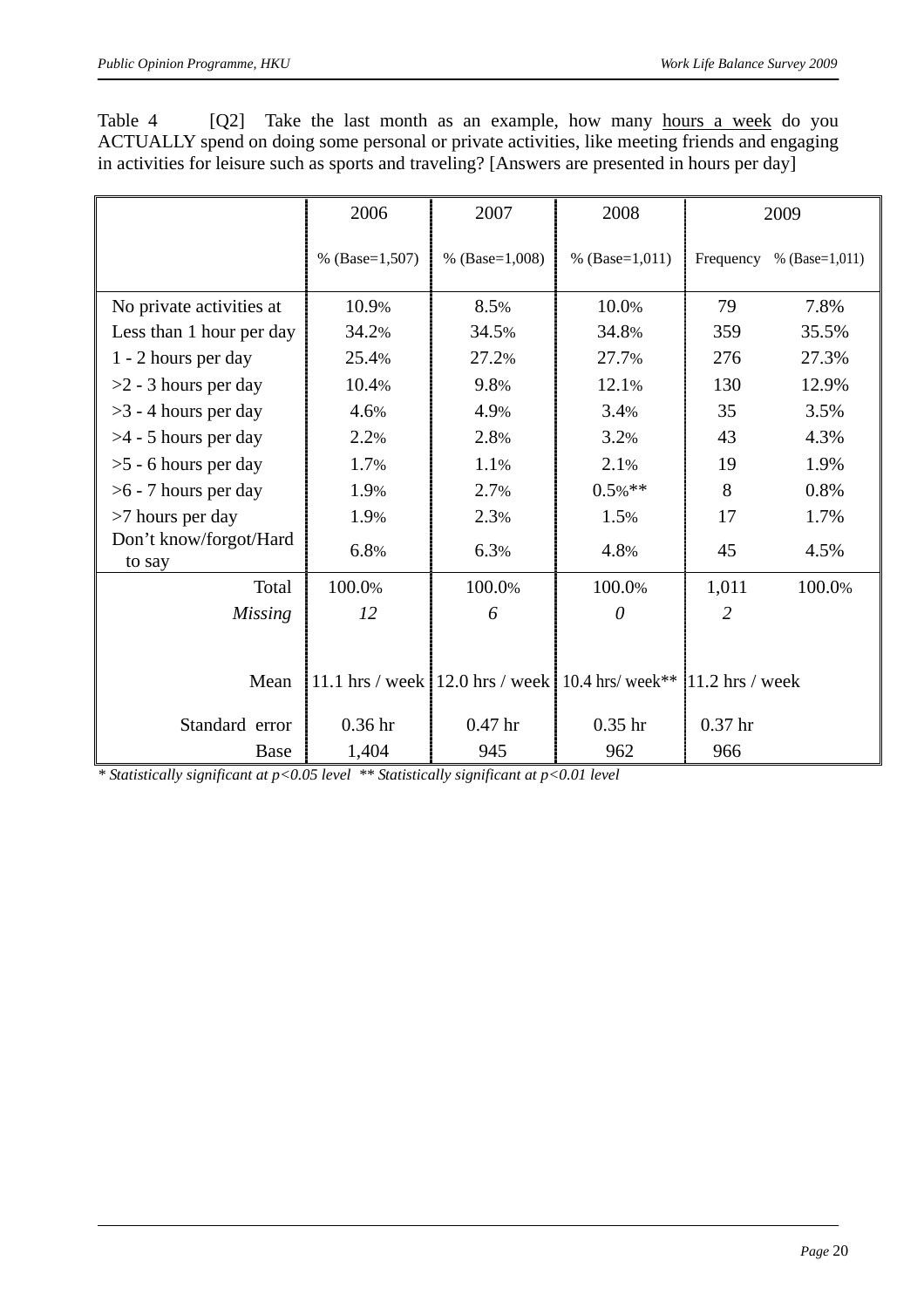Table 4 [Q2] Take the last month as an example, how many <u>hours a week</u> do you ACTUALLY spend on doing some personal or private activities, like meeting friends and engaging in activities for leisure such as sports and traveling? [Answers are presented in hours per day]

| | 2006 | 2007 | 2008 | 2009 | |
|---|---|---|---|---|---|
| | % (Base=1,507) | % (Base=1,008) | % (Base=1,011) | Frequency | % (Base=1,011) |
| No private activities at | 10.9% | 8.5% | 10.0% | 79 | 7.8% |
| Less than 1 hour per day | 34.2% | 34.5% | 34.8% | 359 | 35.5% |
| 1 - 2 hours per day | 25.4% | 27.2% | 27.7% | 276 | 27.3% |
| >2 - 3 hours per day | 10.4% | 9.8% | 12.1% | 130 | 12.9% |
| >3 - 4 hours per day | 4.6% | 4.9% | 3.4% | 35 | 3.5% |
| >4 - 5 hours per day | 2.2% | 2.8% | 3.2% | 43 | 4.3% |
| >5 - 6 hours per day | 1.7% | 1.1% | 2.1% | 19 | 1.9% |
| >6 - 7 hours per day | 1.9% | 2.7% | 0.5%** | 8 | 0.8% |
| >7 hours per day | 1.9% | 2.3% | 1.5% | 17 | 1.7% |
| Don't know/forgot/Hard to say | 6.8% | 6.3% | 4.8% | 45 | 4.5% |
| Total | 100.0% | 100.0% | 100.0% | 1,011 | 100.0% |
| *Missing* | *12* | *6* | *0* | *2* | |
| Mean | 11.1 hrs / week | 12.0 hrs / week | 10.4 hrs/ week** | 11.2 hrs / week | |
| Standard error | 0.36 hr | 0.47 hr | 0.35 hr | 0.37 hr | |
| Base | 1,404 | 945 | 962 | 966 | |

*\* Statistically significant at p<0.05 level \*\* Statistically significant at p<0.01 level*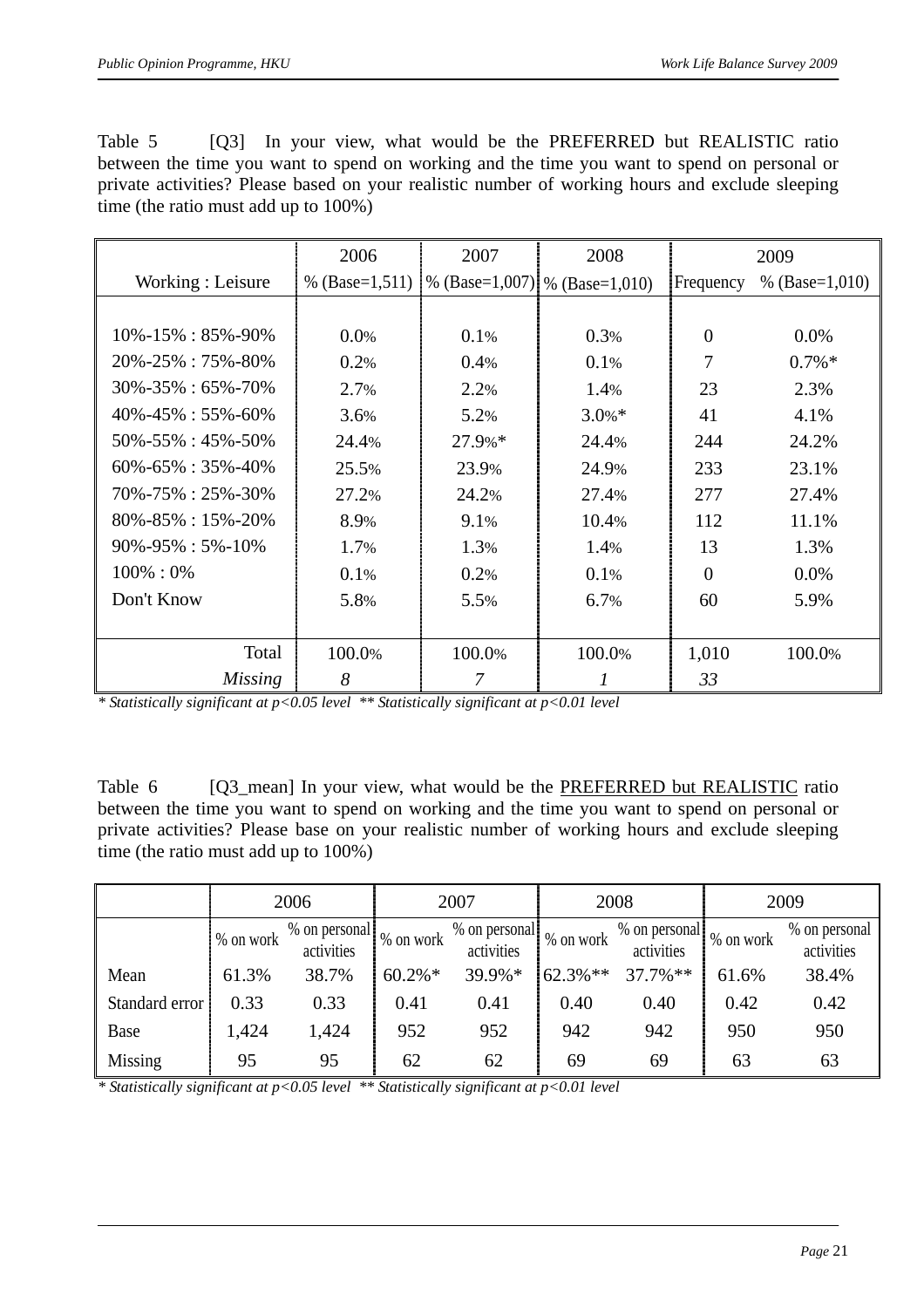Table 5 [Q3] In your view, what would be the PREFERRED but REALISTIC ratio between the time you want to spend on working and the time you want to spend on personal or private activities? Please based on your realistic number of working hours and exclude sleeping time (the ratio must add up to 100%)

| | 2006 | 2007 | 2008 | 2009 | |
|---|---|---|---|---|---|
| Working : Leisure | % (Base=1,511) | % (Base=1,007) | % (Base=1,010) | Frequency | % (Base=1,010) |
| 10%-15% : 85%-90% | 0.0% | 0.1% | 0.3% | 0 | 0.0% |
| 20%-25% : 75%-80% | 0.2% | 0.4% | 0.1% | 7 | 0.7%* |
| 30%-35% : 65%-70% | 2.7% | 2.2% | 1.4% | 23 | 2.3% |
| 40%-45% : 55%-60% | 3.6% | 5.2% | 3.0%* | 41 | 4.1% |
| 50%-55% : 45%-50% | 24.4% | 27.9%* | 24.4% | 244 | 24.2% |
| 60%-65% : 35%-40% | 25.5% | 23.9% | 24.9% | 233 | 23.1% |
| 70%-75% : 25%-30% | 27.2% | 24.2% | 27.4% | 277 | 27.4% |
| 80%-85% : 15%-20% | 8.9% | 9.1% | 10.4% | 112 | 11.1% |
| 90%-95% : 5%-10% | 1.7% | 1.3% | 1.4% | 13 | 1.3% |
| 100% : 0% | 0.1% | 0.2% | 0.1% | 0 | 0.0% |
| Don't Know | 5.8% | 5.5% | 6.7% | 60 | 5.9% |
| Total | 100.0% | 100.0% | 100.0% | 1,010 | 100.0% |
| *Missing* | *8* | *7* | *1* | *33* | |

*\* Statistically significant at p<0.05 level \*\* Statistically significant at p<0.01 level*

Table 6 [Q3_mean] In your view, what would be the PREFERRED but REALISTIC ratio between the time you want to spend on working and the time you want to spend on personal or private activities? Please base on your realistic number of working hours and exclude sleeping time (the ratio must add up to 100%)

| | 2006 | | 2007 | | 2008 | | 2009 | |
|---|---|---|---|---|---|---|---|---|
| | % on work | % on personal activities | % on work | % on personal activities | % on work | % on personal activities | % on work | % on personal activities |
| Mean | 61.3% | 38.7% | 60.2%* | 39.9%* | 62.3%** | 37.7%** | 61.6% | 38.4% |
| Standard error | 0.33 | 0.33 | 0.41 | 0.41 | 0.40 | 0.40 | 0.42 | 0.42 |
| Base | 1,424 | 1,424 | 952 | 952 | 942 | 942 | 950 | 950 |
| Missing | 95 | 95 | 62 | 62 | 69 | 69 | 63 | 63 |

*\* Statistically significant at p<0.05 level \*\* Statistically significant at p<0.01 level*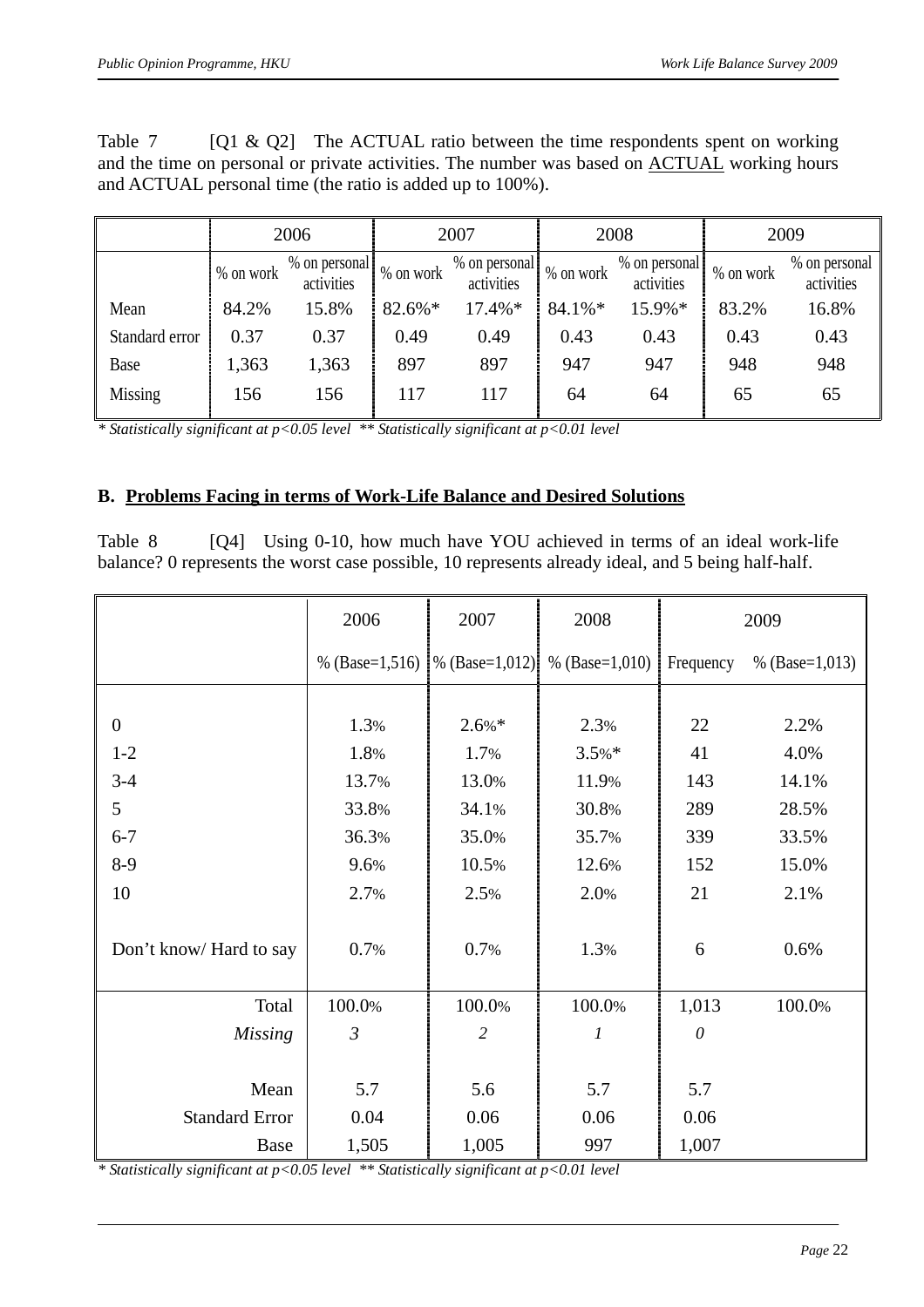Table 7 [Q1 & Q2] The ACTUAL ratio between the time respondents spent on working and the time on personal or private activities. The number was based on ACTUAL working hours and ACTUAL personal time (the ratio is added up to 100%).

| | 2006 | | 2007 | | 2008 | | 2009 | |
|---|---|---|---|---|---|---|---|---|
| | % on work | % on personal activities | % on work | % on personal activities | % on work | % on personal activities | % on work | % on personal activities |
| Mean | 84.2% | 15.8% | 82.6%* | 17.4%* | 84.1%* | 15.9%* | 83.2% | 16.8% |
| Standard error | 0.37 | 0.37 | 0.49 | 0.49 | 0.43 | 0.43 | 0.43 | 0.43 |
| Base | 1,363 | 1,363 | 897 | 897 | 947 | 947 | 948 | 948 |
| Missing | 156 | 156 | 117 | 117 | 64 | 64 | 65 | 65 |

*\* Statistically significant at p<0.05 level \*\* Statistically significant at p<0.01 level*

## B. Problems Facing in terms of Work-Life Balance and Desired Solutions

Table 8 [Q4] Using 0-10, how much have YOU achieved in terms of an ideal work-life balance? 0 represents the worst case possible, 10 represents already ideal, and 5 being half-half.

| | 2006 | 2007 | 2008 | 2009 | |
|---|---|---|---|---|---|
| | % (Base=1,516) | % (Base=1,012) | % (Base=1,010) | Frequency | % (Base=1,013) |
| 0 | 1.3% | 2.6%* | 2.3% | 22 | 2.2% |
| 1-2 | 1.8% | 1.7% | 3.5%* | 41 | 4.0% |
| 3-4 | 13.7% | 13.0% | 11.9% | 143 | 14.1% |
| 5 | 33.8% | 34.1% | 30.8% | 289 | 28.5% |
| 6-7 | 36.3% | 35.0% | 35.7% | 339 | 33.5% |
| 8-9 | 9.6% | 10.5% | 12.6% | 152 | 15.0% |
| 10 | 2.7% | 2.5% | 2.0% | 21 | 2.1% |
| Don't know/ Hard to say | 0.7% | 0.7% | 1.3% | 6 | 0.6% |
| Total | 100.0% | 100.0% | 100.0% | 1,013 | 100.0% |
| *Missing* | *3* | *2* | *1* | *0* | |
| Mean | 5.7 | 5.6 | 5.7 | 5.7 | |
| Standard Error | 0.04 | 0.06 | 0.06 | 0.06 | |
| Base | 1,505 | 1,005 | 997 | 1,007 | |

*\* Statistically significant at p<0.05 level \*\* Statistically significant at p<0.01 level*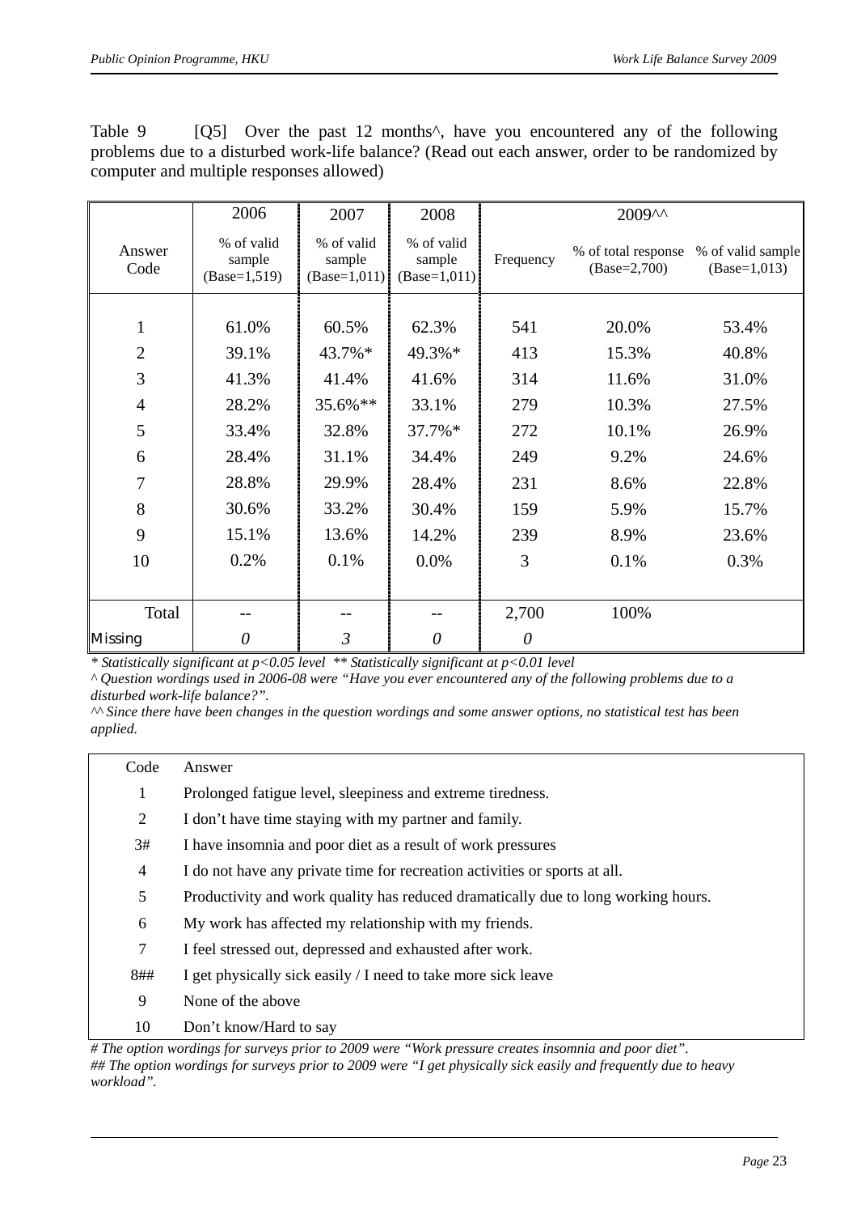Table 9 [Q5] Over the past 12 months^, have you encountered any of the following problems due to a disturbed work-life balance? (Read out each answer, order to be randomized by computer and multiple responses allowed)

| Answer Code | 2006 | 2007 | 2008 | 2009^^ | | |
|---|---|---|---|---|---|---|
| | % of valid sample (Base=1,519) | % of valid sample (Base=1,011) | % of valid sample (Base=1,011) | Frequency | % of total response (Base=2,700) | % of valid sample (Base=1,013) |
| 1 | 61.0% | 60.5% | 62.3% | 541 | 20.0% | 53.4% |
| 2 | 39.1% | 43.7%* | 49.3%* | 413 | 15.3% | 40.8% |
| 3 | 41.3% | 41.4% | 41.6% | 314 | 11.6% | 31.0% |
| 4 | 28.2% | 35.6%** | 33.1% | 279 | 10.3% | 27.5% |
| 5 | 33.4% | 32.8% | 37.7%* | 272 | 10.1% | 26.9% |
| 6 | 28.4% | 31.1% | 34.4% | 249 | 9.2% | 24.6% |
| 7 | 28.8% | 29.9% | 28.4% | 231 | 8.6% | 22.8% |
| 8 | 30.6% | 33.2% | 30.4% | 159 | 5.9% | 15.7% |
| 9 | 15.1% | 13.6% | 14.2% | 239 | 8.9% | 23.6% |
| 10 | 0.2% | 0.1% | 0.0% | 3 | 0.1% | 0.3% |
| Total | -- | -- | -- | 2,700 | 100% | |
| Missing | *0* | *3* | *0* | *0* | | |

*\* Statistically significant at $p<0.05$ level \*\* Statistically significant at $p<0.01$ level*

*^ Question wordings used in 2006-08 were "Have you ever encountered any of the following problems due to a disturbed work-life balance?".*

*^^ Since there have been changes in the question wordings and some answer options, no statistical test has been applied.*

| Code | Answer |
|---|---|
| 1 | Prolonged fatigue level, sleepiness and extreme tiredness. |
| 2 | I don't have time staying with my partner and family. |
| 3# | I have insomnia and poor diet as a result of work pressures |
| 4 | I do not have any private time for recreation activities or sports at all. |
| 5 | Productivity and work quality has reduced dramatically due to long working hours. |
| 6 | My work has affected my relationship with my friends. |
| 7 | I feel stressed out, depressed and exhausted after work. |
| 8## | I get physically sick easily / I need to take more sick leave |
| 9 | None of the above |
| 10 | Don't know/Hard to say |

*# The option wordings for surveys prior to 2009 were "Work pressure creates insomnia and poor diet".*

*## The option wordings for surveys prior to 2009 were "I get physically sick easily and frequently due to heavy workload".*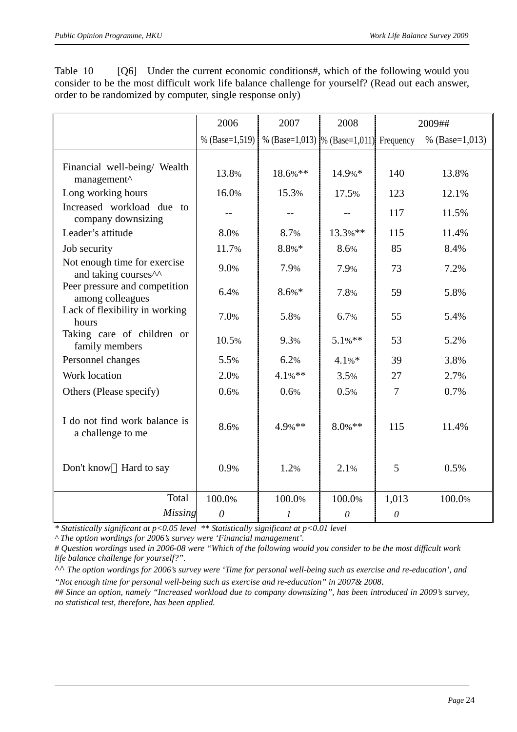Table 10 [Q6] Under the current economic conditions#, which of the following would you consider to be the most difficult work life balance challenge for yourself? (Read out each answer, order to be randomized by computer, single response only)

| | 2006 | 2007 | 2008 | 2009## | |
|---|---|---|---|---|---|
| | % (Base=1,519) | % (Base=1,013) | % (Base=1,011) | Frequency | % (Base=1,013) |
| Financial well-being/ Wealth management^ | 13.8% | 18.6%** | 14.9%* | 140 | 13.8% |
| Long working hours | 16.0% | 15.3% | 17.5% | 123 | 12.1% |
| Increased workload due to company downsizing | -- | -- | -- | 117 | 11.5% |
| Leader's attitude | 8.0% | 8.7% | 13.3%** | 115 | 11.4% |
| Job security | 11.7% | 8.8%* | 8.6% | 85 | 8.4% |
| Not enough time for exercise and taking courses^^ | 9.0% | 7.9% | 7.9% | 73 | 7.2% |
| Peer pressure and competition among colleagues | 6.4% | 8.6%* | 7.8% | 59 | 5.8% |
| Lack of flexibility in working hours | 7.0% | 5.8% | 6.7% | 55 | 5.4% |
| Taking care of children or family members | 10.5% | 9.3% | 5.1%** | 53 | 5.2% |
| Personnel changes | 5.5% | 6.2% | 4.1%* | 39 | 3.8% |
| Work location | 2.0% | 4.1%** | 3.5% | 27 | 2.7% |
| Others (Please specify) | 0.6% | 0.6% | 0.5% | 7 | 0.7% |
| I do not find work balance is a challenge to me | 8.6% | 4.9%** | 8.0%** | 115 | 11.4% |
| Don't know／Hard to say | 0.9% | 1.2% | 2.1% | 5 | 0.5% |
| Total | 100.0% | 100.0% | 100.0% | 1,013 | 100.0% |
| *Missing* | *0* | *1* | *0* | *0* | |

*\* Statistically significant at p<0.05 level \*\* Statistically significant at p<0.01 level*

*^ The option wordings for 2006's survey were 'Financial management'.*

*# Question wordings used in 2006-08 were "Which of the following would you consider to be the most difficult work life balance challenge for yourself?".*

*^^ The option wordings for 2006's survey were 'Time for personal well-being such as exercise and re-education', and "Not enough time for personal well-being such as exercise and re-education" in 2007& 2008.*

*## Since an option, namely "Increased workload due to company downsizing", has been introduced in 2009's survey, no statistical test, therefore, has been applied.*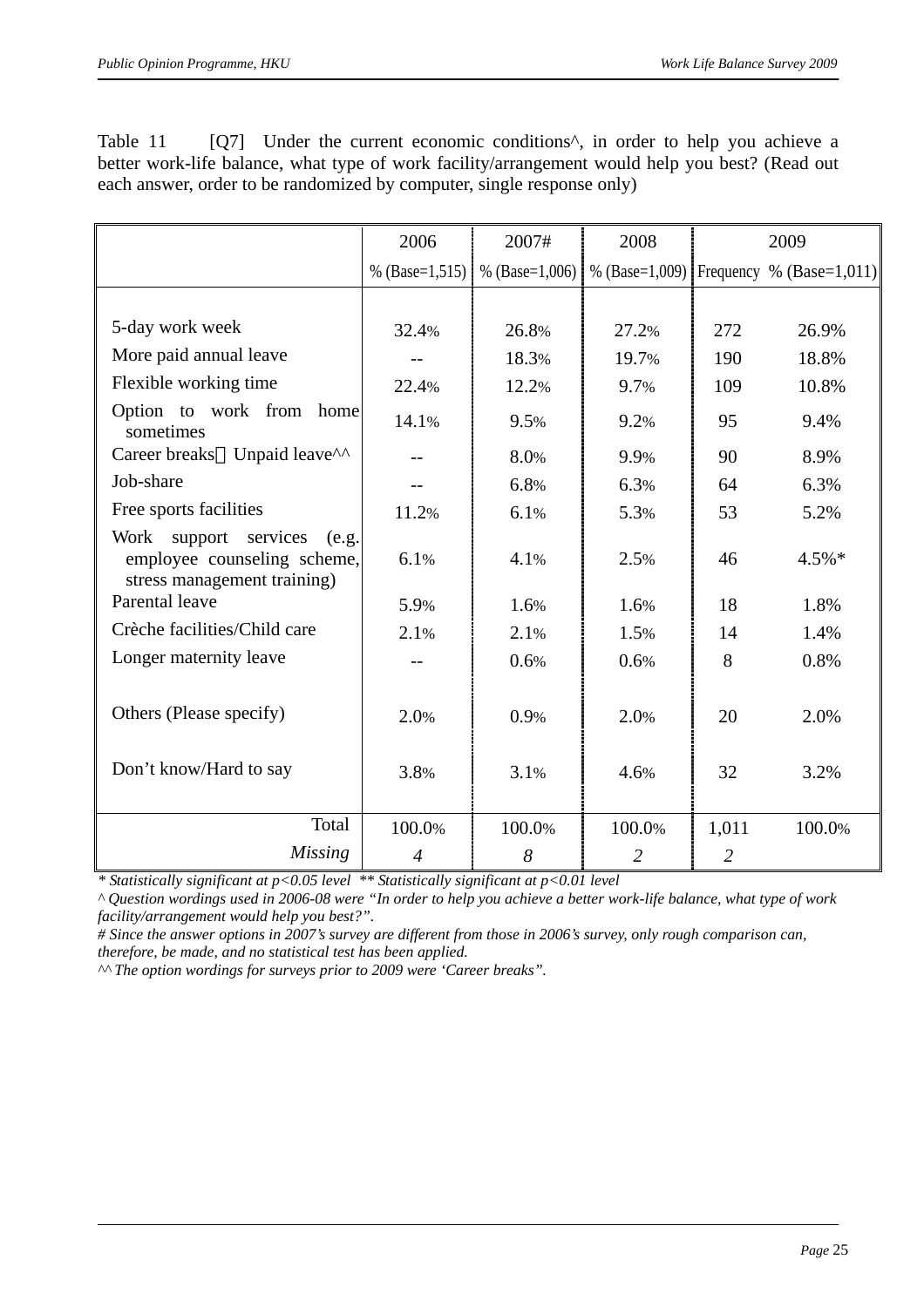Table 11 [Q7] Under the current economic conditions^, in order to help you achieve a better work-life balance, what type of work facility/arrangement would help you best? (Read out each answer, order to be randomized by computer, single response only)

| | 2006 | 2007# | 2008 | 2009 | |
|---|---|---|---|---|---|
| | % (Base=1,515) | % (Base=1,006) | % (Base=1,009) | Frequency | % (Base=1,011) |
| 5-day work week | 32.4% | 26.8% | 27.2% | 272 | 26.9% |
| More paid annual leave | -- | 18.3% | 19.7% | 190 | 18.8% |
| Flexible working time | 22.4% | 12.2% | 9.7% | 109 | 10.8% |
| Option to work from home sometimes | 14.1% | 9.5% | 9.2% | 95 | 9.4% |
| Career breaks／Unpaid leave^^ | -- | 8.0% | 9.9% | 90 | 8.9% |
| Job-share | -- | 6.8% | 6.3% | 64 | 6.3% |
| Free sports facilities | 11.2% | 6.1% | 5.3% | 53 | 5.2% |
| Work support services (e.g. employee counseling scheme, stress management training) | 6.1% | 4.1% | 2.5% | 46 | 4.5%* |
| Parental leave | 5.9% | 1.6% | 1.6% | 18 | 1.8% |
| Crèche facilities/Child care | 2.1% | 2.1% | 1.5% | 14 | 1.4% |
| Longer maternity leave | -- | 0.6% | 0.6% | 8 | 0.8% |
| Others (Please specify) | 2.0% | 0.9% | 2.0% | 20 | 2.0% |
| Don't know/Hard to say | 3.8% | 3.1% | 4.6% | 32 | 3.2% |
| Total | 100.0% | 100.0% | 100.0% | 1,011 | 100.0% |
| *Missing* | *4* | *8* | *2* | *2* | |

*\* Statistically significant at p<0.05 level \*\* Statistically significant at p<0.01 level*

*^ Question wordings used in 2006-08 were "In order to help you achieve a better work-life balance, what type of work facility/arrangement would help you best?".*

*# Since the answer options in 2007's survey are different from those in 2006's survey, only rough comparison can, therefore, be made, and no statistical test has been applied.*

*^^ The option wordings for surveys prior to 2009 were 'Career breaks".*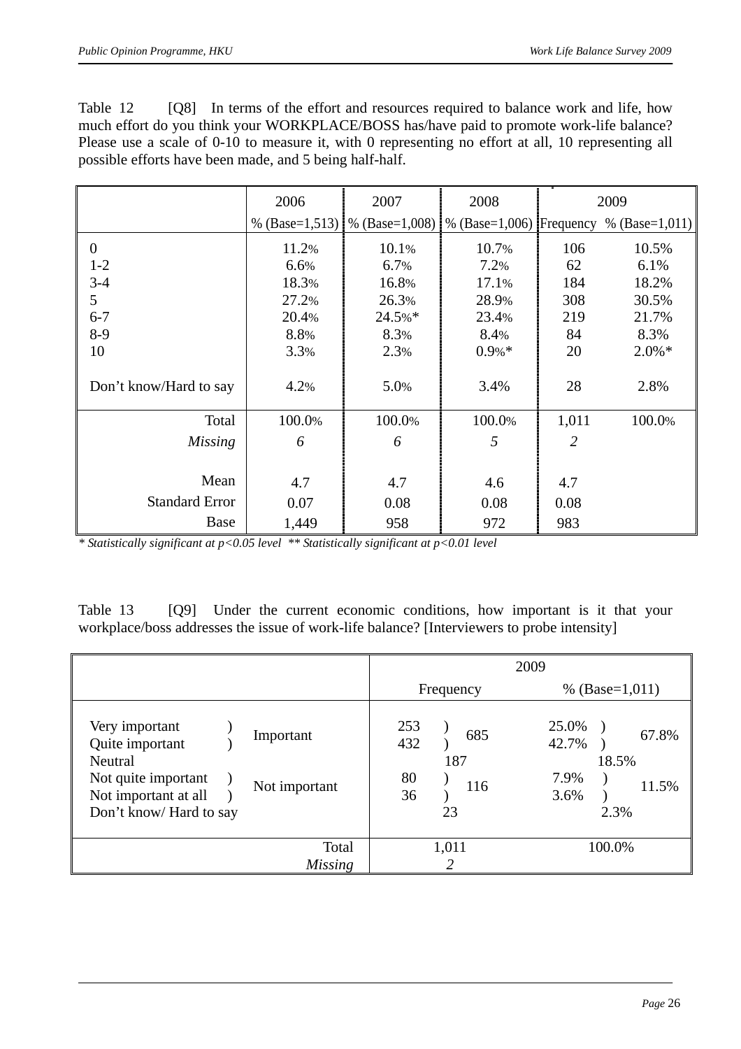Table 12 [Q8] In terms of the effort and resources required to balance work and life, how much effort do you think your WORKPLACE/BOSS has/have paid to promote work-life balance? Please use a scale of 0-10 to measure it, with 0 representing no effort at all, 10 representing all possible efforts have been made, and 5 being half-half.

| | 2006 | 2007 | 2008 | 2009 | |
|---|---|---|---|---|---|
| | % (Base=1,513) | % (Base=1,008) | % (Base=1,006) | Frequency | % (Base=1,011) |
| 0 | 11.2% | 10.1% | 10.7% | 106 | 10.5% |
| 1-2 | 6.6% | 6.7% | 7.2% | 62 | 6.1% |
| 3-4 | 18.3% | 16.8% | 17.1% | 184 | 18.2% |
| 5 | 27.2% | 26.3% | 28.9% | 308 | 30.5% |
| 6-7 | 20.4% | 24.5%* | 23.4% | 219 | 21.7% |
| 8-9 | 8.8% | 8.3% | 8.4% | 84 | 8.3% |
| 10 | 3.3% | 2.3% | 0.9%* | 20 | 2.0%* |
| Don't know/Hard to say | 4.2% | 5.0% | 3.4% | 28 | 2.8% |
| Total | 100.0% | 100.0% | 100.0% | 1,011 | 100.0% |
| *Missing* | *6* | *6* | *5* | *2* | |
| Mean | 4.7 | 4.7 | 4.6 | 4.7 | |
| Standard Error | 0.07 | 0.08 | 0.08 | 0.08 | |
| Base | 1,449 | 958 | 972 | 983 | |

*\* Statistically significant at p<0.05 level \*\* Statistically significant at p<0.01 level*

Table 13 [Q9] Under the current economic conditions, how important is it that your workplace/boss addresses the issue of work-life balance? [Interviewers to probe intensity]

| | | 2009 | | | |
|---|---|---|---|---|---|
| | | Frequency | | % (Base=1,011) | |
| Very important | Important | 253 | 685 | 25.0% | 67.8% |
| Quite important | | 432 | | 42.7% | |
| Neutral | | | 187 | | 18.5% |
| Not quite important | Not important | 80 | 116 | 7.9% | 11.5% |
| Not important at all | | 36 | | 3.6% | |
| Don't know/ Hard to say | | | 23 | | 2.3% |
| Total | | | 1,011 | | 100.0% |
| *Missing* | | | *2* | | |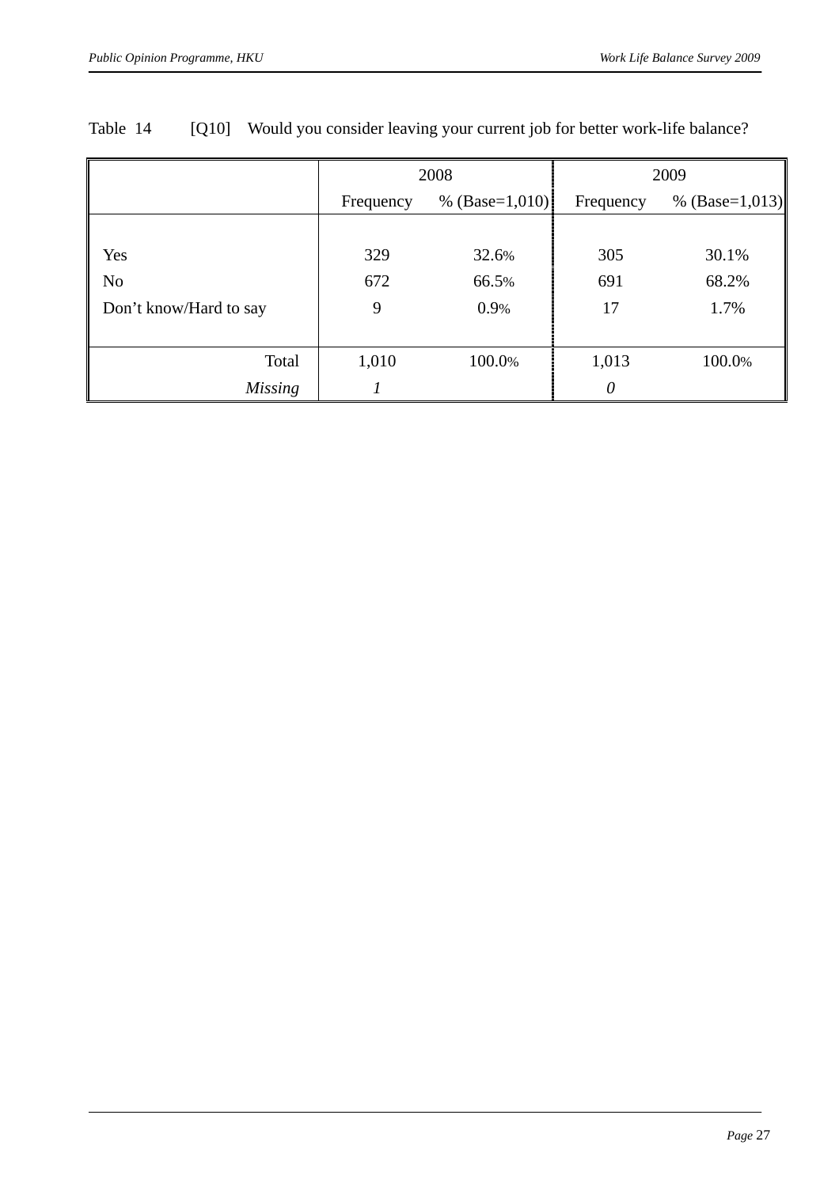Table 14 [Q10] Would you consider leaving your current job for better work-life balance?

| | 2008 | | 2009 | |
|---|---|---|---|---|
| | Frequency | % (Base=1,010) | Frequency | % (Base=1,013) |
| Yes | 329 | 32.6% | 305 | 30.1% |
| No | 672 | 66.5% | 691 | 68.2% |
| Don't know/Hard to say | 9 | 0.9% | 17 | 1.7% |
| Total | 1,010 | 100.0% | 1,013 | 100.0% |
| *Missing* | *1* | | *0* | |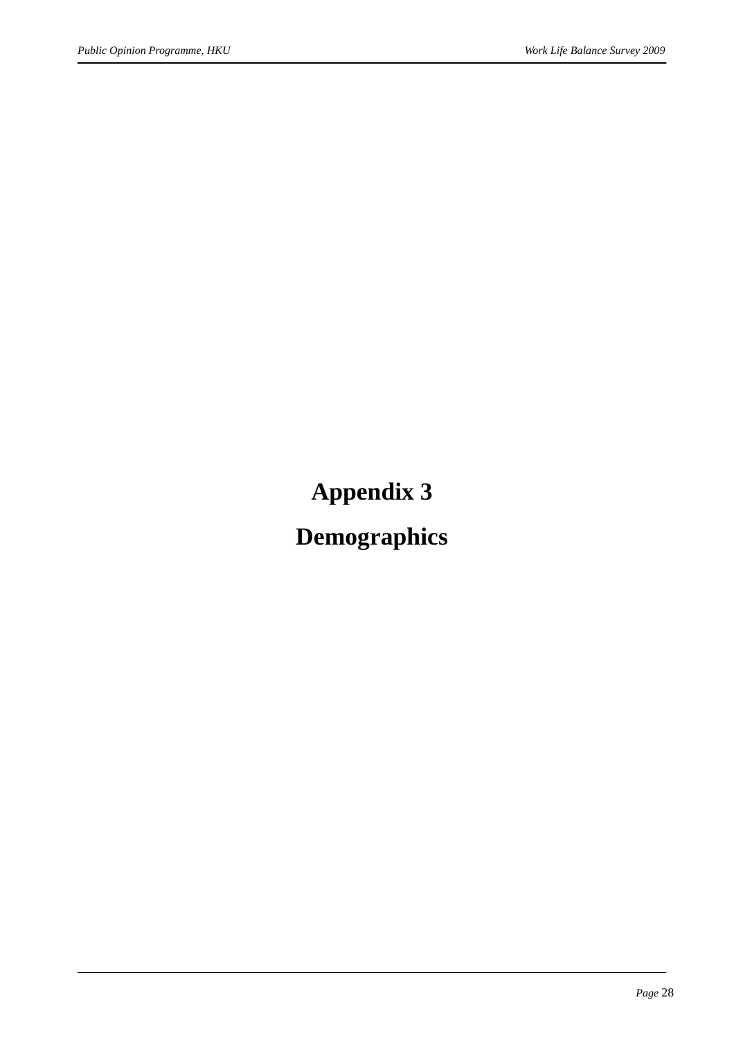# Appendix 3

# Demographics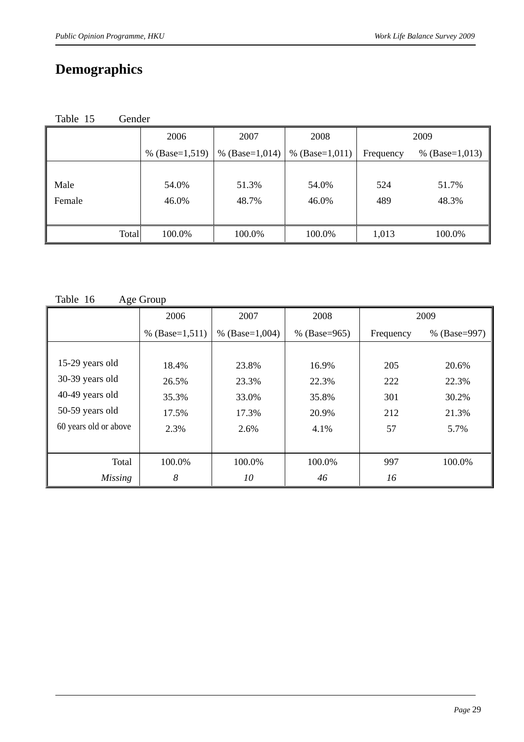# Demographics

Table 15 Gender

| | 2006 | 2007 | 2008 | 2009 | |
|---|---|---|---|---|---|
| | % (Base=1,519) | % (Base=1,014) | % (Base=1,011) | Frequency | % (Base=1,013) |
| Male | 54.0% | 51.3% | 54.0% | 524 | 51.7% |
| Female | 46.0% | 48.7% | 46.0% | 489 | 48.3% |
| Total | 100.0% | 100.0% | 100.0% | 1,013 | 100.0% |

Table 16 Age Group

| | 2006 | 2007 | 2008 | 2009 | |
|---|---|---|---|---|---|
| | % (Base=1,511) | % (Base=1,004) | % (Base=965) | Frequency | % (Base=997) |
| 15-29 years old | 18.4% | 23.8% | 16.9% | 205 | 20.6% |
| 30-39 years old | 26.5% | 23.3% | 22.3% | 222 | 22.3% |
| 40-49 years old | 35.3% | 33.0% | 35.8% | 301 | 30.2% |
| 50-59 years old | 17.5% | 17.3% | 20.9% | 212 | 21.3% |
| 60 years old or above | 2.3% | 2.6% | 4.1% | 57 | 5.7% |
| Total | 100.0% | 100.0% | 100.0% | 997 | 100.0% |
| *Missing* | *8* | *10* | *46* | *16* | |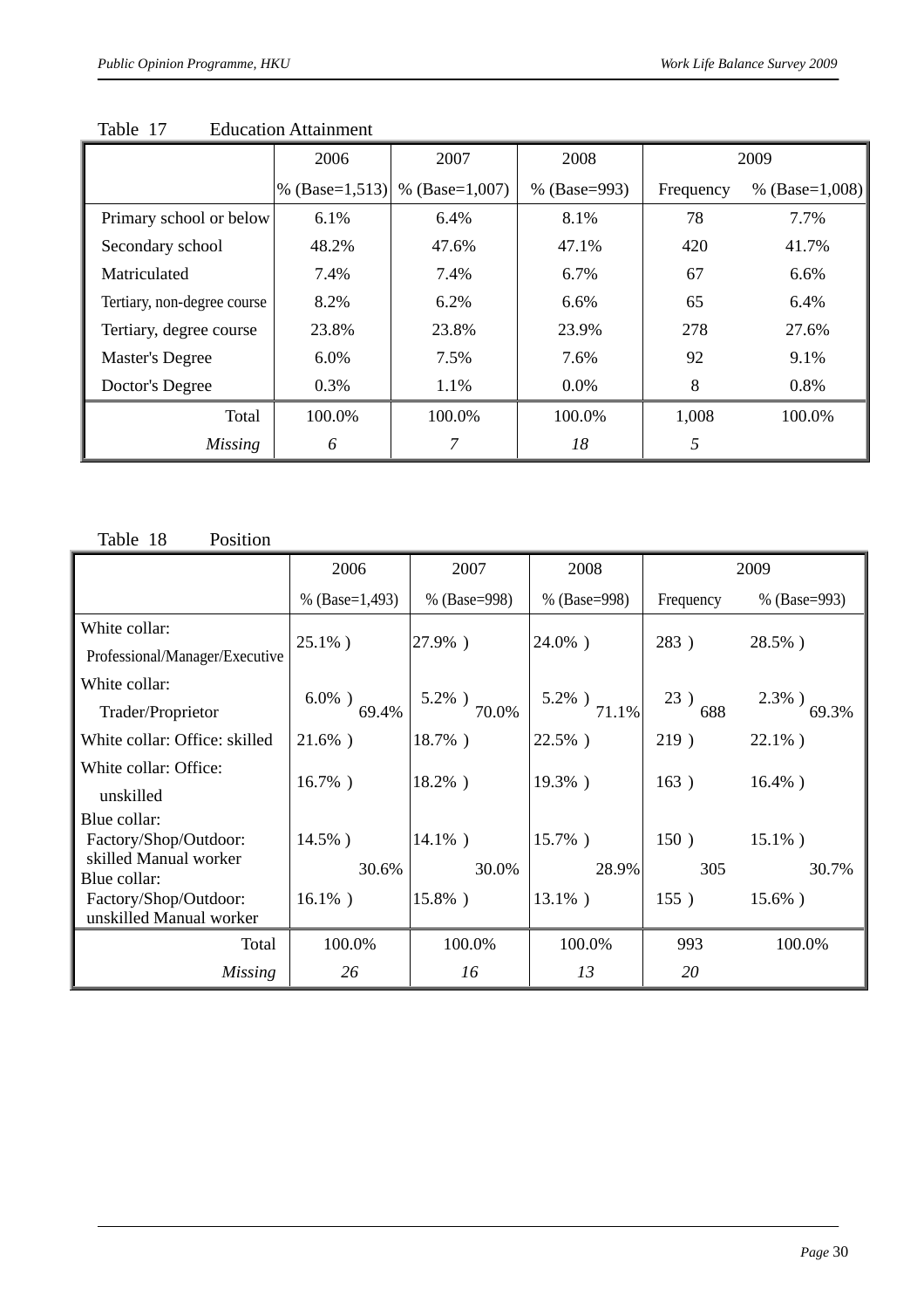Table 17 Education Attainment

| | 2006 | 2007 | 2008 | 2009 | |
|---|---|---|---|---|---|
| | % (Base=1,513) | % (Base=1,007) | % (Base=993) | Frequency | % (Base=1,008) |
| Primary school or below | 6.1% | 6.4% | 8.1% | 78 | 7.7% |
| Secondary school | 48.2% | 47.6% | 47.1% | 420 | 41.7% |
| Matriculated | 7.4% | 7.4% | 6.7% | 67 | 6.6% |
| Tertiary, non-degree course | 8.2% | 6.2% | 6.6% | 65 | 6.4% |
| Tertiary, degree course | 23.8% | 23.8% | 23.9% | 278 | 27.6% |
| Master's Degree | 6.0% | 7.5% | 7.6% | 92 | 9.1% |
| Doctor's Degree | 0.3% | 1.1% | 0.0% | 8 | 0.8% |
| Total | 100.0% | 100.0% | 100.0% | 1,008 | 100.0% |
| *Missing* | *6* | *7* | *18* | *5* | |

Table 18 Position

| | 2006 | 2007 | 2008 | 2009 | |
|---|---|---|---|---|---|
| | % (Base=1,493) | % (Base=998) | % (Base=998) | Frequency | % (Base=993) |
| White collar: Professional/Manager/Executive | 25.1% ) | 27.9% ) | 24.0% ) | 283 ) | 28.5% ) |
| White collar: Trader/Proprietor | 6.0% ) 69.4% | 5.2% ) 70.0% | 5.2% ) 71.1% | 23 ) 688 | 2.3% ) 69.3% |
| White collar: Office: skilled | 21.6% ) | 18.7% ) | 22.5% ) | 219 ) | 22.1% ) |
| White collar: Office: unskilled | 16.7% ) | 18.2% ) | 19.3% ) | 163 ) | 16.4% ) |
| Blue collar: Factory/Shop/Outdoor: skilled Manual worker | 14.5% ) 30.6% | 14.1% ) 30.0% | 15.7% ) 28.9% | 150 ) 305 | 15.1% ) 30.7% |
| Blue collar: Factory/Shop/Outdoor: unskilled Manual worker | 16.1% ) | 15.8% ) | 13.1% ) | 155 ) | 15.6% ) |
| Total | 100.0% | 100.0% | 100.0% | 993 | 100.0% |
| *Missing* | *26* | *16* | *13* | *20* | |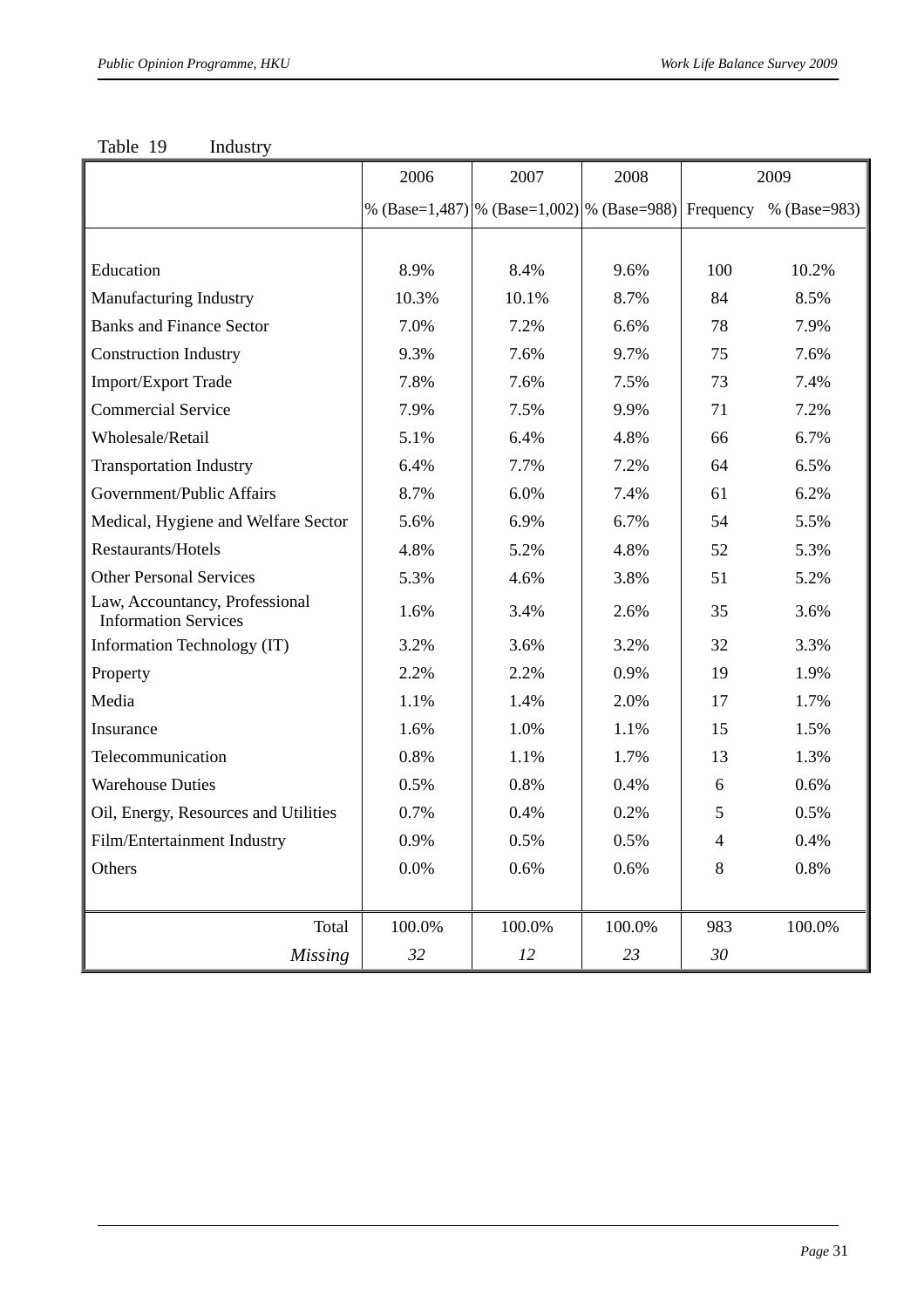Table 19 Industry

| | 2006 | 2007 | 2008 | 2009 | |
|---|---|---|---|---|---|
| | % (Base=1,487) | % (Base=1,002) | % (Base=988) | Frequency | % (Base=983) |
| Education | 8.9% | 8.4% | 9.6% | 100 | 10.2% |
| Manufacturing Industry | 10.3% | 10.1% | 8.7% | 84 | 8.5% |
| Banks and Finance Sector | 7.0% | 7.2% | 6.6% | 78 | 7.9% |
| Construction Industry | 9.3% | 7.6% | 9.7% | 75 | 7.6% |
| Import/Export Trade | 7.8% | 7.6% | 7.5% | 73 | 7.4% |
| Commercial Service | 7.9% | 7.5% | 9.9% | 71 | 7.2% |
| Wholesale/Retail | 5.1% | 6.4% | 4.8% | 66 | 6.7% |
| Transportation Industry | 6.4% | 7.7% | 7.2% | 64 | 6.5% |
| Government/Public Affairs | 8.7% | 6.0% | 7.4% | 61 | 6.2% |
| Medical, Hygiene and Welfare Sector | 5.6% | 6.9% | 6.7% | 54 | 5.5% |
| Restaurants/Hotels | 4.8% | 5.2% | 4.8% | 52 | 5.3% |
| Other Personal Services | 5.3% | 4.6% | 3.8% | 51 | 5.2% |
| Law, Accountancy, Professional Information Services | 1.6% | 3.4% | 2.6% | 35 | 3.6% |
| Information Technology (IT) | 3.2% | 3.6% | 3.2% | 32 | 3.3% |
| Property | 2.2% | 2.2% | 0.9% | 19 | 1.9% |
| Media | 1.1% | 1.4% | 2.0% | 17 | 1.7% |
| Insurance | 1.6% | 1.0% | 1.1% | 15 | 1.5% |
| Telecommunication | 0.8% | 1.1% | 1.7% | 13 | 1.3% |
| Warehouse Duties | 0.5% | 0.8% | 0.4% | 6 | 0.6% |
| Oil, Energy, Resources and Utilities | 0.7% | 0.4% | 0.2% | 5 | 0.5% |
| Film/Entertainment Industry | 0.9% | 0.5% | 0.5% | 4 | 0.4% |
| Others | 0.0% | 0.6% | 0.6% | 8 | 0.8% |
| Total | 100.0% | 100.0% | 100.0% | 983 | 100.0% |
| *Missing* | *32* | *12* | *23* | *30* | |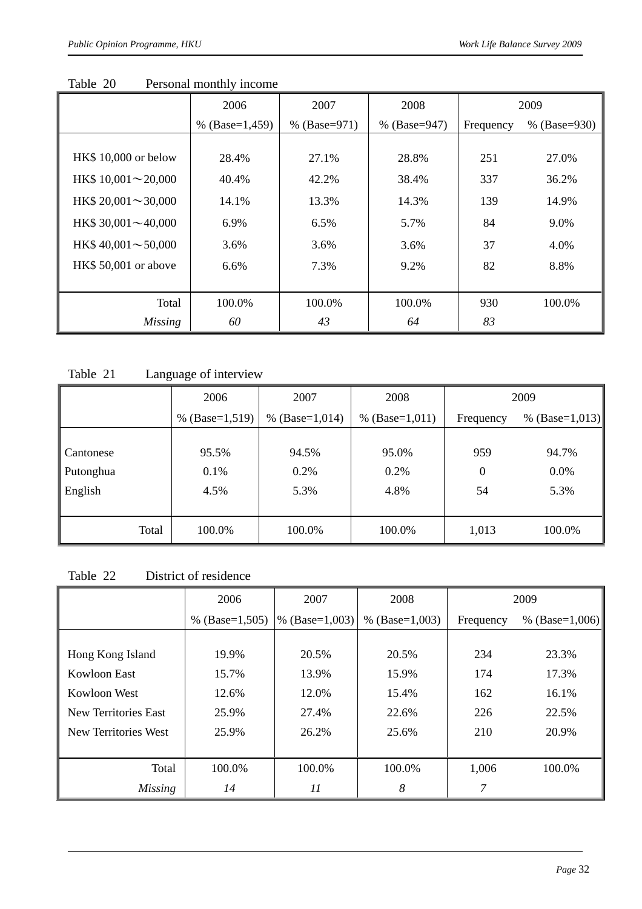Table 20 Personal monthly income

| | 2006 | 2007 | 2008 | 2009 | |
|---|---|---|---|---|---|
| | % (Base=1,459) | % (Base=971) | % (Base=947) | Frequency | % (Base=930) |
| HK$ 10,000 or below | 28.4% | 27.1% | 28.8% | 251 | 27.0% |
| HK$ 10,001～20,000 | 40.4% | 42.2% | 38.4% | 337 | 36.2% |
| HK$ 20,001～30,000 | 14.1% | 13.3% | 14.3% | 139 | 14.9% |
| HK$ 30,001～40,000 | 6.9% | 6.5% | 5.7% | 84 | 9.0% |
| HK$ 40,001～50,000 | 3.6% | 3.6% | 3.6% | 37 | 4.0% |
| HK$ 50,001 or above | 6.6% | 7.3% | 9.2% | 82 | 8.8% |
| Total | 100.0% | 100.0% | 100.0% | 930 | 100.0% |
| *Missing* | *60* | *43* | *64* | *83* | |

Table 21 Language of interview

| | 2006 | 2007 | 2008 | 2009 | |
|---|---|---|---|---|---|
| | % (Base=1,519) | % (Base=1,014) | % (Base=1,011) | Frequency | % (Base=1,013) |
| Cantonese | 95.5% | 94.5% | 95.0% | 959 | 94.7% |
| Putonghua | 0.1% | 0.2% | 0.2% | 0 | 0.0% |
| English | 4.5% | 5.3% | 4.8% | 54 | 5.3% |
| Total | 100.0% | 100.0% | 100.0% | 1,013 | 100.0% |

Table 22 District of residence

| | 2006 | 2007 | 2008 | 2009 | |
|---|---|---|---|---|---|
| | % (Base=1,505) | % (Base=1,003) | % (Base=1,003) | Frequency | % (Base=1,006) |
| Hong Kong Island | 19.9% | 20.5% | 20.5% | 234 | 23.3% |
| Kowloon East | 15.7% | 13.9% | 15.9% | 174 | 17.3% |
| Kowloon West | 12.6% | 12.0% | 15.4% | 162 | 16.1% |
| New Territories East | 25.9% | 27.4% | 22.6% | 226 | 22.5% |
| New Territories West | 25.9% | 26.2% | 25.6% | 210 | 20.9% |
| Total | 100.0% | 100.0% | 100.0% | 1,006 | 100.0% |
| *Missing* | *14* | *11* | *8* | *7* | |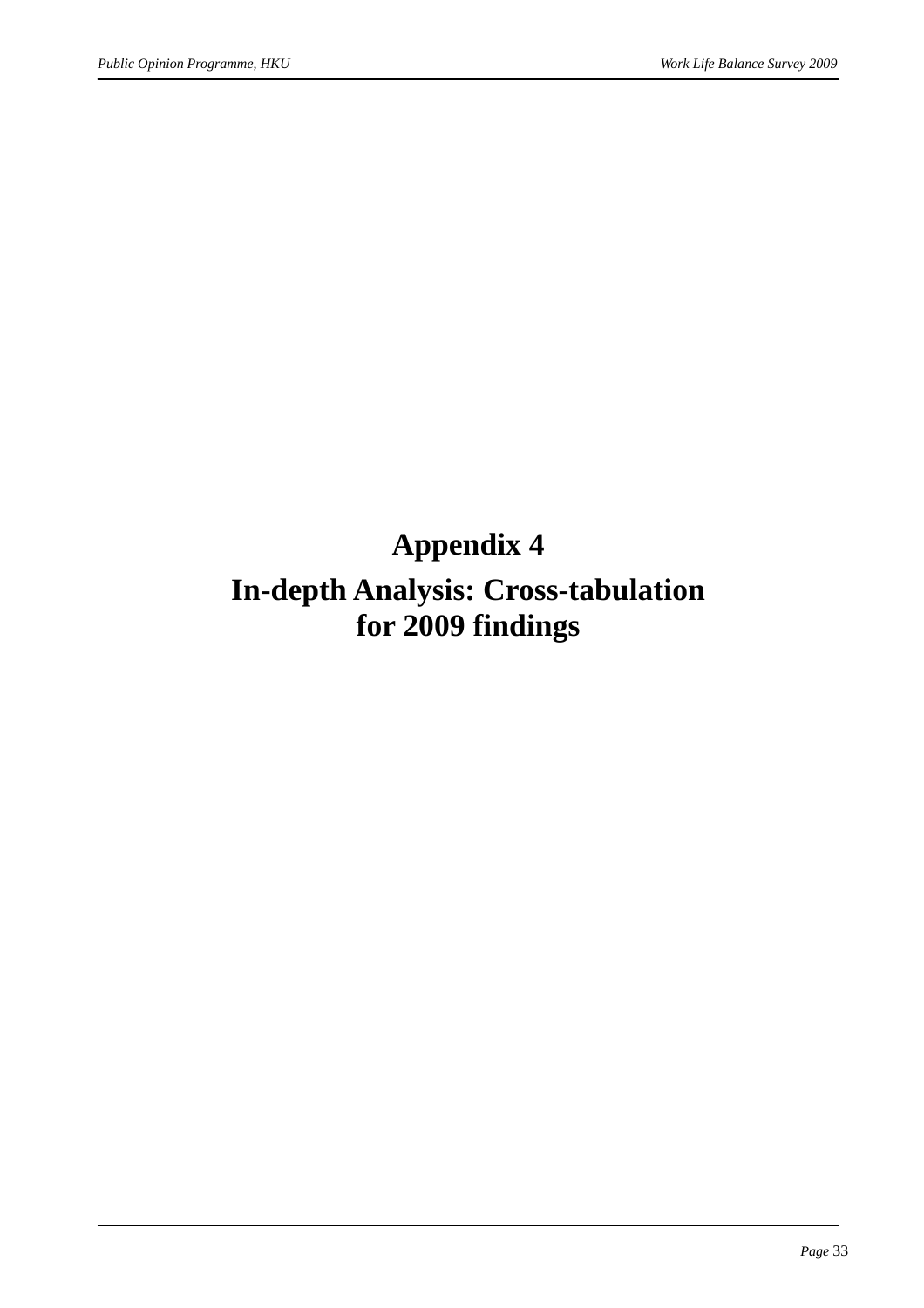# Appendix 4

# In-depth Analysis: Cross-tabulation for 2009 findings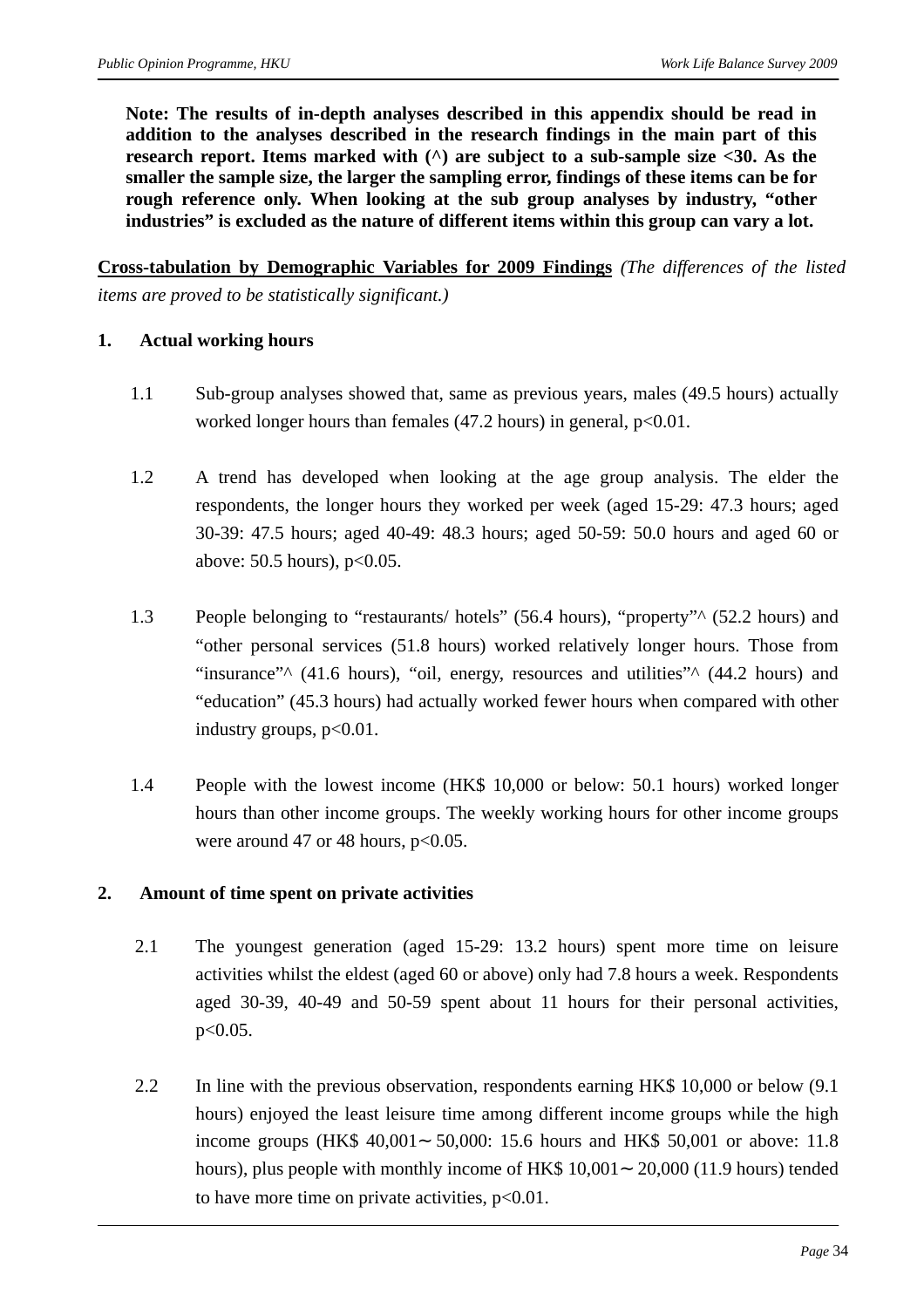**Note: The results of in-depth analyses described in this appendix should be read in addition to the analyses described in the research findings in the main part of this research report. Items marked with (^) are subject to a sub-sample size <30. As the smaller the sample size, the larger the sampling error, findings of these items can be for rough reference only. When looking at the sub group analyses by industry, "other industries" is excluded as the nature of different items within this group can vary a lot.**

**<u>Cross-tabulation by Demographic Variables for 2009 Findings</u>** *(The differences of the listed items are proved to be statistically significant.)*

## 1. Actual working hours

1.1 Sub-group analyses showed that, same as previous years, males (49.5 hours) actually worked longer hours than females (47.2 hours) in general, $p<0.01$.

1.2 A trend has developed when looking at the age group analysis. The elder the respondents, the longer hours they worked per week (aged 15-29: 47.3 hours; aged 30-39: 47.5 hours; aged 40-49: 48.3 hours; aged 50-59: 50.0 hours and aged 60 or above: 50.5 hours), $p<0.05$.

1.3 People belonging to "restaurants/ hotels" (56.4 hours), "property"^ (52.2 hours) and "other personal services (51.8 hours) worked relatively longer hours. Those from "insurance"^ (41.6 hours), "oil, energy, resources and utilities"^ (44.2 hours) and "education" (45.3 hours) had actually worked fewer hours when compared with other industry groups, $p<0.01$.

1.4 People with the lowest income (HK$ 10,000 or below: 50.1 hours) worked longer hours than other income groups. The weekly working hours for other income groups were around 47 or 48 hours, $p<0.05$.

## 2. Amount of time spent on private activities

2.1 The youngest generation (aged 15-29: 13.2 hours) spent more time on leisure activities whilst the eldest (aged 60 or above) only had 7.8 hours a week. Respondents aged 30-39, 40-49 and 50-59 spent about 11 hours for their personal activities, $p<0.05$.

2.2 In line with the previous observation, respondents earning HK$ 10,000 or below (9.1 hours) enjoyed the least leisure time among different income groups while the high income groups (HK$ 40,001～50,000: 15.6 hours and HK$ 50,001 or above: 11.8 hours), plus people with monthly income of HK$ 10,001～20,000 (11.9 hours) tended to have more time on private activities, $p<0.01$.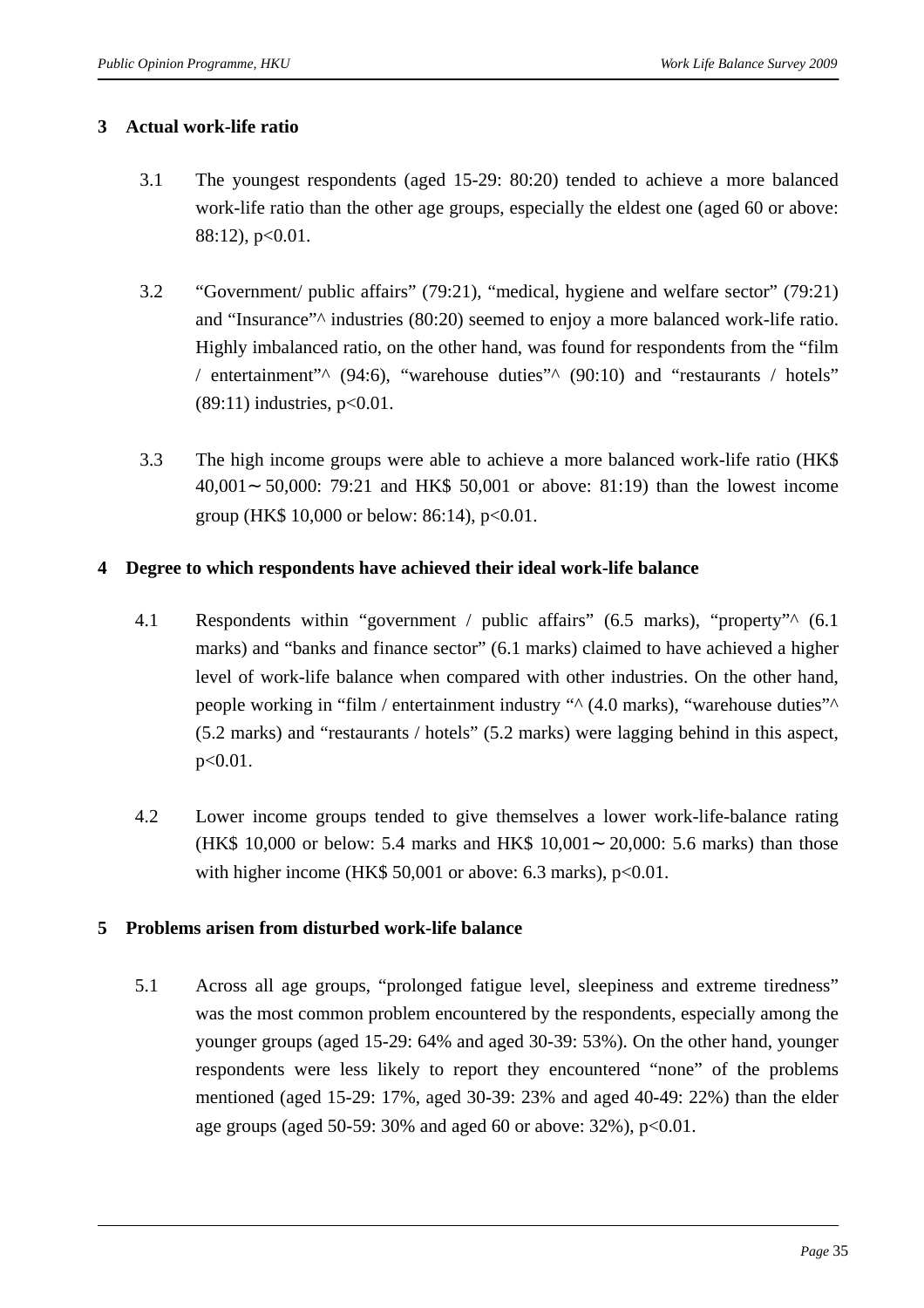## 3 Actual work-life ratio

3.1 The youngest respondents (aged 15-29: 80:20) tended to achieve a more balanced work-life ratio than the other age groups, especially the eldest one (aged 60 or above: 88:12), $p<0.01$.

3.2 "Government/ public affairs" (79:21), "medical, hygiene and welfare sector" (79:21) and "Insurance"^ industries (80:20) seemed to enjoy a more balanced work-life ratio. Highly imbalanced ratio, on the other hand, was found for respondents from the "film / entertainment"^ (94:6), "warehouse duties"^ (90:10) and "restaurants / hotels" (89:11) industries, $p<0.01$.

3.3 The high income groups were able to achieve a more balanced work-life ratio (HK$ 40,001～50,000: 79:21 and HK$ 50,001 or above: 81:19) than the lowest income group (HK$ 10,000 or below: 86:14), $p<0.01$.

## 4 Degree to which respondents have achieved their ideal work-life balance

4.1 Respondents within "government / public affairs" (6.5 marks), "property"^ (6.1 marks) and "banks and finance sector" (6.1 marks) claimed to have achieved a higher level of work-life balance when compared with other industries. On the other hand, people working in "film / entertainment industry "^ (4.0 marks), "warehouse duties"^ (5.2 marks) and "restaurants / hotels" (5.2 marks) were lagging behind in this aspect, $p<0.01$.

4.2 Lower income groups tended to give themselves a lower work-life-balance rating (HK$ 10,000 or below: 5.4 marks and HK$ 10,001～20,000: 5.6 marks) than those with higher income (HK$ 50,001 or above: 6.3 marks), $p<0.01$.

## 5 Problems arisen from disturbed work-life balance

5.1 Across all age groups, "prolonged fatigue level, sleepiness and extreme tiredness" was the most common problem encountered by the respondents, especially among the younger groups (aged 15-29: 64% and aged 30-39: 53%). On the other hand, younger respondents were less likely to report they encountered "none" of the problems mentioned (aged 15-29: 17%, aged 30-39: 23% and aged 40-49: 22%) than the elder age groups (aged 50-59: 30% and aged 60 or above: 32%), $p<0.01$.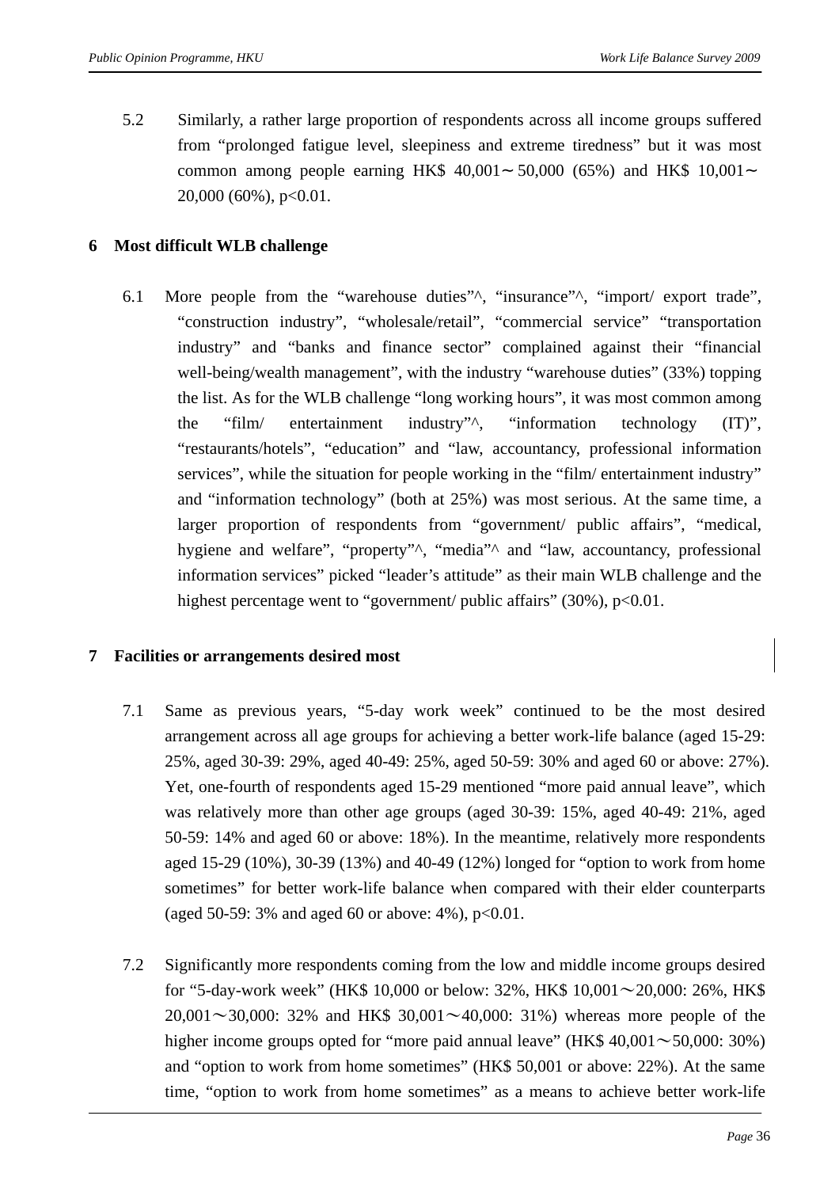5.2 Similarly, a rather large proportion of respondents across all income groups suffered from "prolonged fatigue level, sleepiness and extreme tiredness" but it was most common among people earning HK$ 40,001～50,000 (65%) and HK$ 10,001～20,000 (60%), $p<0.01$.

## 6 Most difficult WLB challenge

6.1 More people from the "warehouse duties"^, "insurance"^, "import/ export trade", "construction industry", "wholesale/retail", "commercial service" "transportation industry" and "banks and finance sector" complained against their "financial well-being/wealth management", with the industry "warehouse duties" (33%) topping the list. As for the WLB challenge "long working hours", it was most common among the "film/ entertainment industry"^, "information technology (IT)", "restaurants/hotels", "education" and "law, accountancy, professional information services", while the situation for people working in the "film/ entertainment industry" and "information technology" (both at 25%) was most serious. At the same time, a larger proportion of respondents from "government/ public affairs", "medical, hygiene and welfare", "property"^, "media"^ and "law, accountancy, professional information services" picked "leader's attitude" as their main WLB challenge and the highest percentage went to "government/ public affairs" (30%), $p<0.01$.

## 7 Facilities or arrangements desired most

7.1 Same as previous years, "5-day work week" continued to be the most desired arrangement across all age groups for achieving a better work-life balance (aged 15-29: 25%, aged 30-39: 29%, aged 40-49: 25%, aged 50-59: 30% and aged 60 or above: 27%). Yet, one-fourth of respondents aged 15-29 mentioned "more paid annual leave", which was relatively more than other age groups (aged 30-39: 15%, aged 40-49: 21%, aged 50-59: 14% and aged 60 or above: 18%). In the meantime, relatively more respondents aged 15-29 (10%), 30-39 (13%) and 40-49 (12%) longed for "option to work from home sometimes" for better work-life balance when compared with their elder counterparts (aged 50-59: 3% and aged 60 or above: 4%), $p<0.01$.

7.2 Significantly more respondents coming from the low and middle income groups desired for "5-day-work week" (HK$ 10,000 or below: 32%, HK$ 10,001～20,000: 26%, HK$ 20,001～30,000: 32% and HK$ 30,001～40,000: 31%) whereas more people of the higher income groups opted for "more paid annual leave" (HK$ 40,001～50,000: 30%) and "option to work from home sometimes" (HK$ 50,001 or above: 22%). At the same time, "option to work from home sometimes" as a means to achieve better work-life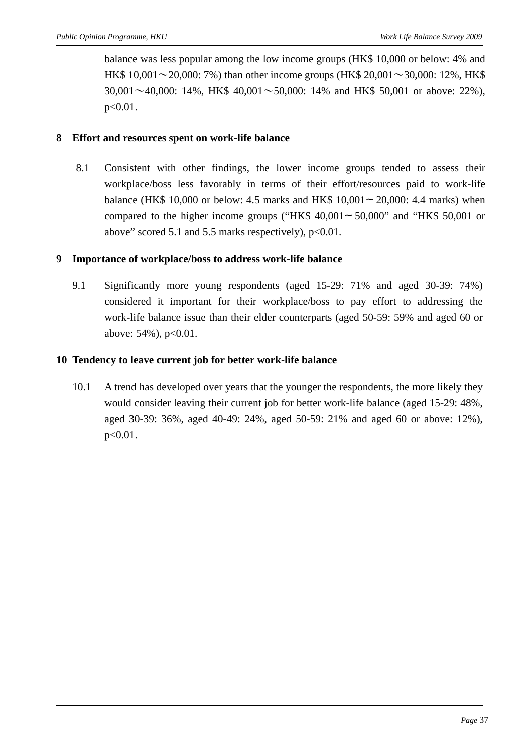balance was less popular among the low income groups (HK$ 10,000 or below: 4% and HK$ 10,001～20,000: 7%) than other income groups (HK$ 20,001～30,000: 12%, HK$ 30,001～40,000: 14%, HK$ 40,001～50,000: 14% and HK$ 50,001 or above: 22%), p<0.01.

## 8 Effort and resources spent on work-life balance

8.1 Consistent with other findings, the lower income groups tended to assess their workplace/boss less favorably in terms of their effort/resources paid to work-life balance (HK$ 10,000 or below: 4.5 marks and HK$ 10,001～20,000: 4.4 marks) when compared to the higher income groups ("HK$ 40,001～50,000" and "HK$ 50,001 or above" scored 5.1 and 5.5 marks respectively), p<0.01.

## 9 Importance of workplace/boss to address work-life balance

9.1 Significantly more young respondents (aged 15-29: 71% and aged 30-39: 74%) considered it important for their workplace/boss to pay effort to addressing the work-life balance issue than their elder counterparts (aged 50-59: 59% and aged 60 or above: 54%), p<0.01.

## 10 Tendency to leave current job for better work-life balance

10.1 A trend has developed over years that the younger the respondents, the more likely they would consider leaving their current job for better work-life balance (aged 15-29: 48%, aged 30-39: 36%, aged 40-49: 24%, aged 50-59: 21% and aged 60 or above: 12%), p<0.01.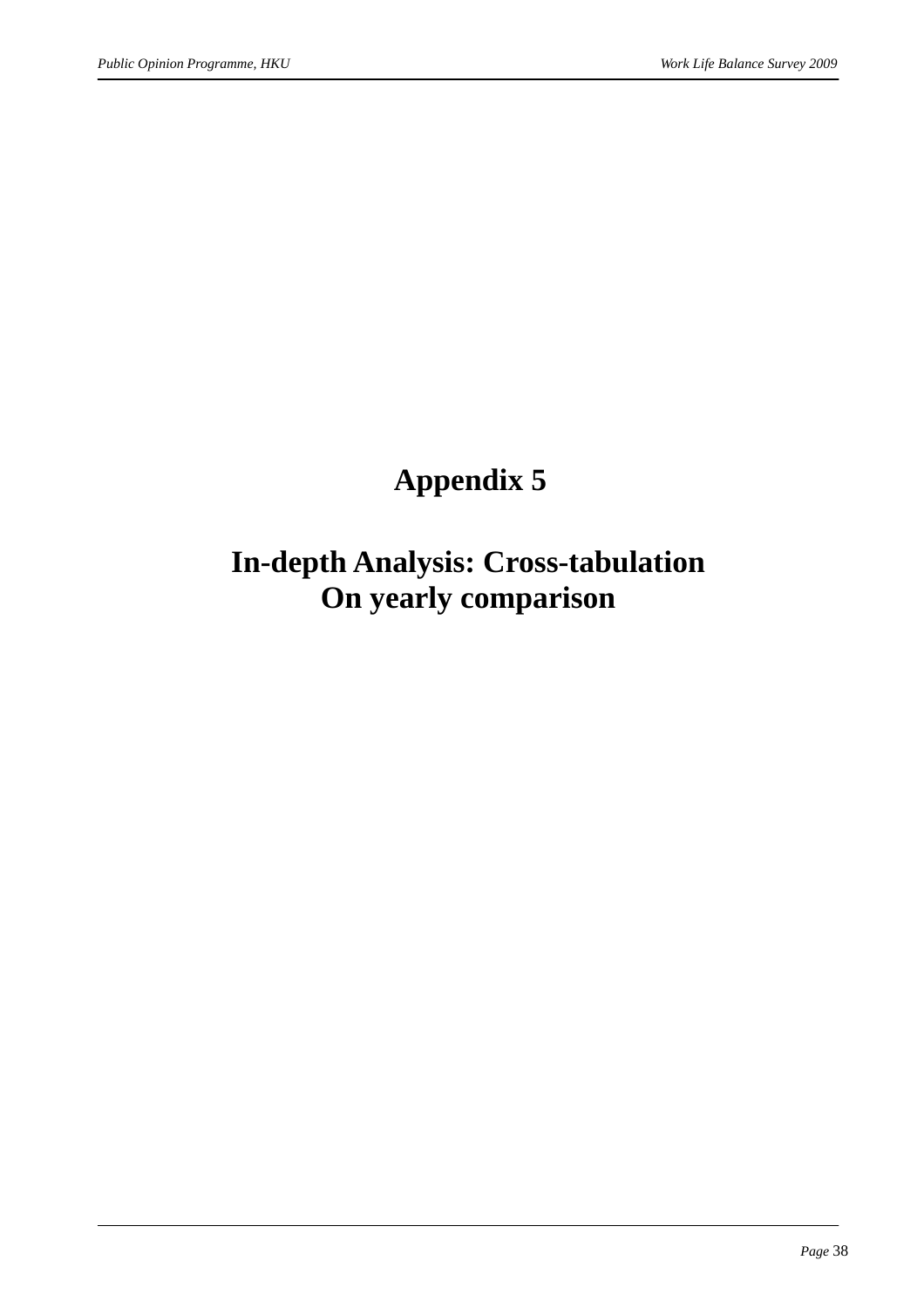# Appendix 5

# In-depth Analysis: Cross-tabulation On yearly comparison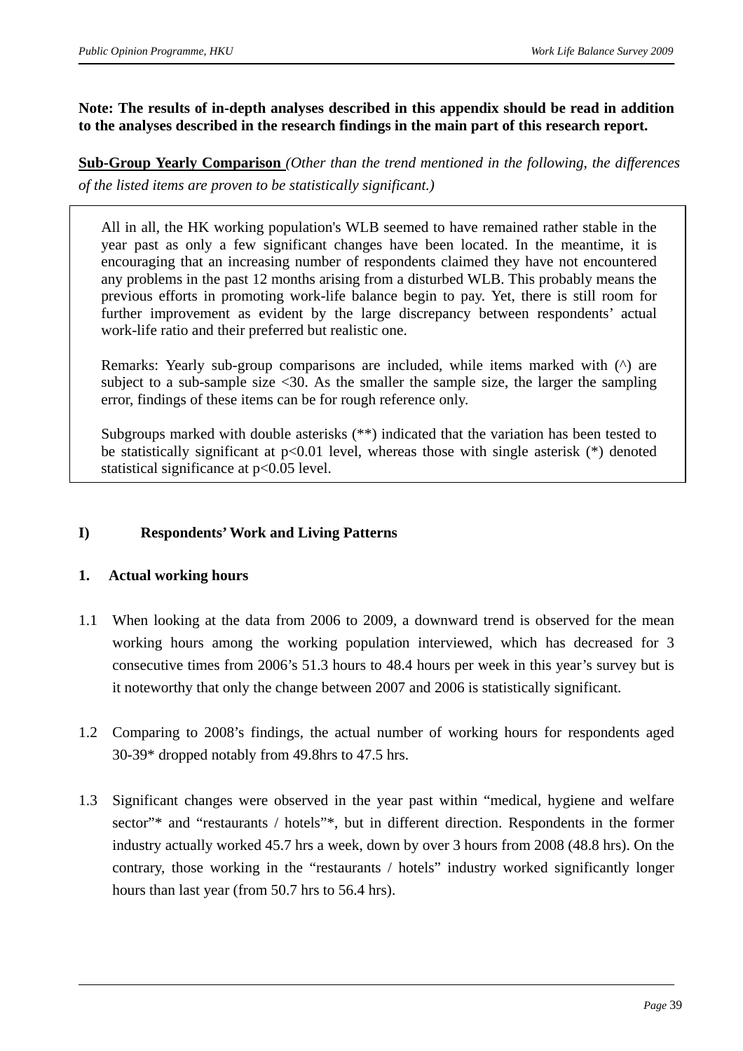**Note: The results of in-depth analyses described in this appendix should be read in addition to the analyses described in the research findings in the main part of this research report.**

**<u>Sub-Group Yearly Comparison</u>** *(Other than the trend mentioned in the following, the differences of the listed items are proven to be statistically significant.)*

> All in all, the HK working population's WLB seemed to have remained rather stable in the year past as only a few significant changes have been located. In the meantime, it is encouraging that an increasing number of respondents claimed they have not encountered any problems in the past 12 months arising from a disturbed WLB. This probably means the previous efforts in promoting work-life balance begin to pay. Yet, there is still room for further improvement as evident by the large discrepancy between respondents' actual work-life ratio and their preferred but realistic one.
>
> Remarks: Yearly sub-group comparisons are included, while items marked with (^) are subject to a sub-sample size <30. As the smaller the sample size, the larger the sampling error, findings of these items can be for rough reference only.
>
> Subgroups marked with double asterisks (**) indicated that the variation has been tested to be statistically significant at $p<0.01$ level, whereas those with single asterisk (*) denoted statistical significance at $p<0.05$ level.

## I) Respondents' Work and Living Patterns

### 1. Actual working hours

1.1 When looking at the data from 2006 to 2009, a downward trend is observed for the mean working hours among the working population interviewed, which has decreased for 3 consecutive times from 2006's 51.3 hours to 48.4 hours per week in this year's survey but is it noteworthy that only the change between 2007 and 2006 is statistically significant.

1.2 Comparing to 2008's findings, the actual number of working hours for respondents aged 30-39* dropped notably from 49.8hrs to 47.5 hrs.

1.3 Significant changes were observed in the year past within "medical, hygiene and welfare sector"* and "restaurants / hotels"*, but in different direction. Respondents in the former industry actually worked 45.7 hrs a week, down by over 3 hours from 2008 (48.8 hrs). On the contrary, those working in the "restaurants / hotels" industry worked significantly longer hours than last year (from 50.7 hrs to 56.4 hrs).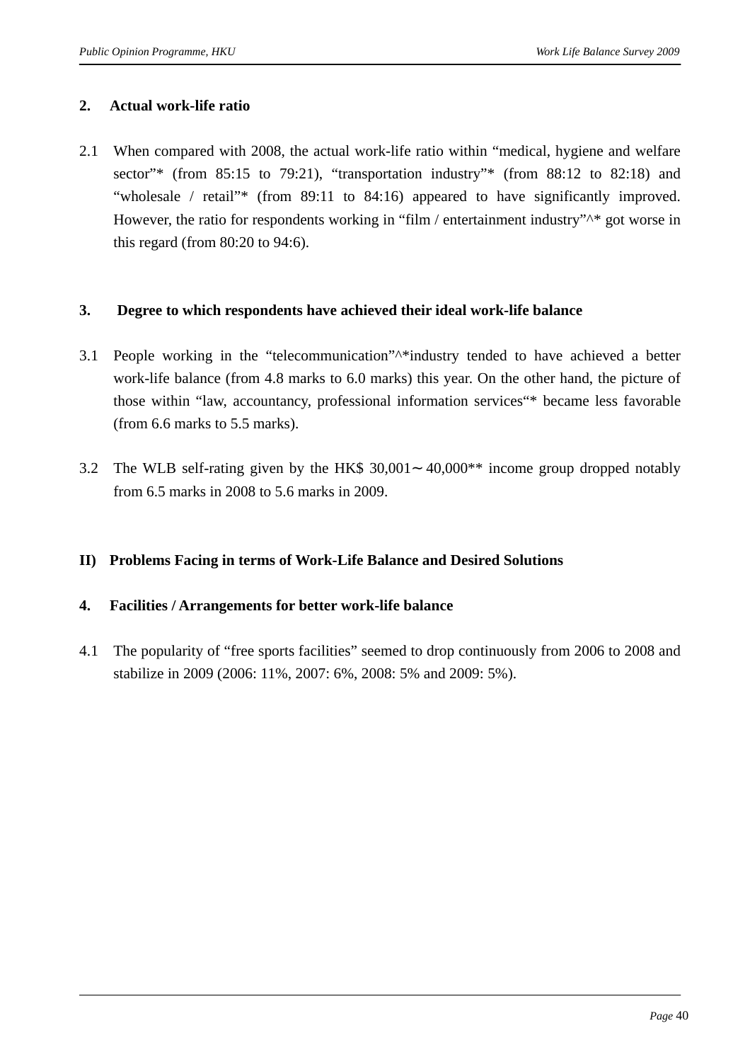## 2. Actual work-life ratio

2.1 When compared with 2008, the actual work-life ratio within “medical, hygiene and welfare sector”* (from 85:15 to 79:21), “transportation industry”* (from 88:12 to 82:18) and “wholesale / retail”* (from 89:11 to 84:16) appeared to have significantly improved. However, the ratio for respondents working in “film / entertainment industry”^* got worse in this regard (from 80:20 to 94:6).

## 3. Degree to which respondents have achieved their ideal work-life balance

3.1 People working in the “telecommunication”^*industry tended to have achieved a better work-life balance (from 4.8 marks to 6.0 marks) this year. On the other hand, the picture of those within “law, accountancy, professional information services“* became less favorable (from 6.6 marks to 5.5 marks).

3.2 The WLB self-rating given by the HK$ 30,001～40,000** income group dropped notably from 6.5 marks in 2008 to 5.6 marks in 2009.

## II) Problems Facing in terms of Work-Life Balance and Desired Solutions

## 4. Facilities / Arrangements for better work-life balance

4.1 The popularity of “free sports facilities” seemed to drop continuously from 2006 to 2008 and stabilize in 2009 (2006: 11%, 2007: 6%, 2008: 5% and 2009: 5%).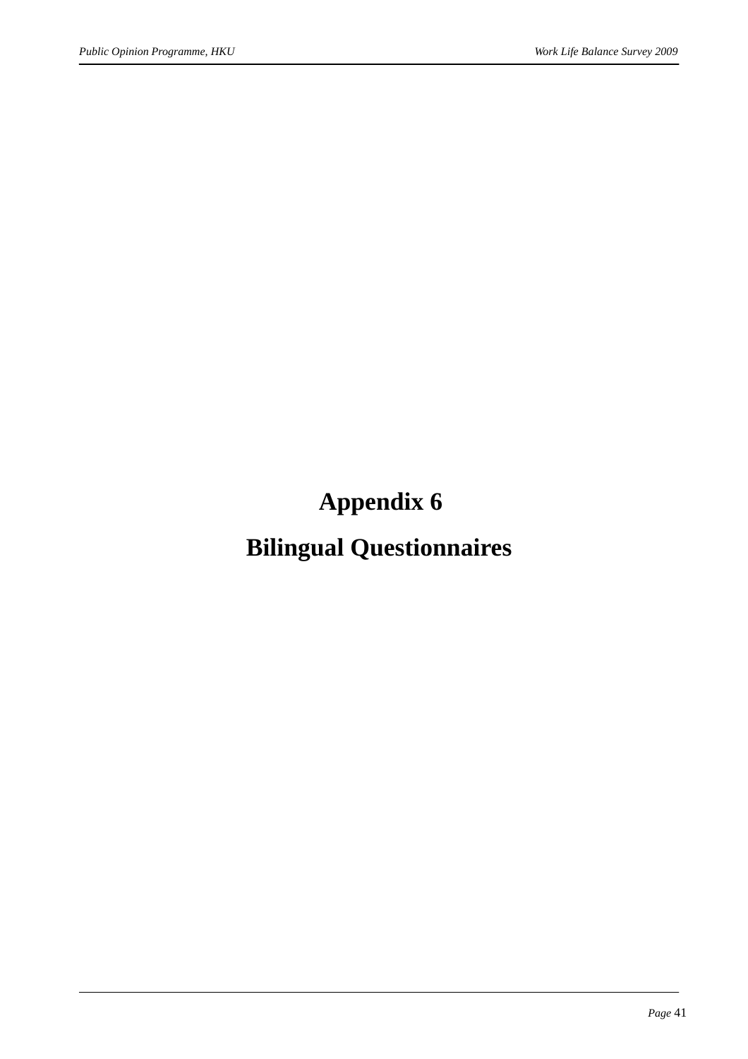# Appendix 6

# Bilingual Questionnaires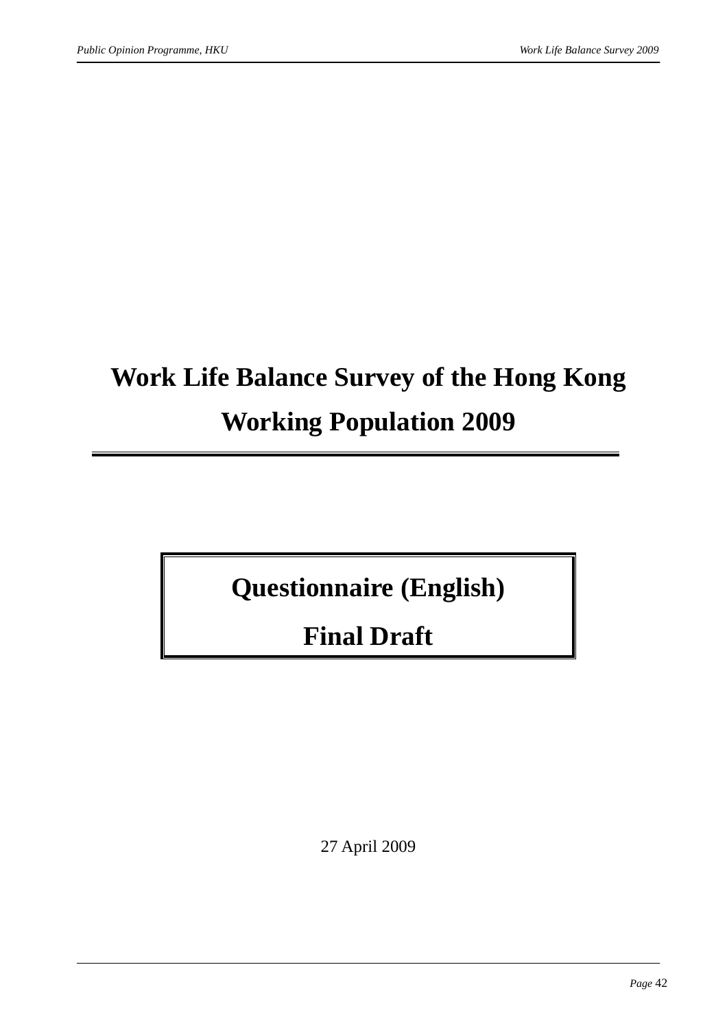# Work Life Balance Survey of the Hong Kong Working Population 2009

## Questionnaire (English)

## Final Draft

27 April 2009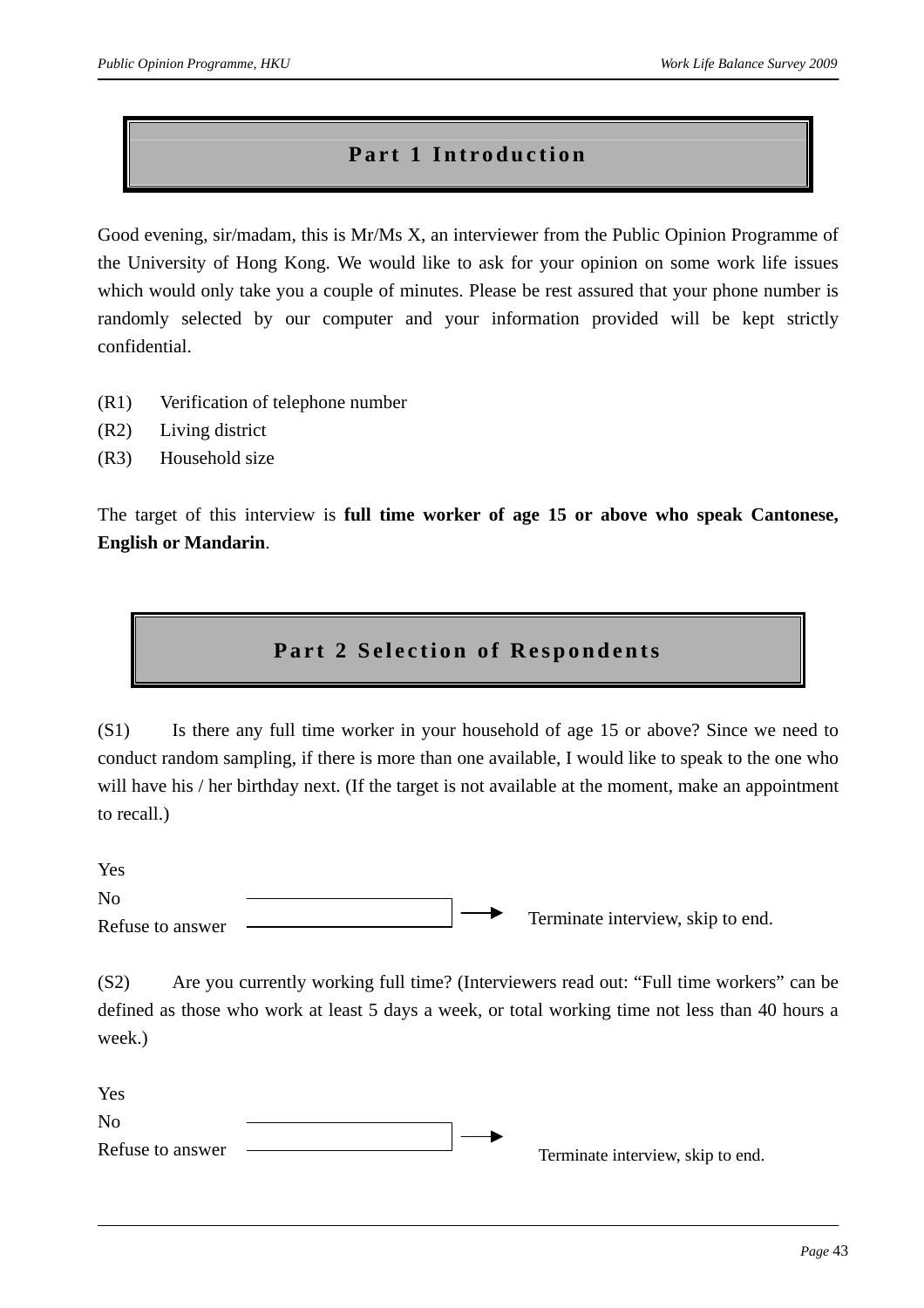# Part 1 Introduction

Good evening, sir/madam, this is Mr/Ms X, an interviewer from the Public Opinion Programme of the University of Hong Kong. We would like to ask for your opinion on some work life issues which would only take you a couple of minutes. Please be rest assured that your phone number is randomly selected by our computer and your information provided will be kept strictly confidential.

(R1) Verification of telephone number
(R2) Living district
(R3) Household size

The target of this interview is **full time worker of age 15 or above who speak Cantonese, English or Mandarin**.

# Part 2 Selection of Respondents

(S1) Is there any full time worker in your household of age 15 or above? Since we need to conduct random sampling, if there is more than one available, I would like to speak to the one who will have his / her birthday next. (If the target is not available at the moment, make an appointment to recall.)

Yes
No
Refuse to answer → Terminate interview, skip to end.

(S2) Are you currently working full time? (Interviewers read out: "Full time workers" can be defined as those who work at least 5 days a week, or total working time not less than 40 hours a week.)

Yes
No
Refuse to answer → Terminate interview, skip to end.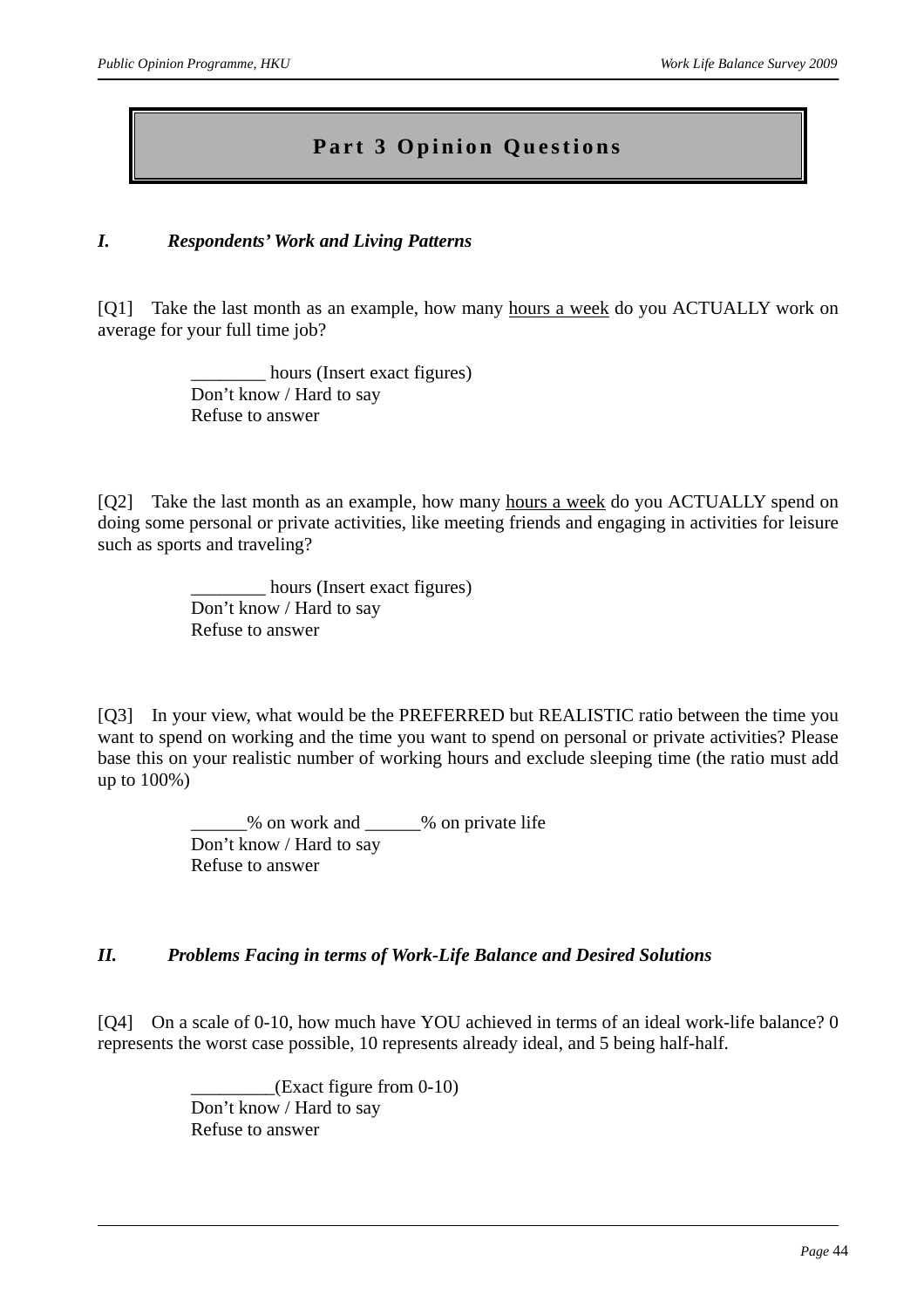# Part 3 Opinion Questions

### *I. Respondents' Work and Living Patterns*

[Q1] Take the last month as an example, how many <u>hours a week</u> do you ACTUALLY work on average for your full time job?

> ________ hours (Insert exact figures)
> Don't know / Hard to say
> Refuse to answer

[Q2] Take the last month as an example, how many <u>hours a week</u> do you ACTUALLY spend on doing some personal or private activities, like meeting friends and engaging in activities for leisure such as sports and traveling?

> ________ hours (Insert exact figures)
> Don't know / Hard to say
> Refuse to answer

[Q3] In your view, what would be the PREFERRED but REALISTIC ratio between the time you want to spend on working and the time you want to spend on personal or private activities? Please base this on your realistic number of working hours and exclude sleeping time (the ratio must add up to 100%)

> ______% on work and ______% on private life
> Don't know / Hard to say
> Refuse to answer

### *II. Problems Facing in terms of Work-Life Balance and Desired Solutions*

[Q4] On a scale of 0-10, how much have YOU achieved in terms of an ideal work-life balance? 0 represents the worst case possible, 10 represents already ideal, and 5 being half-half.

> _________(Exact figure from 0-10)
> Don't know / Hard to say
> Refuse to answer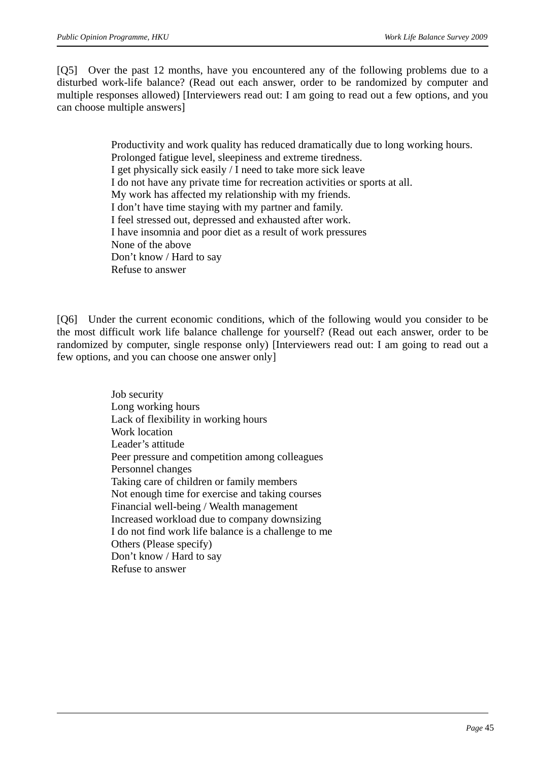[Q5] Over the past 12 months, have you encountered any of the following problems due to a disturbed work-life balance? (Read out each answer, order to be randomized by computer and multiple responses allowed) [Interviewers read out: I am going to read out a few options, and you can choose multiple answers]

Productivity and work quality has reduced dramatically due to long working hours.
Prolonged fatigue level, sleepiness and extreme tiredness.
I get physically sick easily / I need to take more sick leave
I do not have any private time for recreation activities or sports at all.
My work has affected my relationship with my friends.
I don't have time staying with my partner and family.
I feel stressed out, depressed and exhausted after work.
I have insomnia and poor diet as a result of work pressures
None of the above
Don't know / Hard to say
Refuse to answer

[Q6] Under the current economic conditions, which of the following would you consider to be the most difficult work life balance challenge for yourself? (Read out each answer, order to be randomized by computer, single response only) [Interviewers read out: I am going to read out a few options, and you can choose one answer only]

Job security
Long working hours
Lack of flexibility in working hours
Work location
Leader's attitude
Peer pressure and competition among colleagues
Personnel changes
Taking care of children or family members
Not enough time for exercise and taking courses
Financial well-being / Wealth management
Increased workload due to company downsizing
I do not find work life balance is a challenge to me
Others (Please specify)
Don't know / Hard to say
Refuse to answer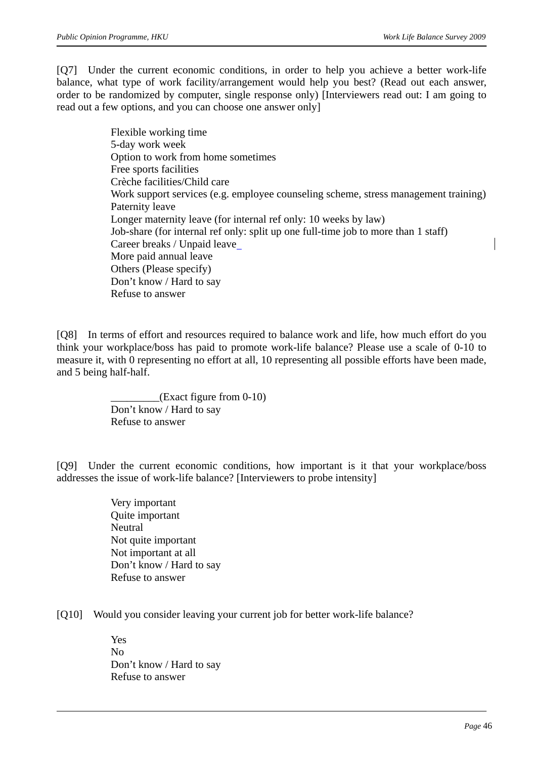[Q7] Under the current economic conditions, in order to help you achieve a better work-life balance, what type of work facility/arrangement would help you best? (Read out each answer, order to be randomized by computer, single response only) [Interviewers read out: I am going to read out a few options, and you can choose one answer only]

Flexible working time
5-day work week
Option to work from home sometimes
Free sports facilities
Crèche facilities/Child care
Work support services (e.g. employee counseling scheme, stress management training)
Paternity leave
Longer maternity leave (for internal ref only: 10 weeks by law)
Job-share (for internal ref only: split up one full-time job to more than 1 staff)
Career breaks / Unpaid leave
More paid annual leave
Others (Please specify)
Don't know / Hard to say
Refuse to answer

[Q8] In terms of effort and resources required to balance work and life, how much effort do you think your workplace/boss has paid to promote work-life balance? Please use a scale of 0-10 to measure it, with 0 representing no effort at all, 10 representing all possible efforts have been made, and 5 being half-half.

_________(Exact figure from 0-10)
Don't know / Hard to say
Refuse to answer

[Q9] Under the current economic conditions, how important is it that your workplace/boss addresses the issue of work-life balance? [Interviewers to probe intensity]

Very important
Quite important
Neutral
Not quite important
Not important at all
Don't know / Hard to say
Refuse to answer

[Q10] Would you consider leaving your current job for better work-life balance?

Yes
No
Don't know / Hard to say
Refuse to answer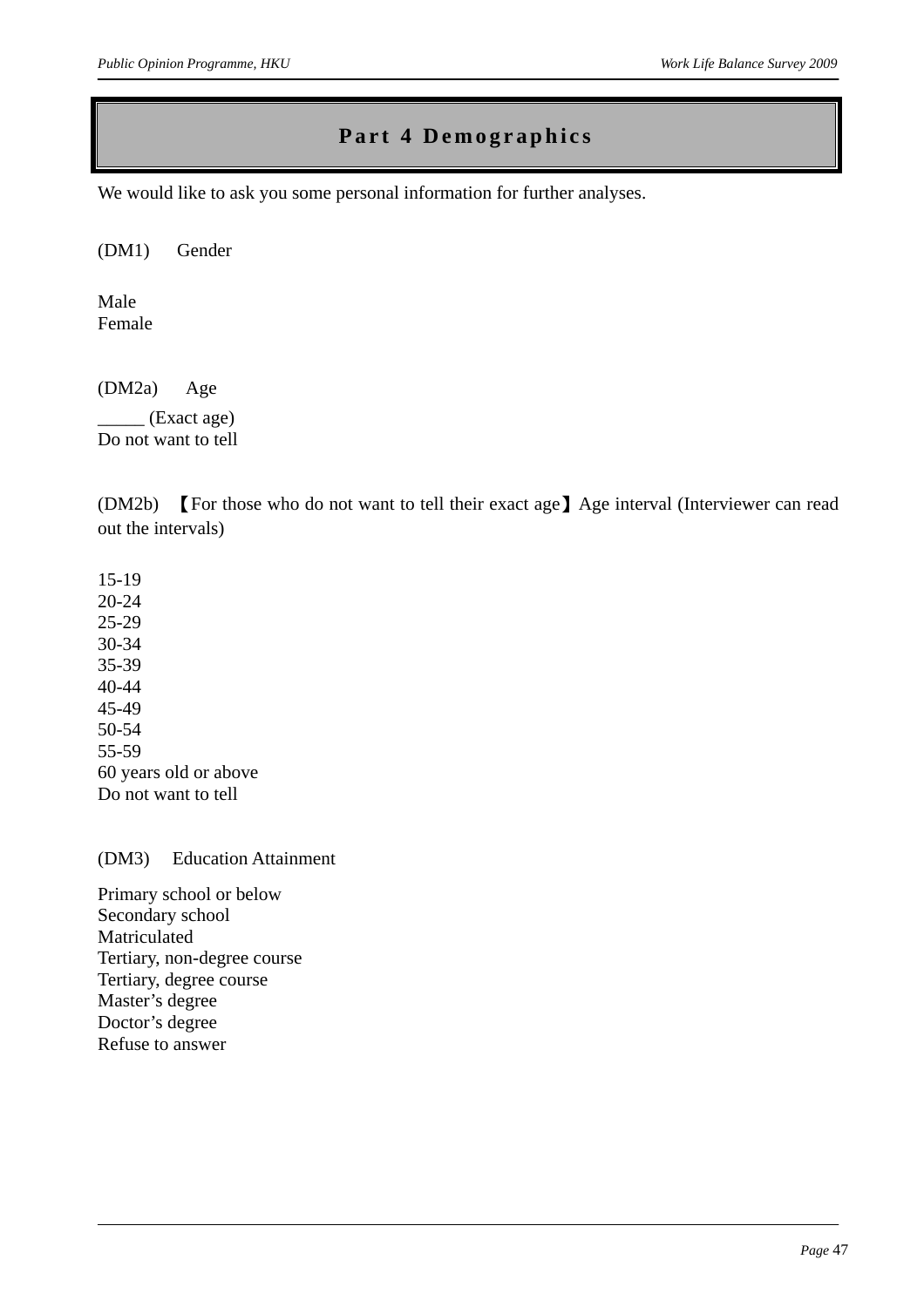# Part 4 Demographics

We would like to ask you some personal information for further analyses.

(DM1) Gender

Male
Female

(DM2a) Age

_____ (Exact age)
Do not want to tell

(DM2b) 【For those who do not want to tell their exact age】Age interval (Interviewer can read out the intervals)

15-19
20-24
25-29
30-34
35-39
40-44
45-49
50-54
55-59
60 years old or above
Do not want to tell

(DM3) Education Attainment

Primary school or below
Secondary school
Matriculated
Tertiary, non-degree course
Tertiary, degree course
Master's degree
Doctor's degree
Refuse to answer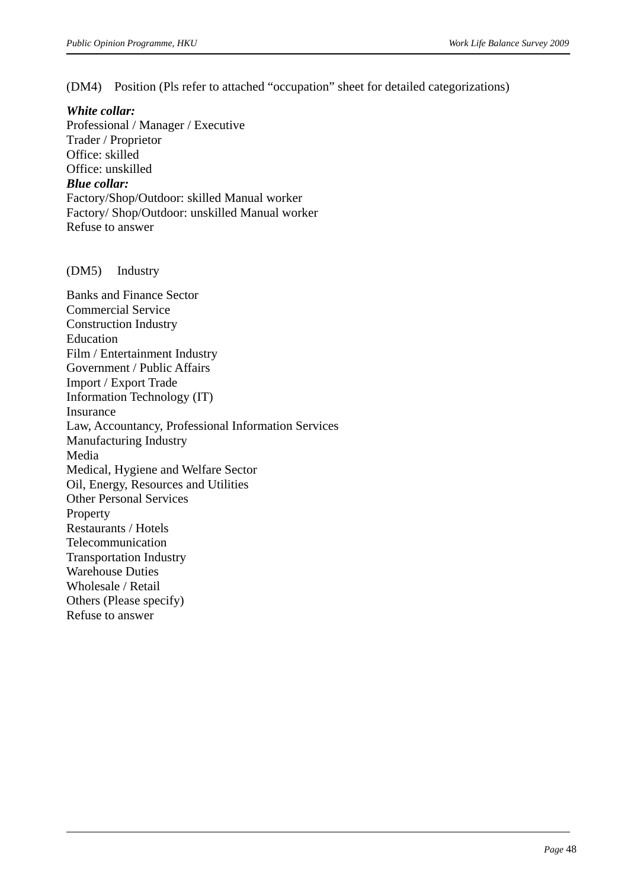(DM4) Position (Pls refer to attached "occupation" sheet for detailed categorizations)

***White collar:***
Professional / Manager / Executive
Trader / Proprietor
Office: skilled
Office: unskilled
***Blue collar:***
Factory/Shop/Outdoor: skilled Manual worker
Factory/ Shop/Outdoor: unskilled Manual worker
Refuse to answer

(DM5) Industry

Banks and Finance Sector
Commercial Service
Construction Industry
Education
Film / Entertainment Industry
Government / Public Affairs
Import / Export Trade
Information Technology (IT)
Insurance
Law, Accountancy, Professional Information Services
Manufacturing Industry
Media
Medical, Hygiene and Welfare Sector
Oil, Energy, Resources and Utilities
Other Personal Services
Property
Restaurants / Hotels
Telecommunication
Transportation Industry
Warehouse Duties
Wholesale / Retail
Others (Please specify)
Refuse to answer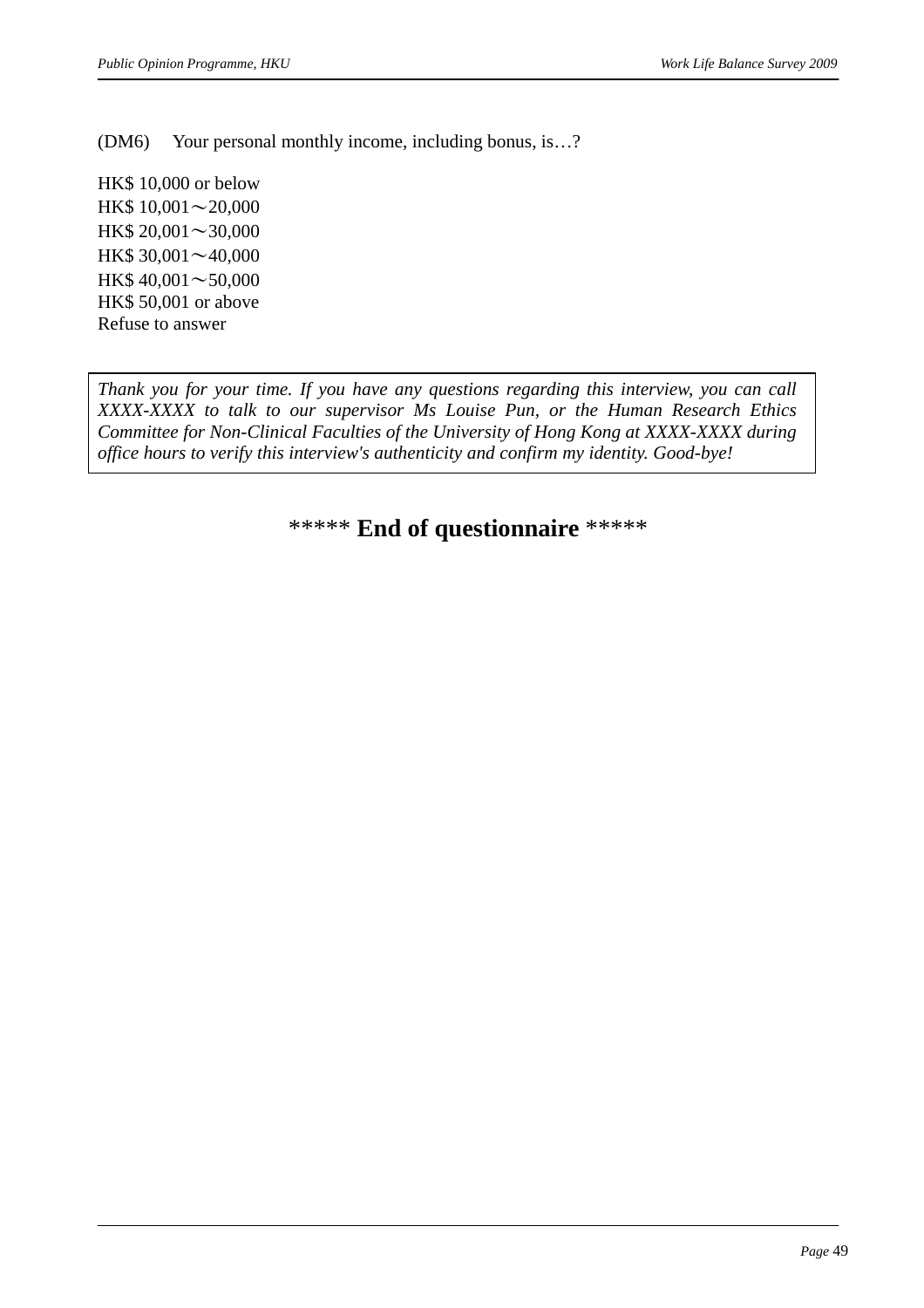(DM6) Your personal monthly income, including bonus, is…?

HK$ 10,000 or below
HK$ 10,001～20,000
HK$ 20,001～30,000
HK$ 30,001～40,000
HK$ 40,001～50,000
HK$ 50,001 or above
Refuse to answer

*Thank you for your time. If you have any questions regarding this interview, you can call XXXX-XXXX to talk to our supervisor Ms Louise Pun, or the Human Research Ethics Committee for Non-Clinical Faculties of the University of Hong Kong at XXXX-XXXX during office hours to verify this interview's authenticity and confirm my identity. Good-bye!*

***** **End of questionnaire** *****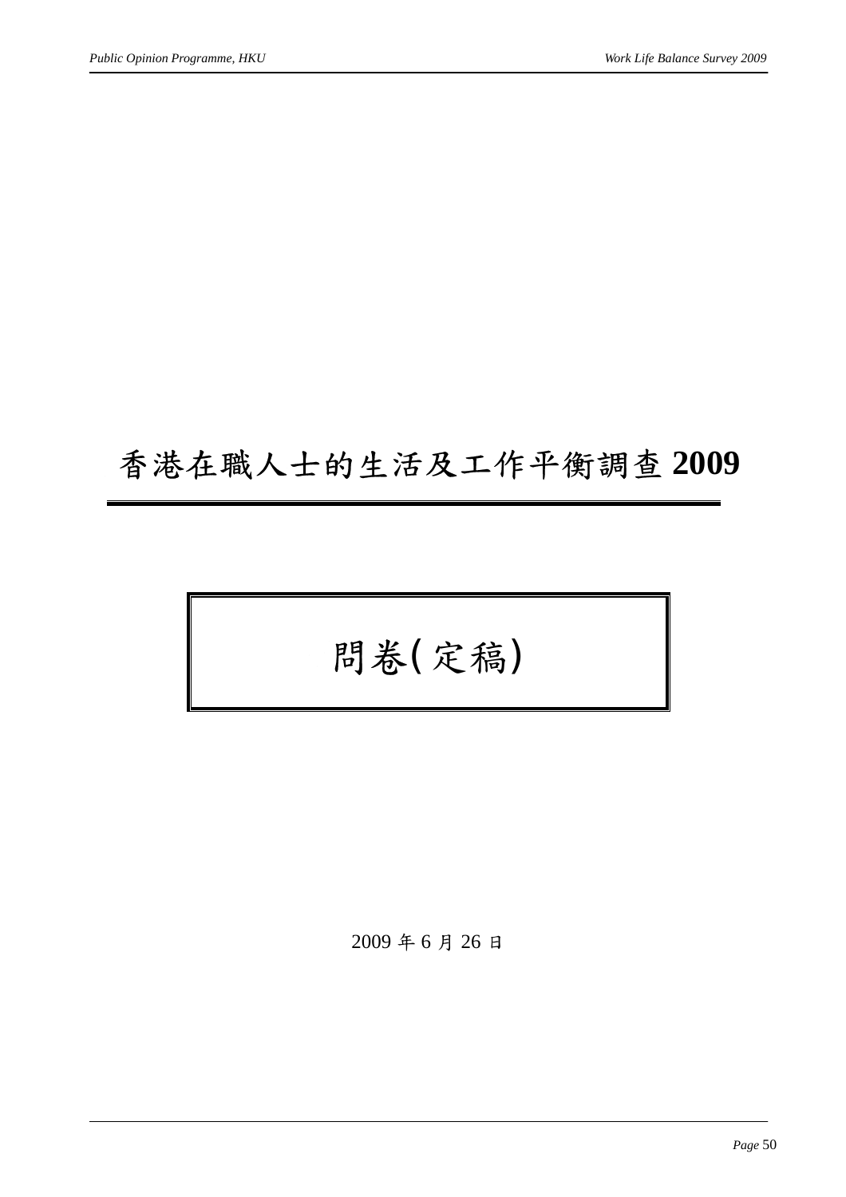# 香港在職人士的生活及工作平衡調查 **2009**

## 問卷(定稿)

2009 年 6 月 26 日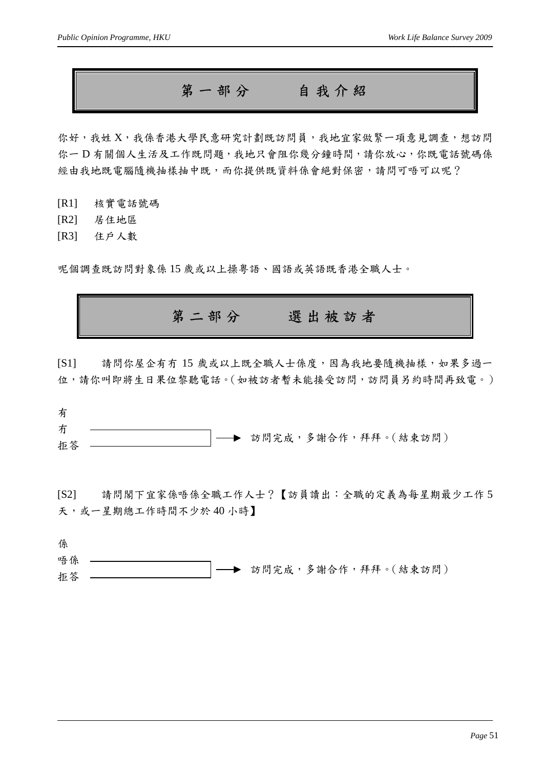# 第一部分　　自我介紹

你好，我姓 X，我係香港大學民意研究計劃既訪問員，我地宜家做緊一項意見調查，想訪問你一 D 有關個人生活及工作既問題，我地只會阻你幾分鐘時間，請你放心，你既電話號碼係經由我地既電腦隨機抽樣抽中既，而你提供既資料係會絕對保密，請問可唔可以呢？

[R1]　核實電話號碼

[R2]　居住地區

[R3]　住戶人數

呢個調查既訪問對象係 15 歲或以上操粵語、國語或英語既香港全職人士。

# 第二部分　　選出被訪者

[S1]　　請問你屋企有冇 15 歲或以上既全職人士係度，因為我地要隨機抽樣，如果多過一位，請你叫即將生日果位黎聽電話。(如被訪者暫未能接受訪問，訪問員另約時間再致電。)

有

冇 ⟶ 訪問完成，多謝合作，拜拜。(結束訪問)

拒答 ⟶ 訪問完成，多謝合作，拜拜。(結束訪問)

[S2]　　請問閣下宜家係唔係全職工作人士？【訪員讀出：全職的定義為每星期最少工作 5 天，或一星期總工作時間不少於 40 小時】

係

唔係 ⟶ 訪問完成，多謝合作，拜拜。(結束訪問)

拒答 ⟶ 訪問完成，多謝合作，拜拜。(結束訪問)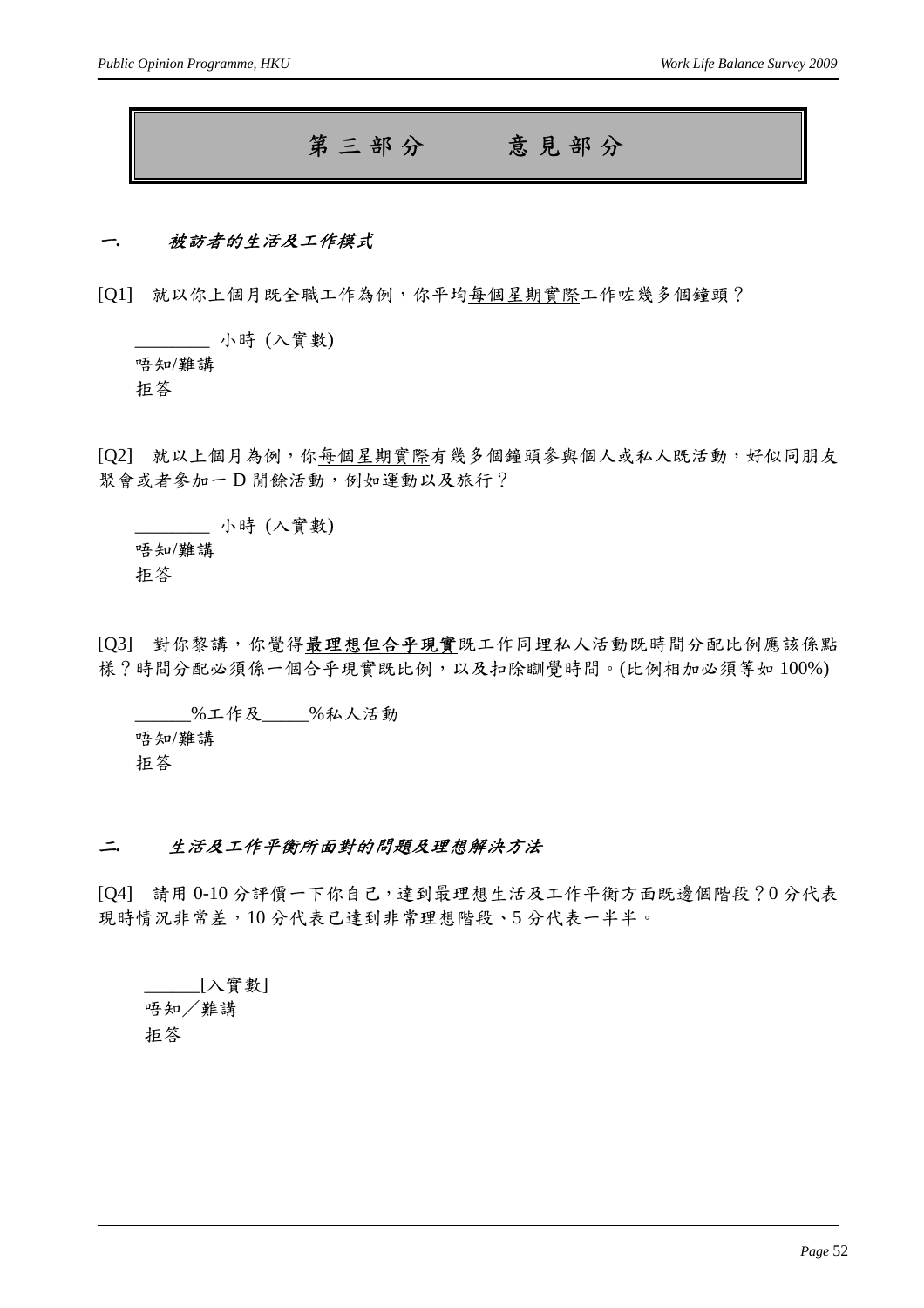# 第三部分　　意見部分

## *一.　被訪者的生活及工作模式*

[Q1]　就以你上個月既全職工作為例，你平均<u>每個星期實際</u>工作咗幾多個鐘頭？

________ 小時 (入實數)
唔知/難講
拒答

[Q2]　就以上個月為例，你<u>每個星期實際</u>有幾多個鐘頭參與個人或私人既活動，好似同朋友聚會或者參加一 D 閒餘活動，例如運動以及旅行？

________ 小時 (入實數)
唔知/難講
拒答

[Q3]　對你黎講，你覺得<u>**最理想但合乎現實**</u>既工作同埋私人活動既時間分配比例應該係點樣？時間分配必須係一個合乎現實既比例，以及扣除瞓覺時間。(比例相加必須等如 100%)

______%工作及_____%私人活動
唔知/難講
拒答

## *二.　生活及工作平衡所面對的問題及理想解決方法*

[Q4]　請用 0-10 分評價一下你自己，<u>達到</u>最理想生活及工作平衡方面既<u>邊個階段</u>？0 分代表現時情況非常差，10 分代表已達到非常理想階段、5 分代表一半半。

______[入實數]
唔知／難講
拒答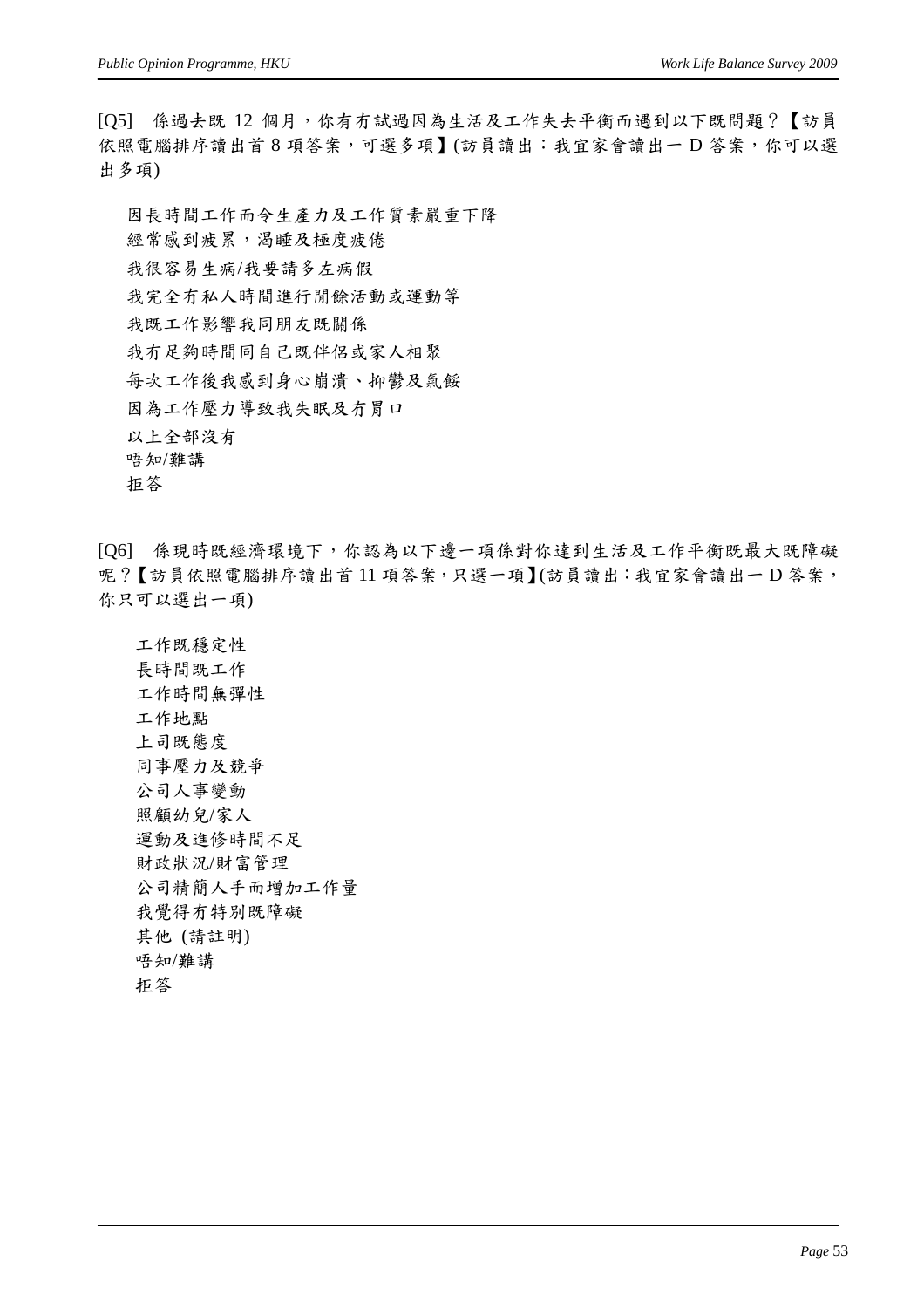[Q5] 係過去既 12 個月，你有冇試過因為生活及工作失去平衡而遇到以下既問題？【訪員依照電腦排序讀出首 8 項答案，可選多項】(訪員讀出：我宜家會讀出一 D 答案，你可以選出多項)

因長時間工作而令生產力及工作質素嚴重下降
經常感到疲累，渴睡及極度疲倦
我很容易生病/我要請多左病假
我完全冇私人時間進行閒餘活動或運動等
我既工作影響我同朋友既關係
我冇足夠時間同自己既伴侶或家人相聚
每次工作後我感到身心崩潰、抑鬱及氣餒
因為工作壓力導致我失眠及冇胃口
以上全部沒有
唔知/難講
拒答

[Q6] 係現時既經濟環境下，你認為以下邊一項係對你達到生活及工作平衡既最大既障礙呢？【訪員依照電腦排序讀出首 11 項答案，只選一項】(訪員讀出：我宜家會讀出一 D 答案，你只可以選出一項)

工作既穩定性
長時間既工作
工作時間無彈性
工作地點
上司既態度
同事壓力及競爭
公司人事變動
照顧幼兒/家人
運動及進修時間不足
財政狀況/財富管理
公司精簡人手而增加工作量
我覺得冇特別既障礙
其他 (請註明)
唔知/難講
拒答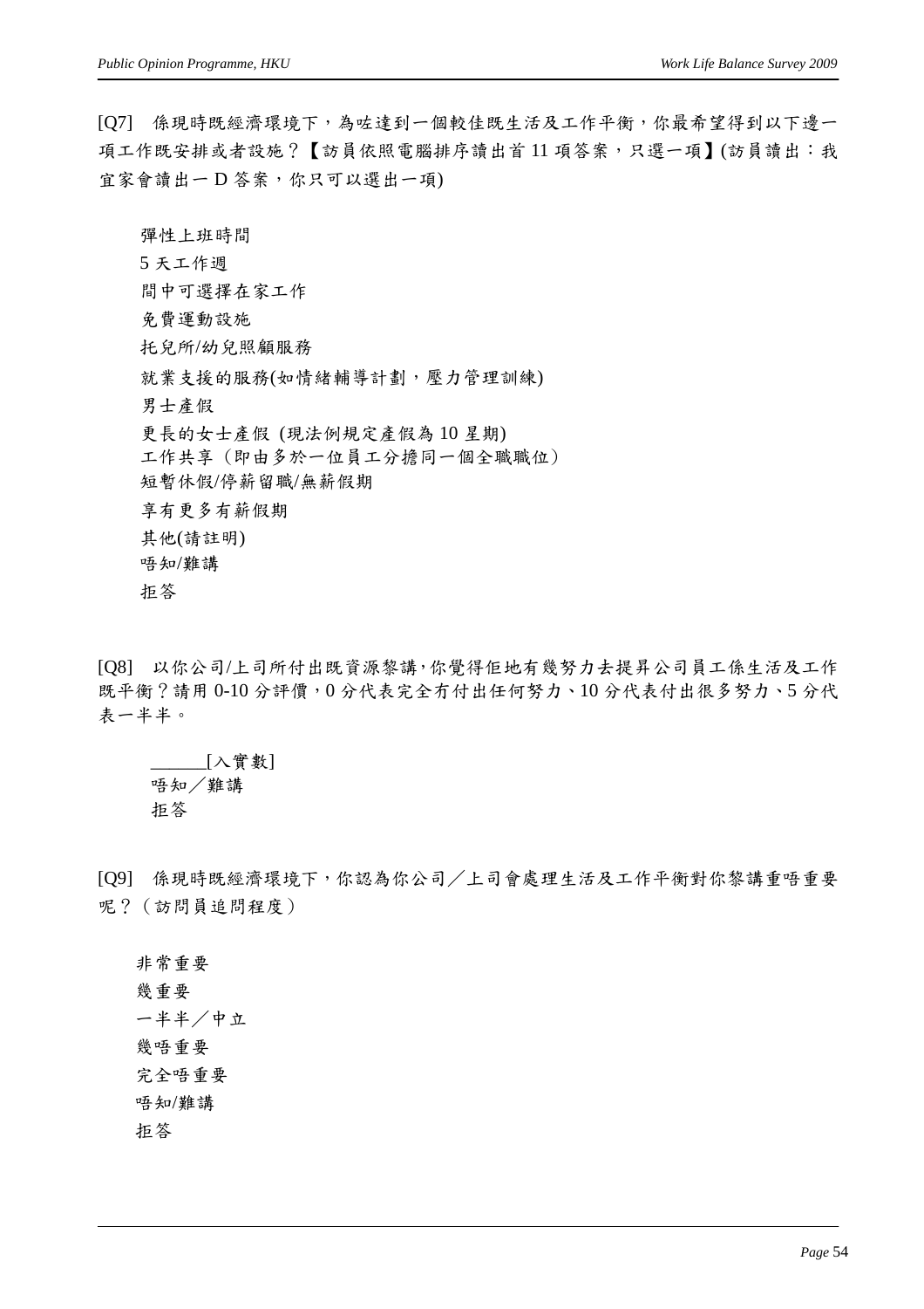[Q7] 係現時既經濟環境下，為咗達到一個較佳既生活及工作平衡，你最希望得到以下邊一項工作既安排或者設施？【訪員依照電腦排序讀出首 11 項答案，只選一項】(訪員讀出：我宜家會讀出一 D 答案，你只可以選出一項)

- 彈性上班時間
- 5 天工作週
- 間中可選擇在家工作
- 免費運動設施
- 托兒所/幼兒照顧服務
- 就業支援的服務(如情緒輔導計劃，壓力管理訓練)
- 男士產假
- 更長的女士產假 (現法例規定產假為 10 星期)
- 工作共享（即由多於一位員工分擔同一個全職職位）
- 短暫休假/停薪留職/無薪假期
- 享有更多有薪假期
- 其他(請註明)
- 唔知/難講
- 拒答

[Q8] 以你公司/上司所付出既資源黎講，你覺得佢地有幾努力去提昇公司員工係生活及工作既平衡？請用 0-10 分評價，0 分代表完全冇付出任何努力、10 分代表付出很多努力、5 分代表一半半。

- ______[入實數]
- 唔知／難講
- 拒答

[Q9] 係現時既經濟環境下，你認為你公司／上司會處理生活及工作平衡對你黎講重唔重要呢？（訪問員追問程度）

- 非常重要
- 幾重要
- 一半半／中立
- 幾唔重要
- 完全唔重要
- 唔知/難講
- 拒答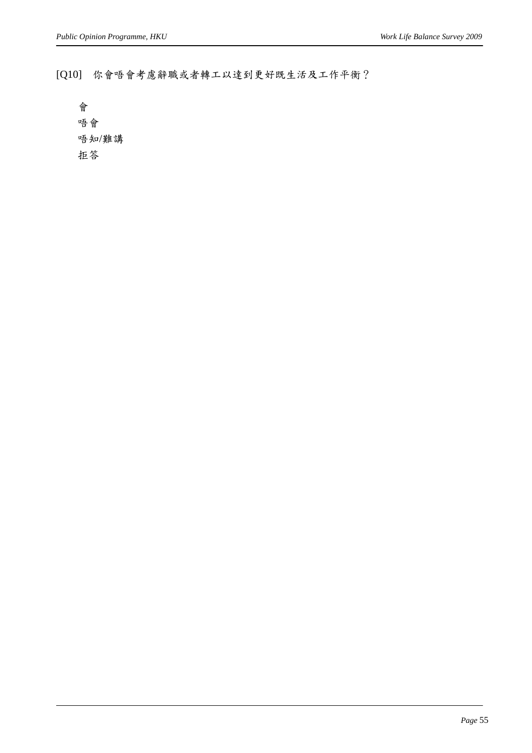[Q10] 你會唔會考慮辭職或者轉工以達到更好既生活及工作平衡？

會

唔會

唔知/難講

拒答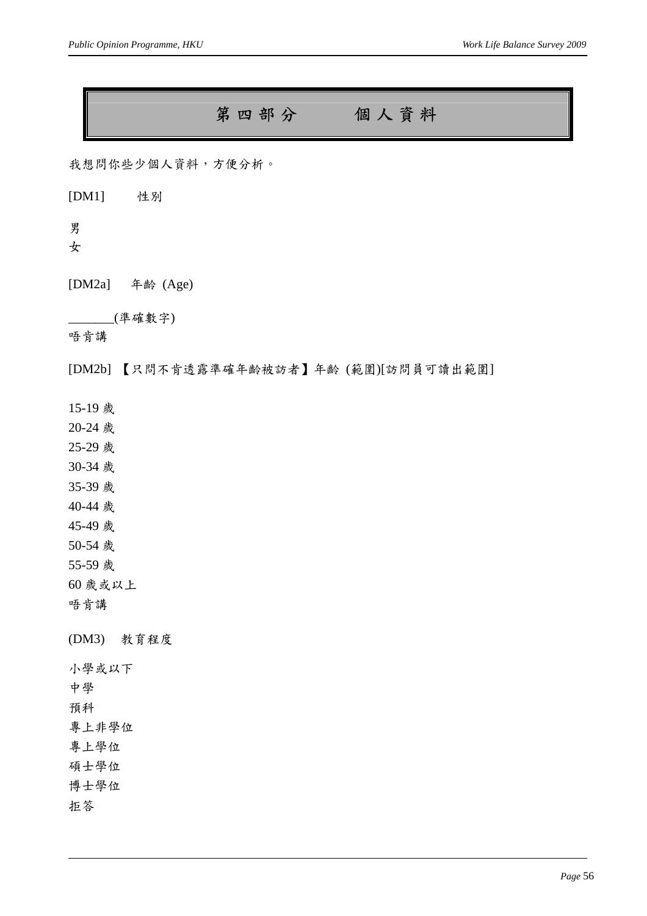# 第四部分　　個人資料

我想問你些少個人資料，方便分析。

[DM1]　　性別

男
女

[DM2a]　年齡 (Age)

_______(準確數字)
唔肯講

[DM2b] 【只問不肯透露準確年齡被訪者】年齡 (範圍)[訪問員可讀出範圍]

15-19 歲
20-24 歲
25-29 歲
30-34 歲
35-39 歲
40-44 歲
45-49 歲
50-54 歲
55-59 歲
60 歲或以上
唔肯講

(DM3)　教育程度

小學或以下
中學
預科
專上非學位
專上學位
碩士學位
博士學位
拒答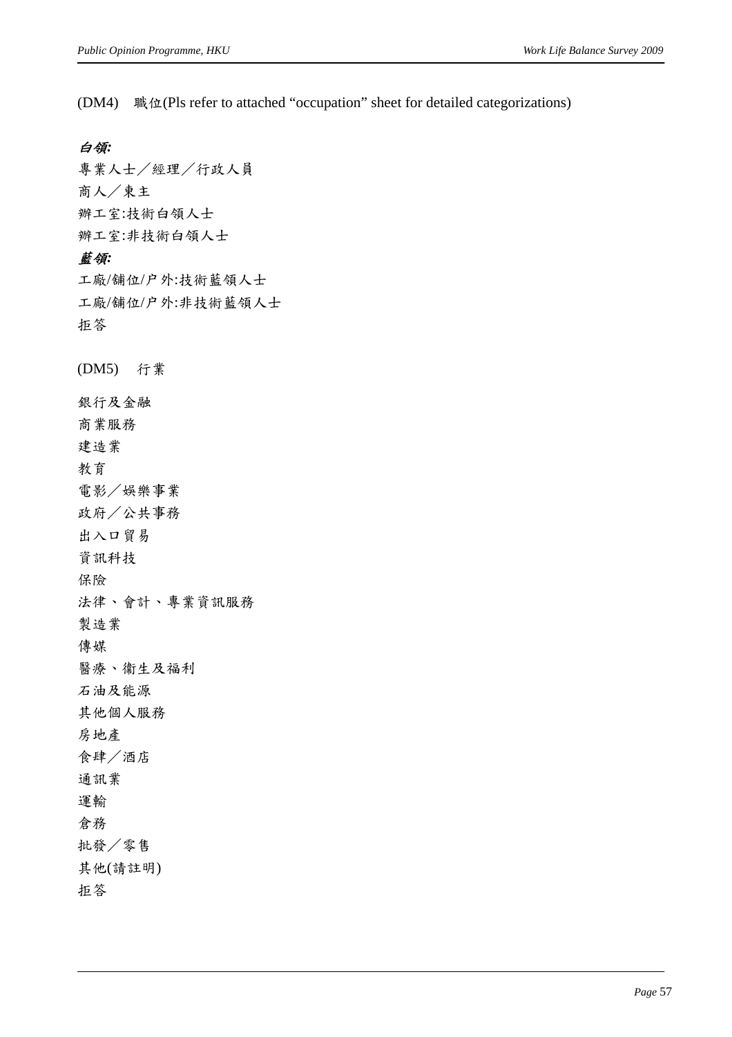(DM4) 職位(Pls refer to attached "occupation" sheet for detailed categorizations)

***白領:***

專業人士／經理／行政人員

商人／東主

辦工室:技術白領人士

辦工室:非技術白領人士

***藍領:***

工廠/鋪位/户外:技術藍領人士

工廠/鋪位/户外:非技術藍領人士

拒答

(DM5) 行業

銀行及金融

商業服務

建造業

教育

電影／娛樂事業

政府／公共事務

出入口貿易

資訊科技

保險

法律、會計、專業資訊服務

製造業

傳媒

醫療、衛生及福利

石油及能源

其他個人服務

房地產

食肆／酒店

通訊業

運輸

倉務

批發／零售

其他(請註明)

拒答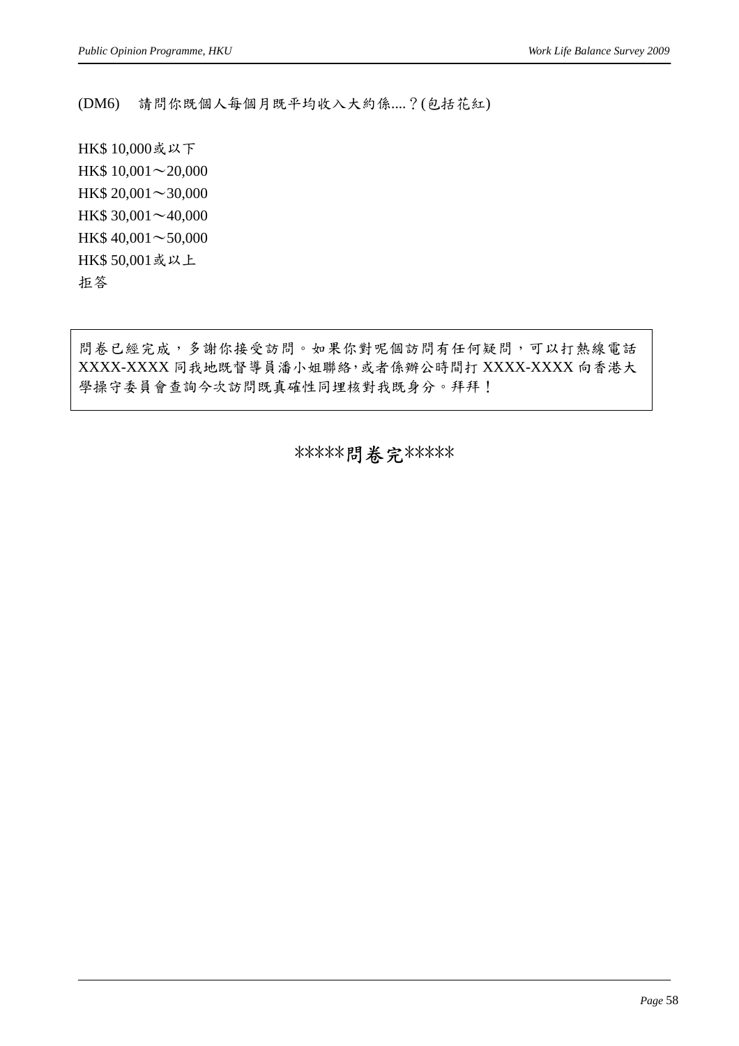(DM6)　請問你既個人每個月既平均收入大約係....？(包括花紅)

HK$ 10,000或以下  
HK$ 10,001～20,000  
HK$ 20,001～30,000  
HK$ 30,001～40,000  
HK$ 40,001～50,000  
HK$ 50,001或以上  
拒答

問卷已經完成，多謝你接受訪問。如果你對呢個訪問有任何疑問，可以打熱線電話 XXXX-XXXX 同我地既督導員潘小姐聯絡,或者係辦公時間打 XXXX-XXXX 向香港大學操守委員會查詢今次訪問既真確性同埋核對我既身分。拜拜！

*****問卷完*****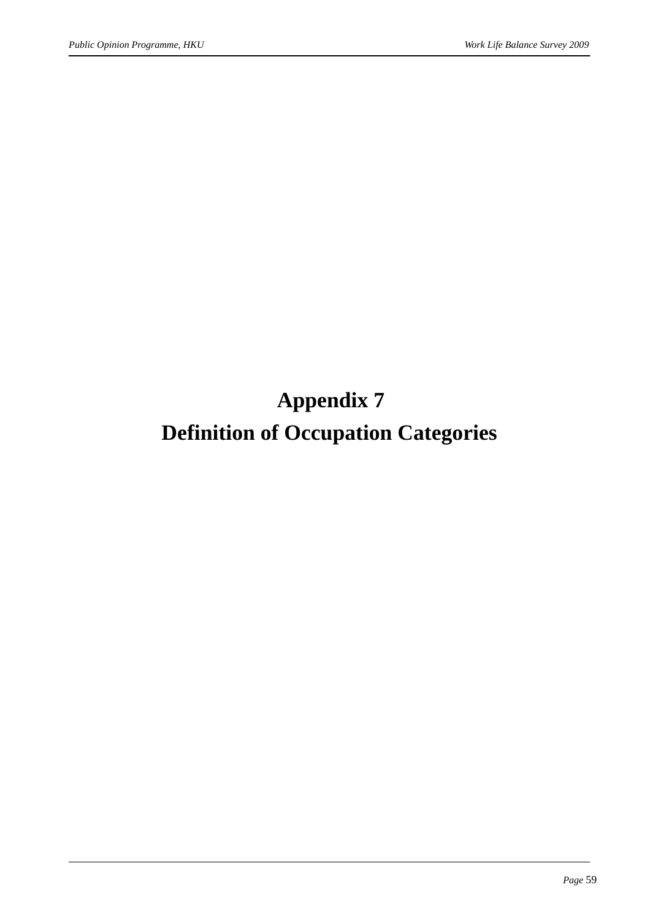# Appendix 7
# Definition of Occupation Categories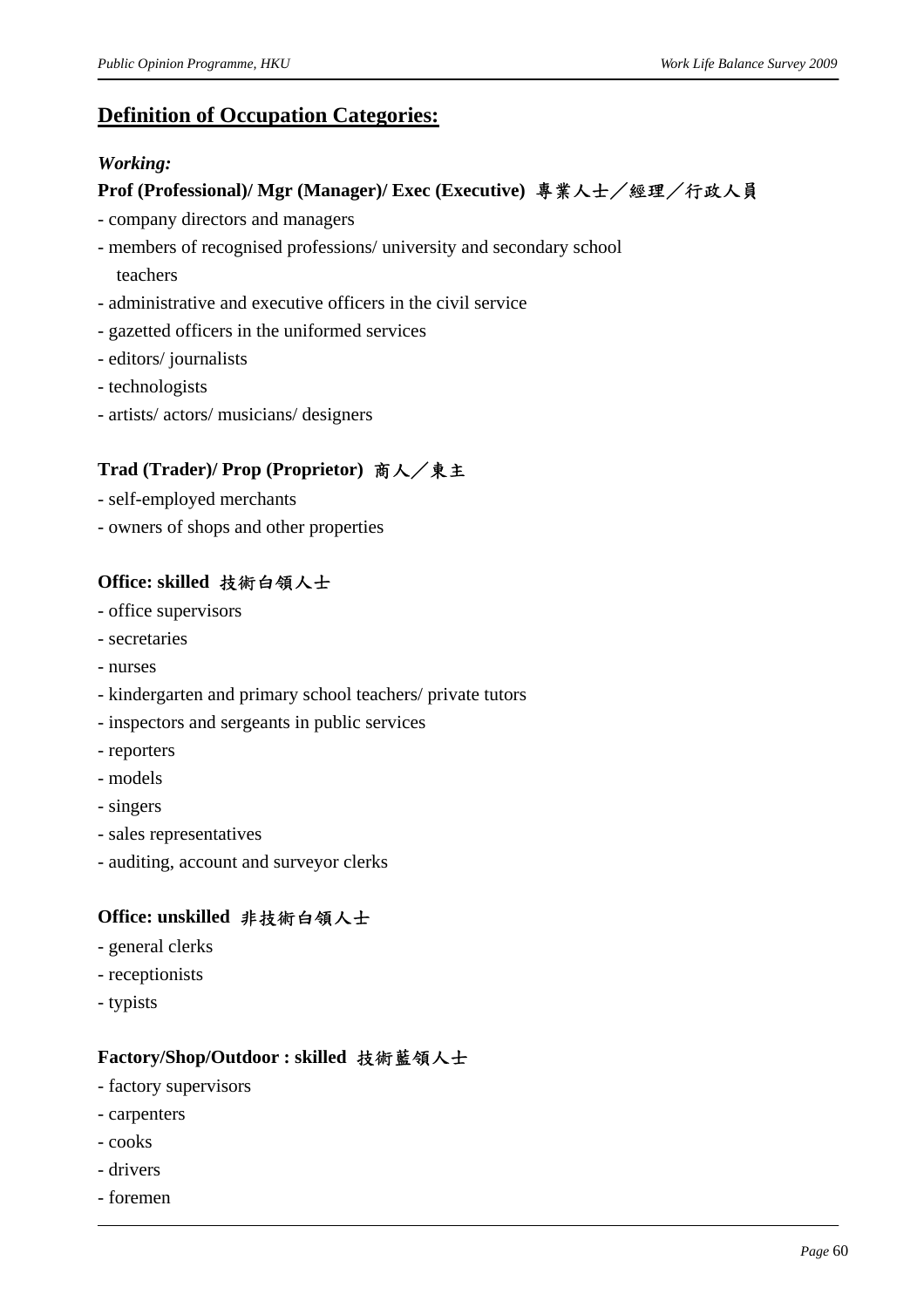## Definition of Occupation Categories:

*Working:*

**Prof (Professional)/ Mgr (Manager)/ Exec (Executive) 專業人士／經理／行政人員**

- company directors and managers
- members of recognised professions/ university and secondary school teachers
- administrative and executive officers in the civil service
- gazetted officers in the uniformed services
- editors/ journalists
- technologists
- artists/ actors/ musicians/ designers

**Trad (Trader)/ Prop (Proprietor) 商人／東主**

- self-employed merchants
- owners of shops and other properties

**Office: skilled 技術白領人士**

- office supervisors
- secretaries
- nurses
- kindergarten and primary school teachers/ private tutors
- inspectors and sergeants in public services
- reporters
- models
- singers
- sales representatives
- auditing, account and surveyor clerks

**Office: unskilled 非技術白領人士**

- general clerks
- receptionists
- typists

**Factory/Shop/Outdoor : skilled 技術藍領人士**

- factory supervisors
- carpenters
- cooks
- drivers
- foremen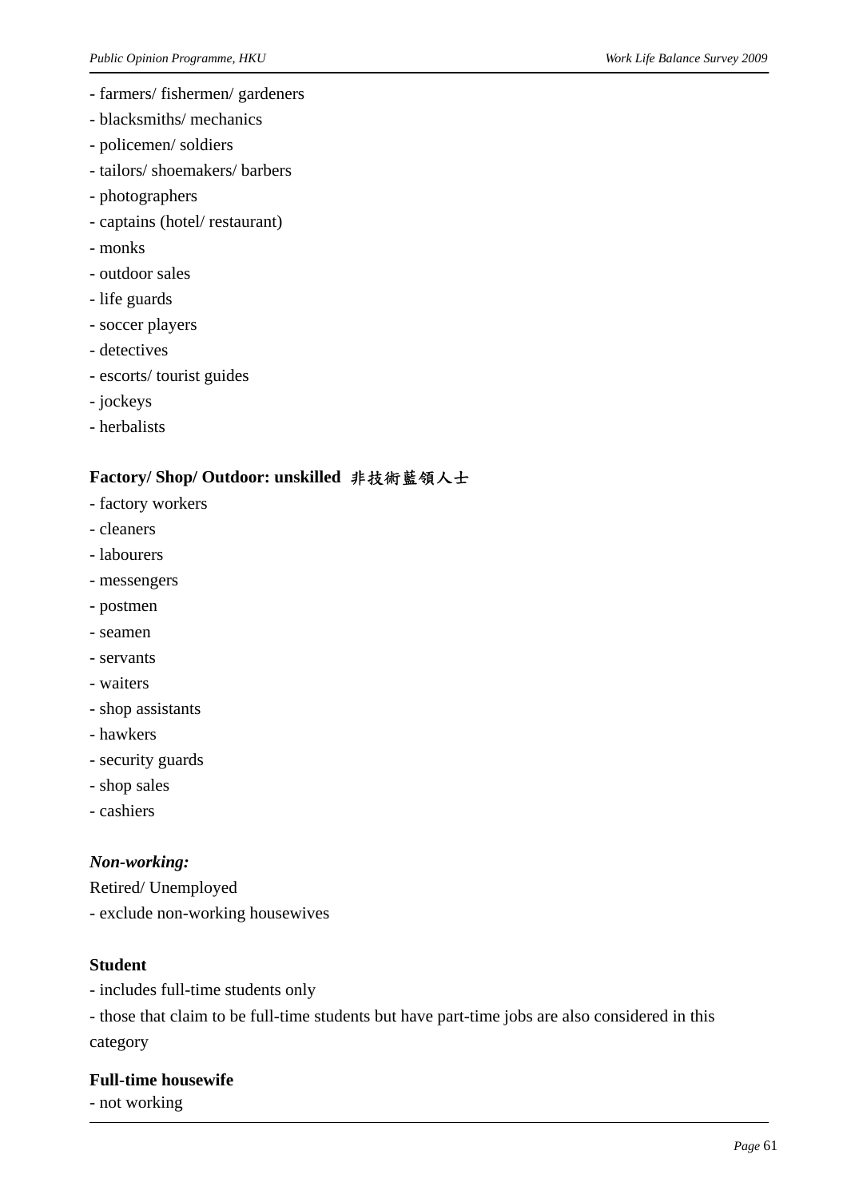- farmers/ fishermen/ gardeners
- blacksmiths/ mechanics
- policemen/ soldiers
- tailors/ shoemakers/ barbers
- photographers
- captains (hotel/ restaurant)
- monks
- outdoor sales
- life guards
- soccer players
- detectives
- escorts/ tourist guides
- jockeys
- herbalists

**Factory/ Shop/ Outdoor: unskilled 非技術藍領人士**

- factory workers
- cleaners
- labourers
- messengers
- postmen
- seamen
- servants
- waiters
- shop assistants
- hawkers
- security guards
- shop sales
- cashiers

***Non-working:***

Retired/ Unemployed

- exclude non-working housewives

**Student**

- includes full-time students only
- those that claim to be full-time students but have part-time jobs are also considered in this category

**Full-time housewife**

- not working